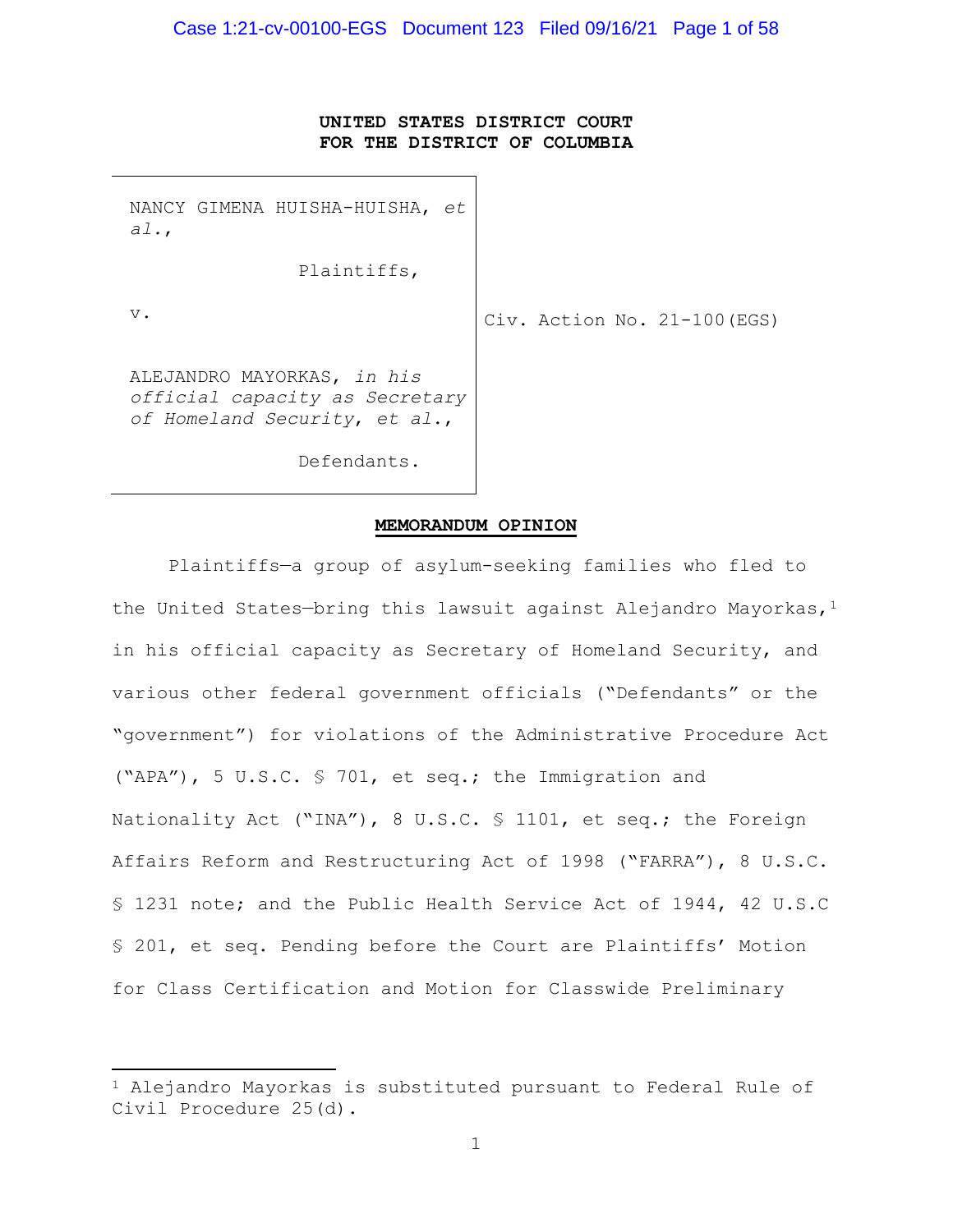**UNITED STATES DISTRICT COURT**
**FOR THE DISTRICT OF COLUMBIA**

| | |
|---|---|
| NANCY GIMENA HUISHA-HUISHA, *et al.*,<br><br>Plaintiffs,<br><br>v.<br><br>ALEJANDRO MAYORKAS, *in his official capacity as Secretary of Homeland Security*, *et al.*,<br><br>Defendants. | Civ. Action No. 21-100(EGS) |

**MEMORANDUM OPINION**

Plaintiffs—a group of asylum-seeking families who fled to the United States—bring this lawsuit against Alejandro Mayorkas,[1] in his official capacity as Secretary of Homeland Security, and various other federal government officials ("Defendants" or the "government") for violations of the Administrative Procedure Act ("APA"), 5 U.S.C. § 701, et seq.; the Immigration and Nationality Act ("INA"), 8 U.S.C. § 1101, et seq.; the Foreign Affairs Reform and Restructuring Act of 1998 ("FARRA"), 8 U.S.C. § 1231 note; and the Public Health Service Act of 1944, 42 U.S.C § 201, et seq. Pending before the Court are Plaintiffs' Motion for Class Certification and Motion for Classwide Preliminary

[1] Alejandro Mayorkas is substituted pursuant to Federal Rule of Civil Procedure 25(d).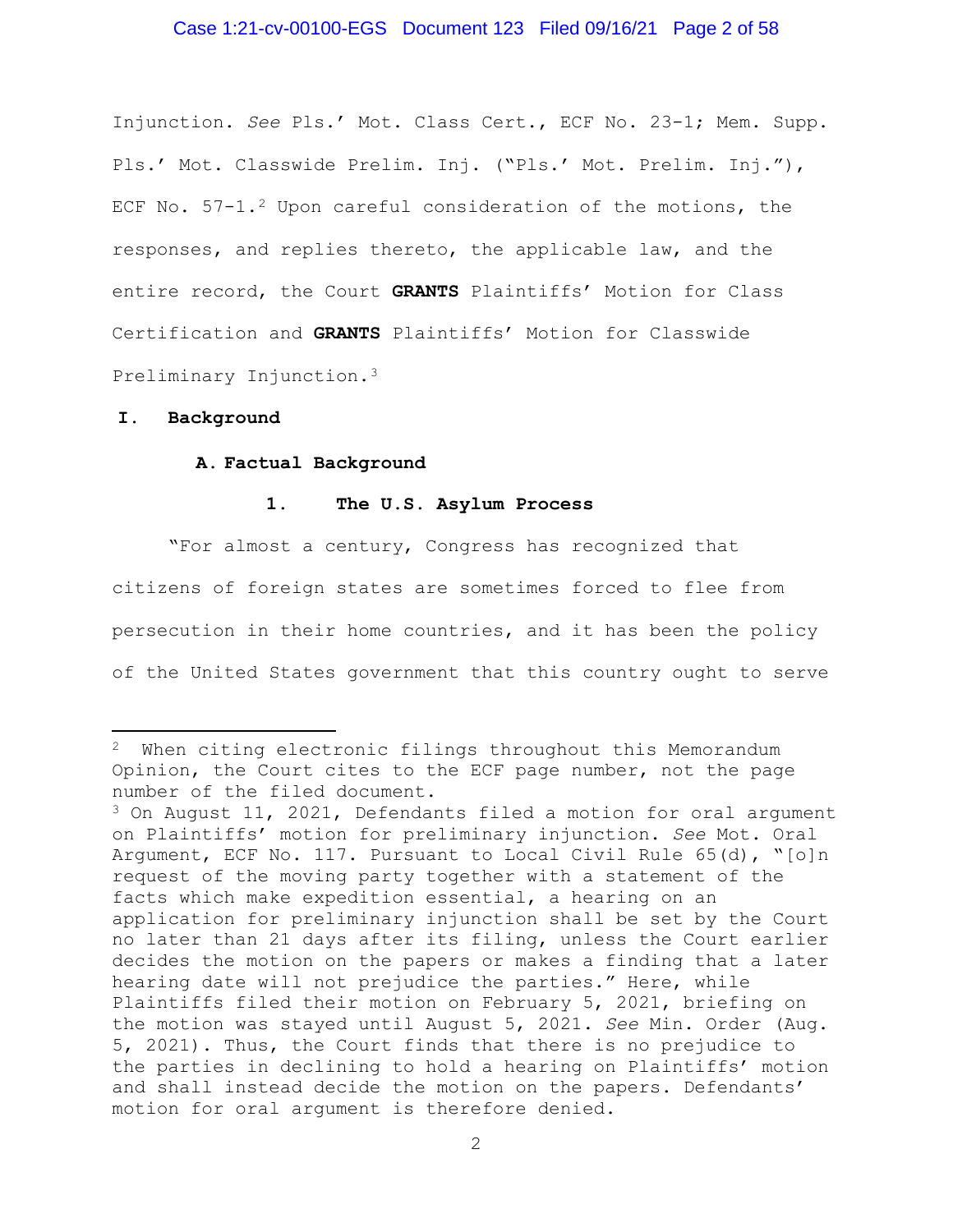Injunction. *See* Pls.' Mot. Class Cert., ECF No. 23-1; Mem. Supp. Pls.' Mot. Classwide Prelim. Inj. ("Pls.' Mot. Prelim. Inj."), ECF No. 57-1.[2] Upon careful consideration of the motions, the responses, and replies thereto, the applicable law, and the entire record, the Court **GRANTS** Plaintiffs' Motion for Class Certification and **GRANTS** Plaintiffs' Motion for Classwide Preliminary Injunction.[3]

## I. Background

### A. Factual Background

#### 1. The U.S. Asylum Process

"For almost a century, Congress has recognized that citizens of foreign states are sometimes forced to flee from persecution in their home countries, and it has been the policy of the United States government that this country ought to serve

---

[2] When citing electronic filings throughout this Memorandum Opinion, the Court cites to the ECF page number, not the page number of the filed document.

[3] On August 11, 2021, Defendants filed a motion for oral argument on Plaintiffs' motion for preliminary injunction. *See* Mot. Oral Argument, ECF No. 117. Pursuant to Local Civil Rule 65(d), "[o]n request of the moving party together with a statement of the facts which make expedition essential, a hearing on an application for preliminary injunction shall be set by the Court no later than 21 days after its filing, unless the Court earlier decides the motion on the papers or makes a finding that a later hearing date will not prejudice the parties." Here, while Plaintiffs filed their motion on February 5, 2021, briefing on the motion was stayed until August 5, 2021. *See* Min. Order (Aug. 5, 2021). Thus, the Court finds that there is no prejudice to the parties in declining to hold a hearing on Plaintiffs' motion and shall instead decide the motion on the papers. Defendants' motion for oral argument is therefore denied.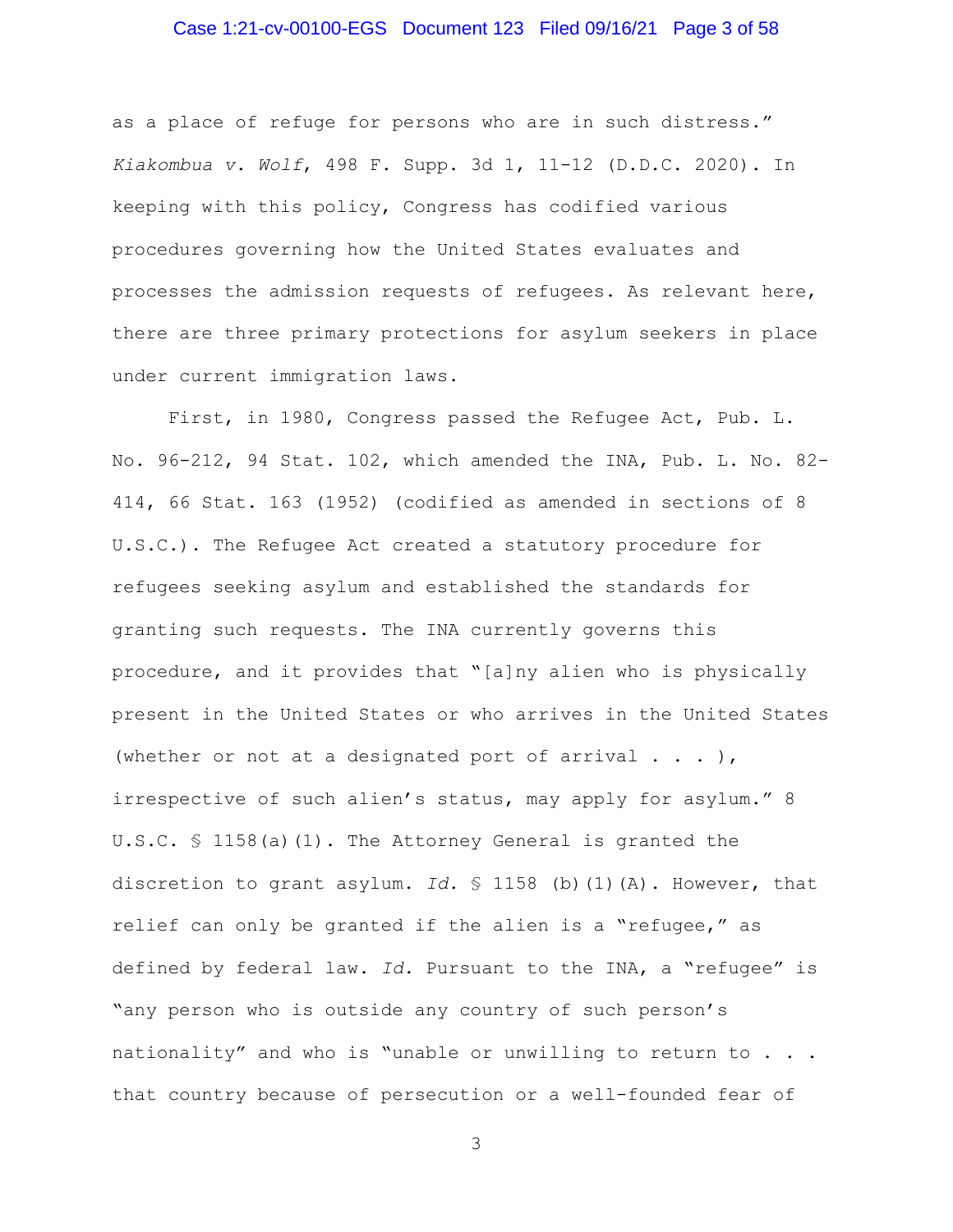as a place of refuge for persons who are in such distress." *Kiakombua v. Wolf*, 498 F. Supp. 3d 1, 11-12 (D.D.C. 2020). In keeping with this policy, Congress has codified various procedures governing how the United States evaluates and processes the admission requests of refugees. As relevant here, there are three primary protections for asylum seekers in place under current immigration laws.

First, in 1980, Congress passed the Refugee Act, Pub. L. No. 96-212, 94 Stat. 102, which amended the INA, Pub. L. No. 82-414, 66 Stat. 163 (1952) (codified as amended in sections of 8 U.S.C.). The Refugee Act created a statutory procedure for refugees seeking asylum and established the standards for granting such requests. The INA currently governs this procedure, and it provides that "[a]ny alien who is physically present in the United States or who arrives in the United States (whether or not at a designated port of arrival . . . ), irrespective of such alien's status, may apply for asylum." 8 U.S.C. § 1158(a)(1). The Attorney General is granted the discretion to grant asylum. *Id.* § 1158 (b)(1)(A). However, that relief can only be granted if the alien is a "refugee," as defined by federal law. *Id.* Pursuant to the INA, a "refugee" is "any person who is outside any country of such person's nationality" and who is "unable or unwilling to return to . . . that country because of persecution or a well-founded fear of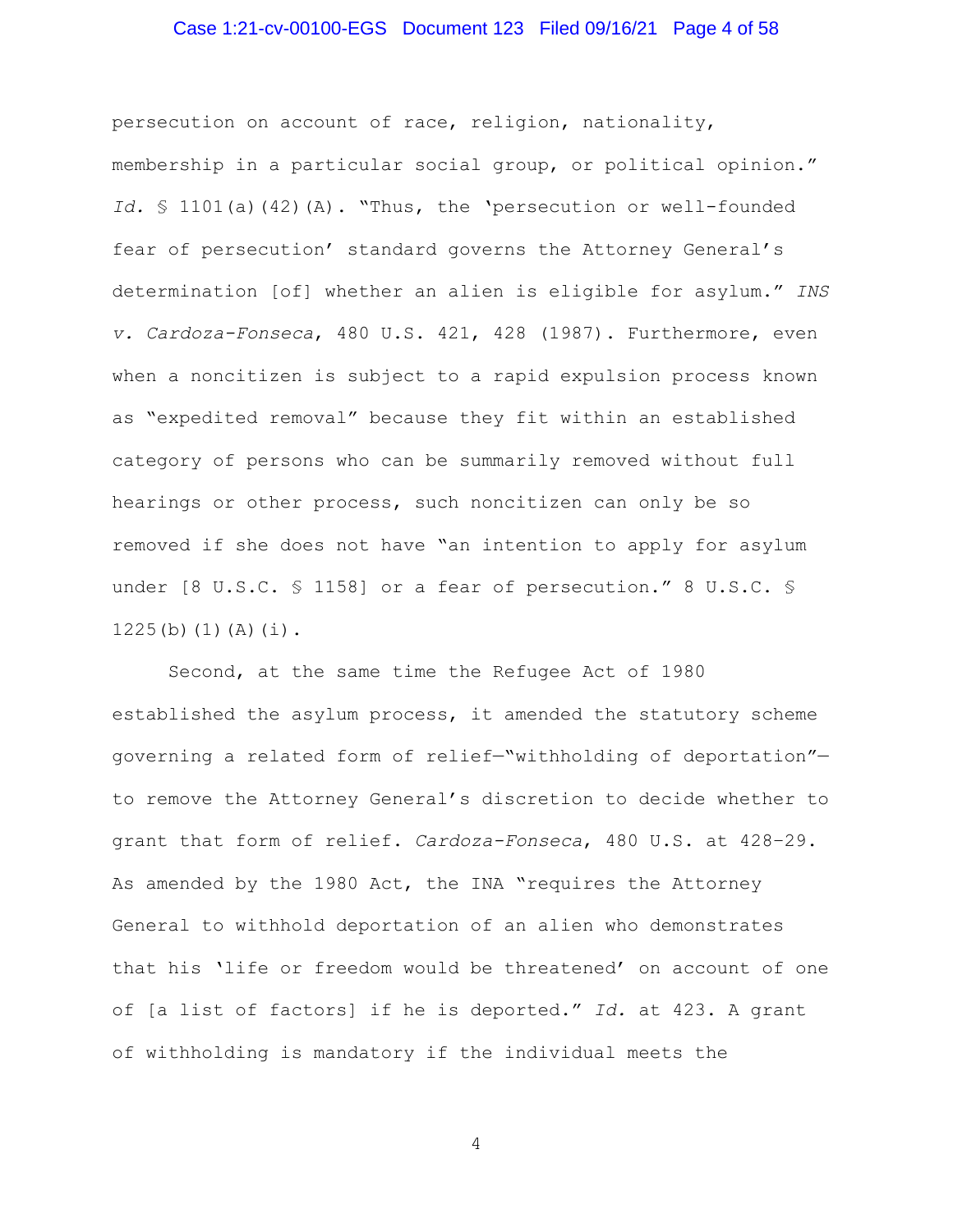persecution on account of race, religion, nationality, membership in a particular social group, or political opinion." *Id.* § 1101(a)(42)(A). "Thus, the 'persecution or well-founded fear of persecution' standard governs the Attorney General's determination [of] whether an alien is eligible for asylum." *INS v. Cardoza-Fonseca*, 480 U.S. 421, 428 (1987). Furthermore, even when a noncitizen is subject to a rapid expulsion process known as "expedited removal" because they fit within an established category of persons who can be summarily removed without full hearings or other process, such noncitizen can only be so removed if she does not have "an intention to apply for asylum under [8 U.S.C. § 1158] or a fear of persecution." 8 U.S.C. § 1225(b)(1)(A)(i).

Second, at the same time the Refugee Act of 1980 established the asylum process, it amended the statutory scheme governing a related form of relief—"withholding of deportation"—to remove the Attorney General's discretion to decide whether to grant that form of relief. *Cardoza-Fonseca*, 480 U.S. at 428–29. As amended by the 1980 Act, the INA "requires the Attorney General to withhold deportation of an alien who demonstrates that his 'life or freedom would be threatened' on account of one of [a list of factors] if he is deported." *Id.* at 423. A grant of withholding is mandatory if the individual meets the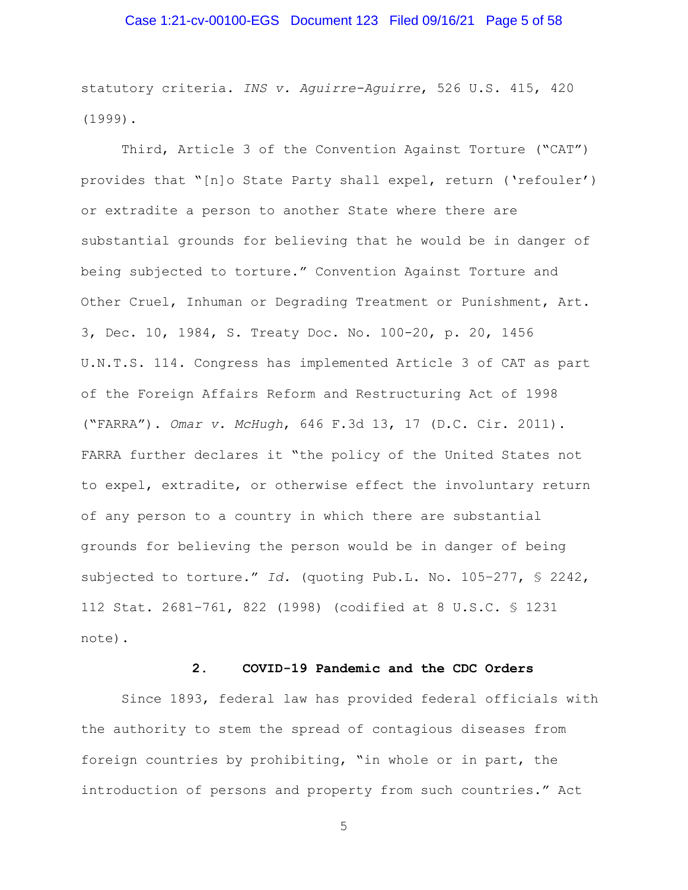statutory criteria. *INS v. Aguirre-Aguirre*, 526 U.S. 415, 420 (1999).

Third, Article 3 of the Convention Against Torture ("CAT") provides that "[n]o State Party shall expel, return ('refouler') or extradite a person to another State where there are substantial grounds for believing that he would be in danger of being subjected to torture." Convention Against Torture and Other Cruel, Inhuman or Degrading Treatment or Punishment, Art. 3, Dec. 10, 1984, S. Treaty Doc. No. 100-20, p. 20, 1456 U.N.T.S. 114. Congress has implemented Article 3 of CAT as part of the Foreign Affairs Reform and Restructuring Act of 1998 ("FARRA"). *Omar v. McHugh*, 646 F.3d 13, 17 (D.C. Cir. 2011). FARRA further declares it "the policy of the United States not to expel, extradite, or otherwise effect the involuntary return of any person to a country in which there are substantial grounds for believing the person would be in danger of being subjected to torture." *Id.* (quoting Pub.L. No. 105–277, § 2242, 112 Stat. 2681–761, 822 (1998) (codified at 8 U.S.C. § 1231 note).

### 2. COVID-19 Pandemic and the CDC Orders

Since 1893, federal law has provided federal officials with the authority to stem the spread of contagious diseases from foreign countries by prohibiting, "in whole or in part, the introduction of persons and property from such countries." Act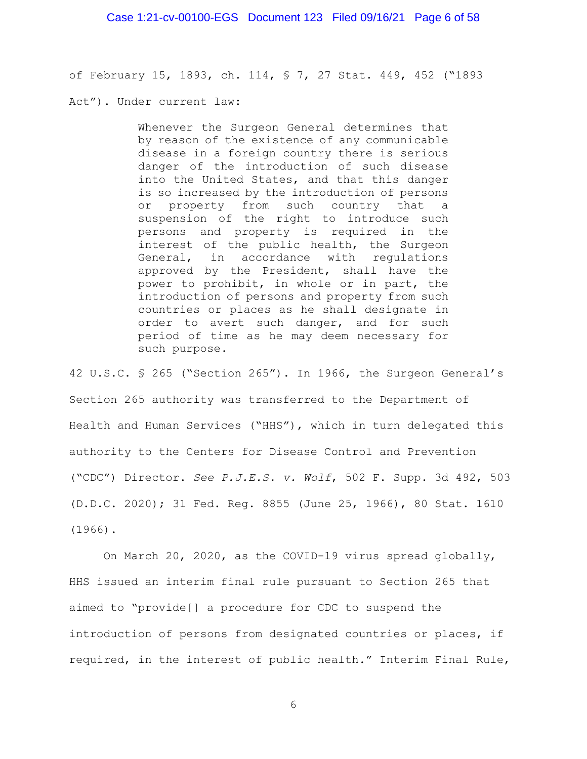of February 15, 1893, ch. 114, § 7, 27 Stat. 449, 452 ("1893 Act"). Under current law:

> Whenever the Surgeon General determines that by reason of the existence of any communicable disease in a foreign country there is serious danger of the introduction of such disease into the United States, and that this danger is so increased by the introduction of persons or property from such country that a suspension of the right to introduce such persons and property is required in the interest of the public health, the Surgeon General, in accordance with regulations approved by the President, shall have the power to prohibit, in whole or in part, the introduction of persons and property from such countries or places as he shall designate in order to avert such danger, and for such period of time as he may deem necessary for such purpose.

42 U.S.C. § 265 ("Section 265"). In 1966, the Surgeon General's Section 265 authority was transferred to the Department of Health and Human Services ("HHS"), which in turn delegated this authority to the Centers for Disease Control and Prevention ("CDC") Director. *See P.J.E.S. v. Wolf*, 502 F. Supp. 3d 492, 503 (D.D.C. 2020); 31 Fed. Reg. 8855 (June 25, 1966), 80 Stat. 1610 (1966).

On March 20, 2020, as the COVID-19 virus spread globally, HHS issued an interim final rule pursuant to Section 265 that aimed to "provide[] a procedure for CDC to suspend the introduction of persons from designated countries or places, if required, in the interest of public health." Interim Final Rule,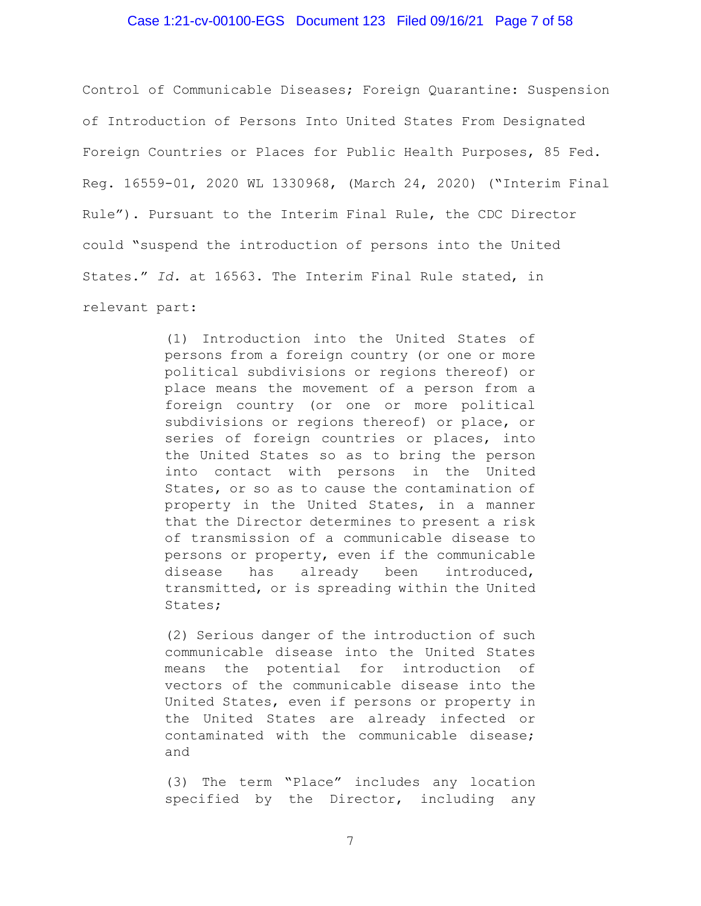Control of Communicable Diseases; Foreign Quarantine: Suspension of Introduction of Persons Into United States From Designated Foreign Countries or Places for Public Health Purposes, 85 Fed. Reg. 16559-01, 2020 WL 1330968, (March 24, 2020) ("Interim Final Rule"). Pursuant to the Interim Final Rule, the CDC Director could "suspend the introduction of persons into the United States." *Id.* at 16563. The Interim Final Rule stated, in relevant part:

> (1) Introduction into the United States of persons from a foreign country (or one or more political subdivisions or regions thereof) or place means the movement of a person from a foreign country (or one or more political subdivisions or regions thereof) or place, or series of foreign countries or places, into the United States so as to bring the person into contact with persons in the United States, or so as to cause the contamination of property in the United States, in a manner that the Director determines to present a risk of transmission of a communicable disease to persons or property, even if the communicable disease has already been introduced, transmitted, or is spreading within the United States;
>
> (2) Serious danger of the introduction of such communicable disease into the United States means the potential for introduction of vectors of the communicable disease into the United States, even if persons or property in the United States are already infected or contaminated with the communicable disease; and
>
> (3) The term "Place" includes any location specified by the Director, including any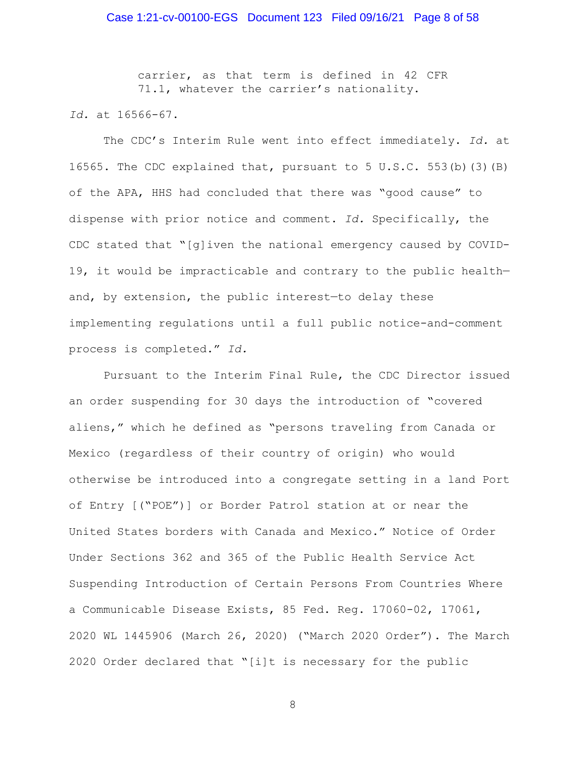> carrier, as that term is defined in 42 CFR 71.1, whatever the carrier's nationality.

*Id.* at 16566-67.

The CDC's Interim Rule went into effect immediately. *Id.* at 16565. The CDC explained that, pursuant to 5 U.S.C. 553(b)(3)(B) of the APA, HHS had concluded that there was "good cause" to dispense with prior notice and comment. *Id.* Specifically, the CDC stated that "[g]iven the national emergency caused by COVID-19, it would be impracticable and contrary to the public health—and, by extension, the public interest—to delay these implementing regulations until a full public notice-and-comment process is completed." *Id.*

Pursuant to the Interim Final Rule, the CDC Director issued an order suspending for 30 days the introduction of "covered aliens," which he defined as "persons traveling from Canada or Mexico (regardless of their country of origin) who would otherwise be introduced into a congregate setting in a land Port of Entry [("POE")] or Border Patrol station at or near the United States borders with Canada and Mexico." Notice of Order Under Sections 362 and 365 of the Public Health Service Act Suspending Introduction of Certain Persons From Countries Where a Communicable Disease Exists, 85 Fed. Reg. 17060-02, 17061, 2020 WL 1445906 (March 26, 2020) ("March 2020 Order"). The March 2020 Order declared that "[i]t is necessary for the public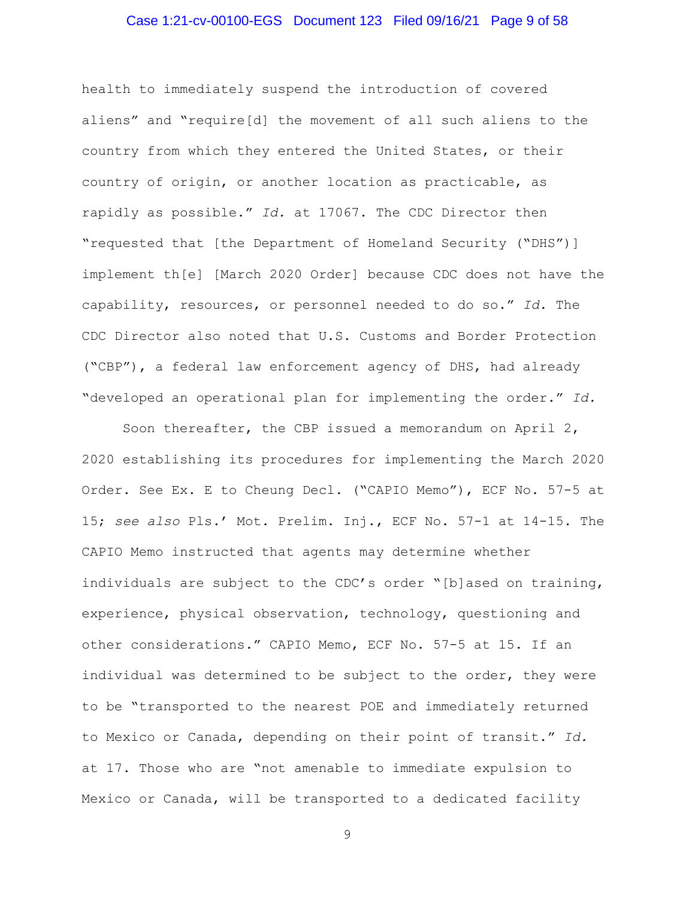health to immediately suspend the introduction of covered aliens" and "require[d] the movement of all such aliens to the country from which they entered the United States, or their country of origin, or another location as practicable, as rapidly as possible." *Id.* at 17067. The CDC Director then "requested that [the Department of Homeland Security ("DHS")] implement th[e] [March 2020 Order] because CDC does not have the capability, resources, or personnel needed to do so." *Id.* The CDC Director also noted that U.S. Customs and Border Protection ("CBP"), a federal law enforcement agency of DHS, had already "developed an operational plan for implementing the order." *Id.*

Soon thereafter, the CBP issued a memorandum on April 2, 2020 establishing its procedures for implementing the March 2020 Order. See Ex. E to Cheung Decl. ("CAPIO Memo"), ECF No. 57-5 at 15; *see also* Pls.' Mot. Prelim. Inj., ECF No. 57-1 at 14-15. The CAPIO Memo instructed that agents may determine whether individuals are subject to the CDC's order "[b]ased on training, experience, physical observation, technology, questioning and other considerations." CAPIO Memo, ECF No. 57-5 at 15. If an individual was determined to be subject to the order, they were to be "transported to the nearest POE and immediately returned to Mexico or Canada, depending on their point of transit." *Id.* at 17. Those who are "not amenable to immediate expulsion to Mexico or Canada, will be transported to a dedicated facility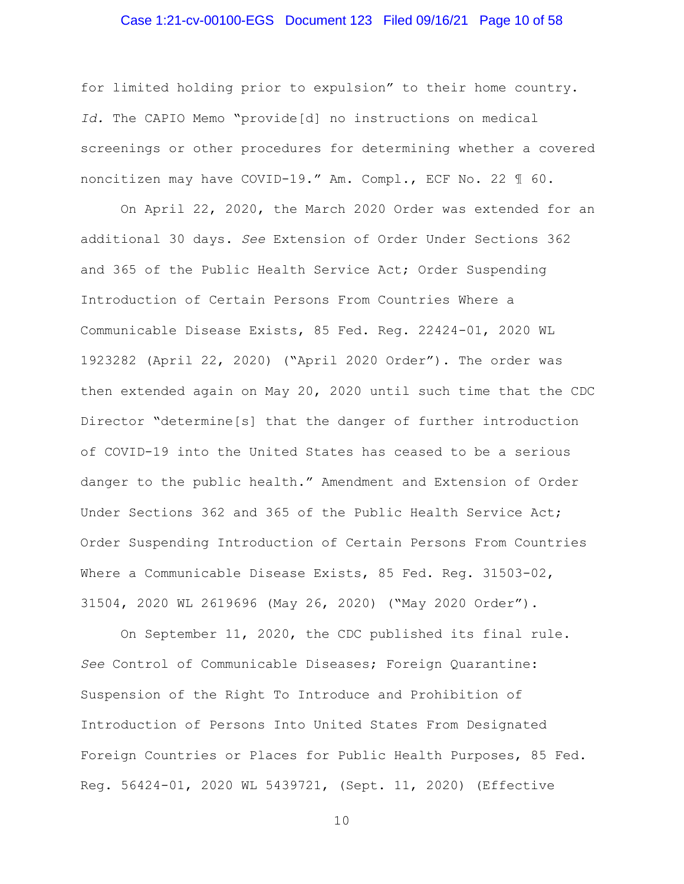for limited holding prior to expulsion" to their home country. *Id.* The CAPIO Memo "provide[d] no instructions on medical screenings or other procedures for determining whether a covered noncitizen may have COVID-19." Am. Compl., ECF No. 22 ¶ 60.

On April 22, 2020, the March 2020 Order was extended for an additional 30 days. *See* Extension of Order Under Sections 362 and 365 of the Public Health Service Act; Order Suspending Introduction of Certain Persons From Countries Where a Communicable Disease Exists, 85 Fed. Reg. 22424-01, 2020 WL 1923282 (April 22, 2020) ("April 2020 Order"). The order was then extended again on May 20, 2020 until such time that the CDC Director "determine[s] that the danger of further introduction of COVID-19 into the United States has ceased to be a serious danger to the public health." Amendment and Extension of Order Under Sections 362 and 365 of the Public Health Service Act; Order Suspending Introduction of Certain Persons From Countries Where a Communicable Disease Exists, 85 Fed. Reg. 31503-02, 31504, 2020 WL 2619696 (May 26, 2020) ("May 2020 Order").

On September 11, 2020, the CDC published its final rule. *See* Control of Communicable Diseases; Foreign Quarantine: Suspension of the Right To Introduce and Prohibition of Introduction of Persons Into United States From Designated Foreign Countries or Places for Public Health Purposes, 85 Fed. Reg. 56424-01, 2020 WL 5439721, (Sept. 11, 2020) (Effective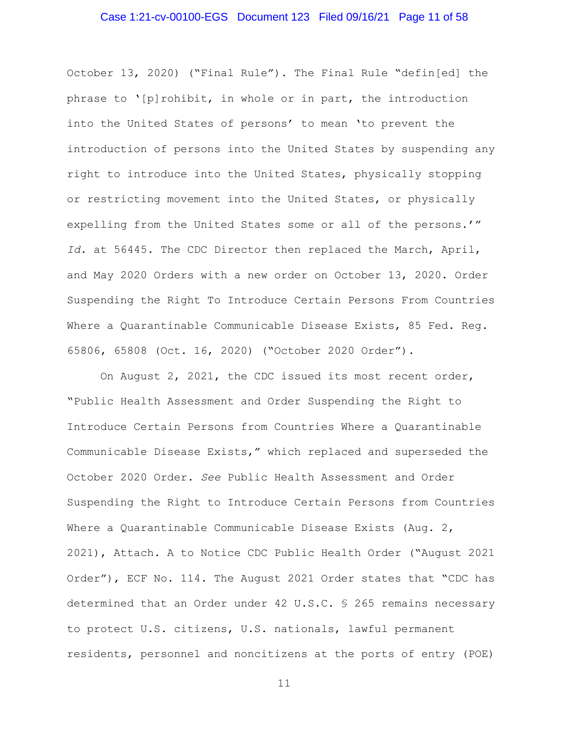October 13, 2020) ("Final Rule"). The Final Rule "defin[ed] the phrase to '[p]rohibit, in whole or in part, the introduction into the United States of persons' to mean 'to prevent the introduction of persons into the United States by suspending any right to introduce into the United States, physically stopping or restricting movement into the United States, or physically expelling from the United States some or all of the persons.'" *Id.* at 56445. The CDC Director then replaced the March, April, and May 2020 Orders with a new order on October 13, 2020. Order Suspending the Right To Introduce Certain Persons From Countries Where a Quarantinable Communicable Disease Exists, 85 Fed. Reg. 65806, 65808 (Oct. 16, 2020) ("October 2020 Order").

On August 2, 2021, the CDC issued its most recent order, "Public Health Assessment and Order Suspending the Right to Introduce Certain Persons from Countries Where a Quarantinable Communicable Disease Exists," which replaced and superseded the October 2020 Order. *See* Public Health Assessment and Order Suspending the Right to Introduce Certain Persons from Countries Where a Quarantinable Communicable Disease Exists (Aug. 2, 2021), Attach. A to Notice CDC Public Health Order ("August 2021 Order"), ECF No. 114. The August 2021 Order states that "CDC has determined that an Order under 42 U.S.C. § 265 remains necessary to protect U.S. citizens, U.S. nationals, lawful permanent residents, personnel and noncitizens at the ports of entry (POE)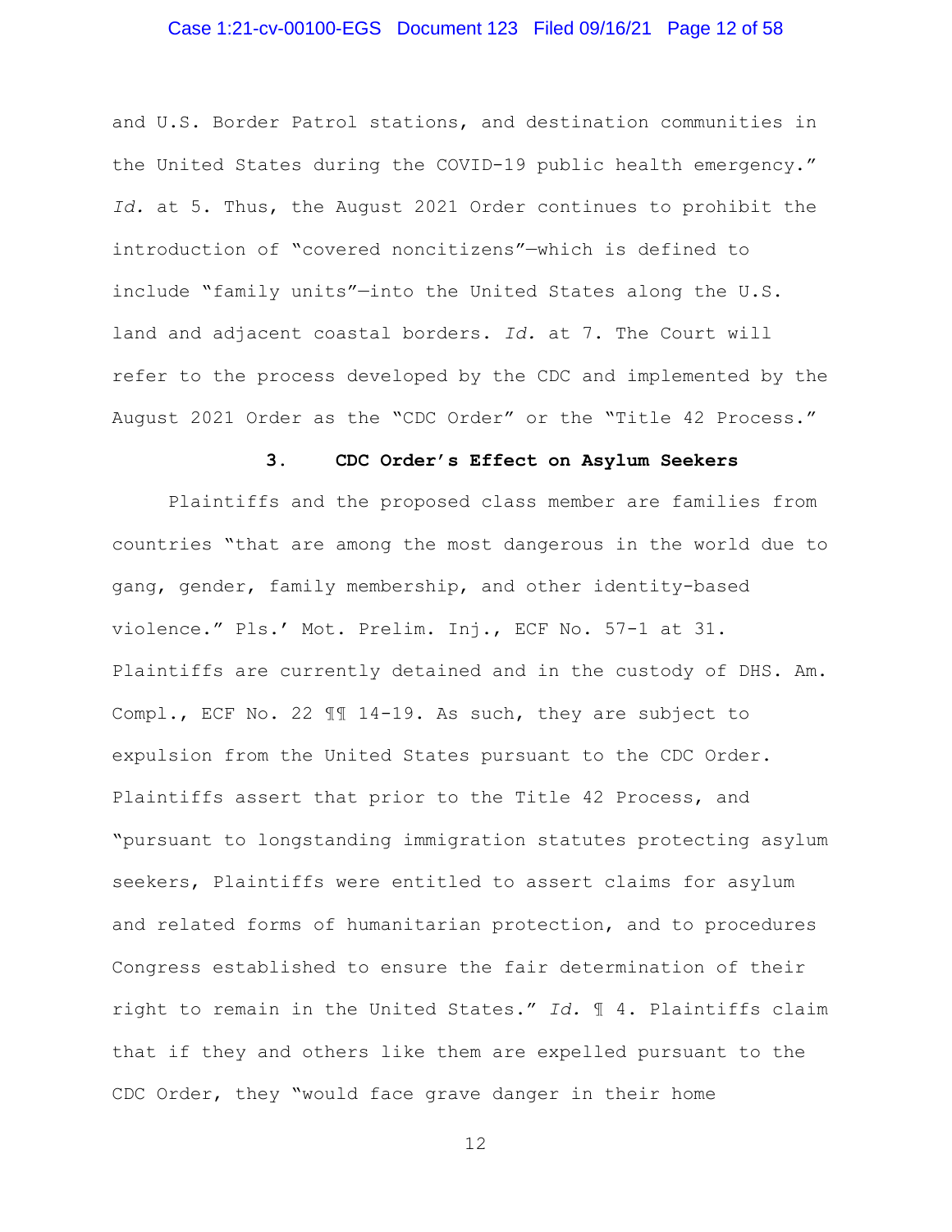and U.S. Border Patrol stations, and destination communities in the United States during the COVID-19 public health emergency." *Id.* at 5. Thus, the August 2021 Order continues to prohibit the introduction of "covered noncitizens"—which is defined to include "family units"—into the United States along the U.S. land and adjacent coastal borders. *Id.* at 7. The Court will refer to the process developed by the CDC and implemented by the August 2021 Order as the "CDC Order" or the "Title 42 Process."

### 3. CDC Order's Effect on Asylum Seekers

Plaintiffs and the proposed class member are families from countries "that are among the most dangerous in the world due to gang, gender, family membership, and other identity-based violence." Pls.' Mot. Prelim. Inj., ECF No. 57-1 at 31. Plaintiffs are currently detained and in the custody of DHS. Am. Compl., ECF No. 22 ¶¶ 14-19. As such, they are subject to expulsion from the United States pursuant to the CDC Order. Plaintiffs assert that prior to the Title 42 Process, and "pursuant to longstanding immigration statutes protecting asylum seekers, Plaintiffs were entitled to assert claims for asylum and related forms of humanitarian protection, and to procedures Congress established to ensure the fair determination of their right to remain in the United States." *Id.* ¶ 4. Plaintiffs claim that if they and others like them are expelled pursuant to the CDC Order, they "would face grave danger in their home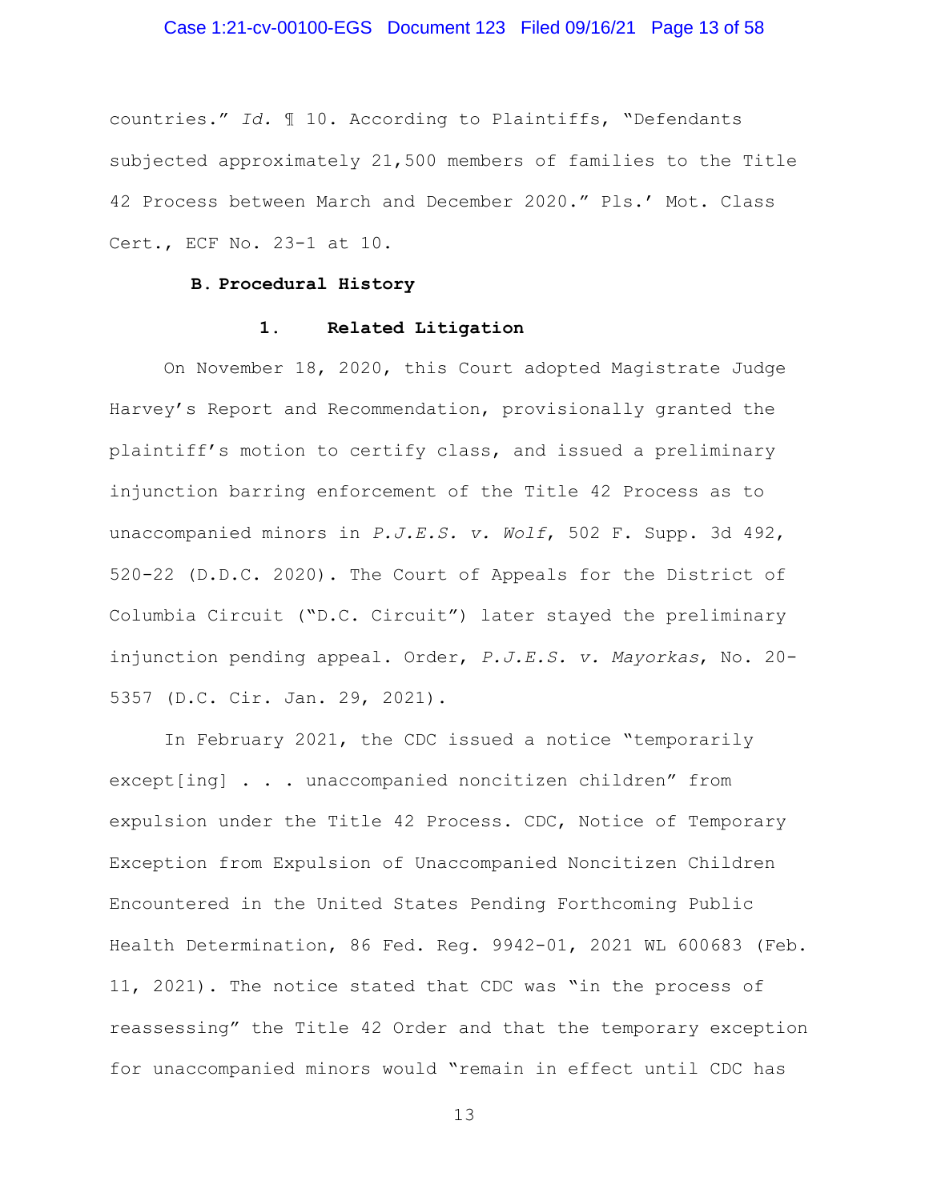countries." *Id.* ¶ 10. According to Plaintiffs, "Defendants subjected approximately 21,500 members of families to the Title 42 Process between March and December 2020." Pls.' Mot. Class Cert., ECF No. 23-1 at 10.

### B. Procedural History

#### 1. Related Litigation

On November 18, 2020, this Court adopted Magistrate Judge Harvey's Report and Recommendation, provisionally granted the plaintiff's motion to certify class, and issued a preliminary injunction barring enforcement of the Title 42 Process as to unaccompanied minors in *P.J.E.S. v. Wolf*, 502 F. Supp. 3d 492, 520-22 (D.D.C. 2020). The Court of Appeals for the District of Columbia Circuit ("D.C. Circuit") later stayed the preliminary injunction pending appeal. Order, *P.J.E.S. v. Mayorkas*, No. 20-5357 (D.C. Cir. Jan. 29, 2021).

In February 2021, the CDC issued a notice "temporarily except[ing] . . . unaccompanied noncitizen children" from expulsion under the Title 42 Process. CDC, Notice of Temporary Exception from Expulsion of Unaccompanied Noncitizen Children Encountered in the United States Pending Forthcoming Public Health Determination, 86 Fed. Reg. 9942-01, 2021 WL 600683 (Feb. 11, 2021). The notice stated that CDC was "in the process of reassessing" the Title 42 Order and that the temporary exception for unaccompanied minors would "remain in effect until CDC has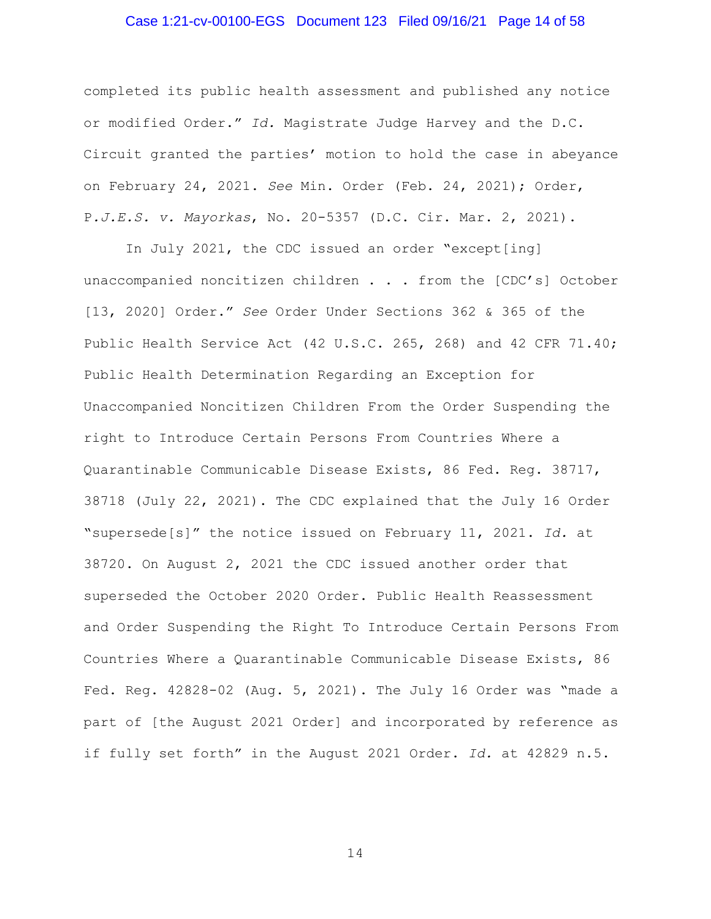completed its public health assessment and published any notice or modified Order." *Id.* Magistrate Judge Harvey and the D.C. Circuit granted the parties' motion to hold the case in abeyance on February 24, 2021. *See* Min. Order (Feb. 24, 2021); Order, *P.J.E.S. v. Mayorkas*, No. 20-5357 (D.C. Cir. Mar. 2, 2021).

In July 2021, the CDC issued an order "except[ing] unaccompanied noncitizen children . . . from the [CDC's] October [13, 2020] Order." *See* Order Under Sections 362 & 365 of the Public Health Service Act (42 U.S.C. 265, 268) and 42 CFR 71.40; Public Health Determination Regarding an Exception for Unaccompanied Noncitizen Children From the Order Suspending the right to Introduce Certain Persons From Countries Where a Quarantinable Communicable Disease Exists, 86 Fed. Reg. 38717, 38718 (July 22, 2021). The CDC explained that the July 16 Order "supersede[s]" the notice issued on February 11, 2021. *Id.* at 38720. On August 2, 2021 the CDC issued another order that superseded the October 2020 Order. Public Health Reassessment and Order Suspending the Right To Introduce Certain Persons From Countries Where a Quarantinable Communicable Disease Exists, 86 Fed. Reg. 42828-02 (Aug. 5, 2021). The July 16 Order was "made a part of [the August 2021 Order] and incorporated by reference as if fully set forth" in the August 2021 Order. *Id.* at 42829 n.5.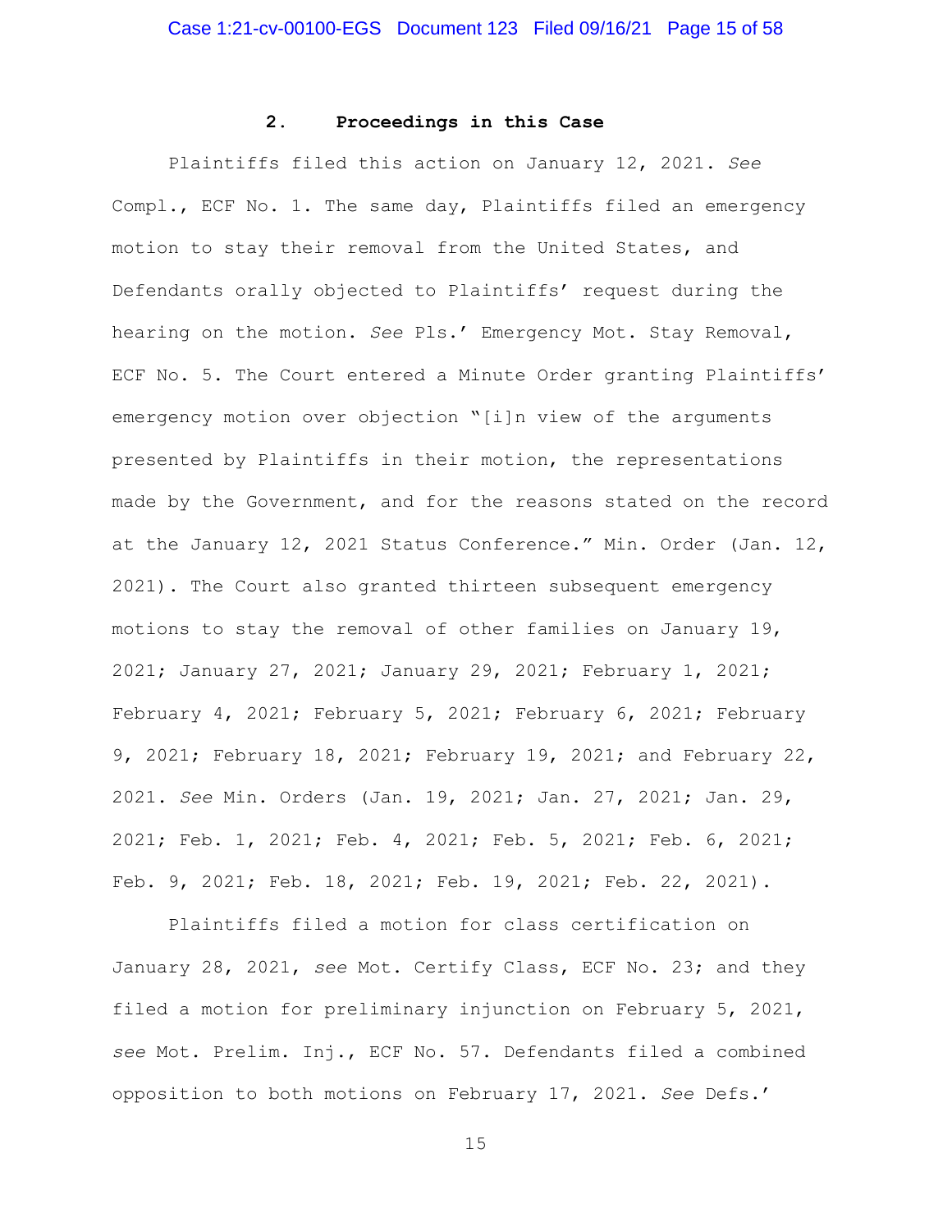### 2. Proceedings in this Case

Plaintiffs filed this action on January 12, 2021. *See* Compl., ECF No. 1. The same day, Plaintiffs filed an emergency motion to stay their removal from the United States, and Defendants orally objected to Plaintiffs' request during the hearing on the motion. *See* Pls.' Emergency Mot. Stay Removal, ECF No. 5. The Court entered a Minute Order granting Plaintiffs' emergency motion over objection "[i]n view of the arguments presented by Plaintiffs in their motion, the representations made by the Government, and for the reasons stated on the record at the January 12, 2021 Status Conference." Min. Order (Jan. 12, 2021). The Court also granted thirteen subsequent emergency motions to stay the removal of other families on January 19, 2021; January 27, 2021; January 29, 2021; February 1, 2021; February 4, 2021; February 5, 2021; February 6, 2021; February 9, 2021; February 18, 2021; February 19, 2021; and February 22, 2021. *See* Min. Orders (Jan. 19, 2021; Jan. 27, 2021; Jan. 29, 2021; Feb. 1, 2021; Feb. 4, 2021; Feb. 5, 2021; Feb. 6, 2021; Feb. 9, 2021; Feb. 18, 2021; Feb. 19, 2021; Feb. 22, 2021).

Plaintiffs filed a motion for class certification on January 28, 2021, *see* Mot. Certify Class, ECF No. 23; and they filed a motion for preliminary injunction on February 5, 2021, *see* Mot. Prelim. Inj., ECF No. 57. Defendants filed a combined opposition to both motions on February 17, 2021. *See* Defs.'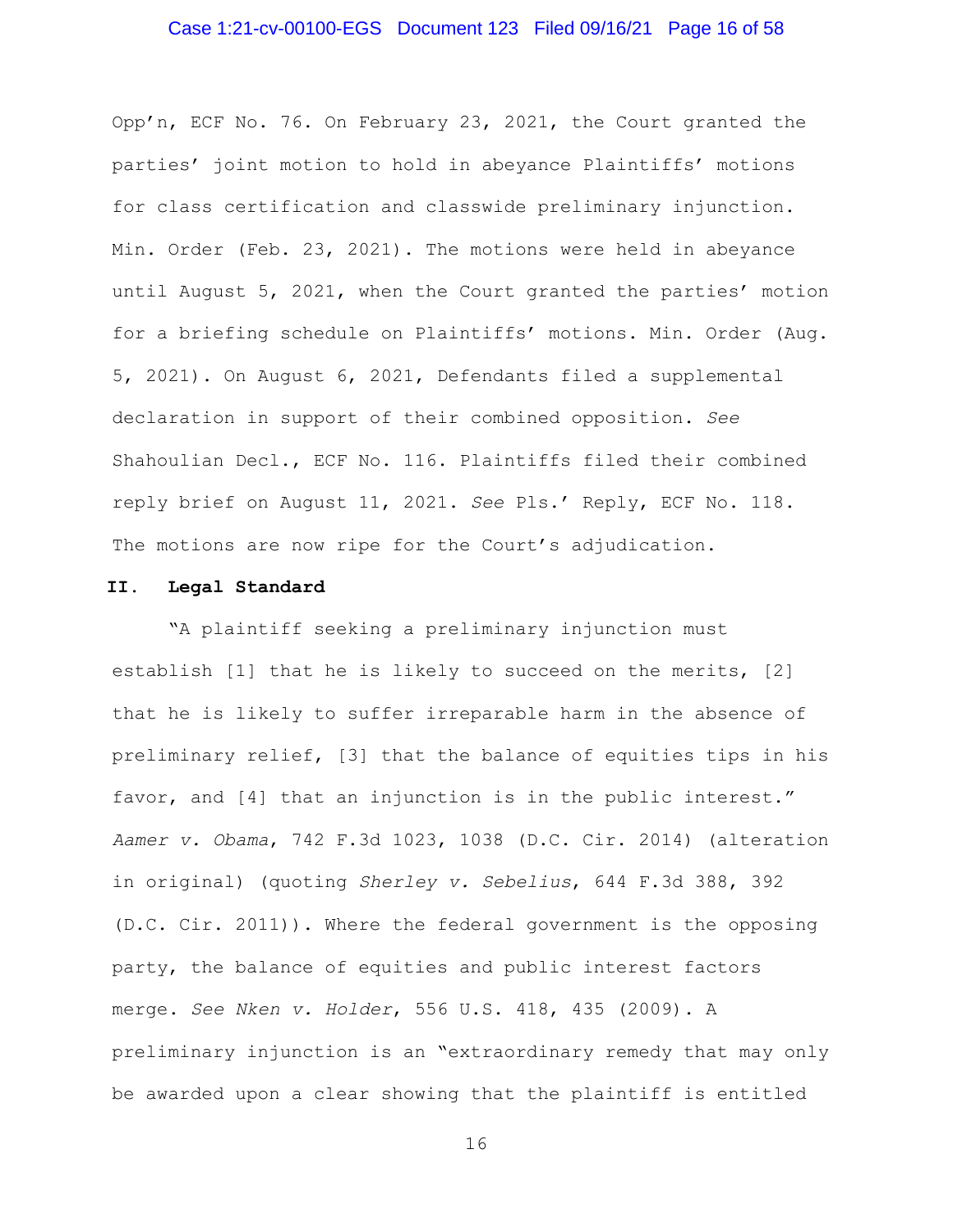Opp'n, ECF No. 76. On February 23, 2021, the Court granted the parties' joint motion to hold in abeyance Plaintiffs' motions for class certification and classwide preliminary injunction. Min. Order (Feb. 23, 2021). The motions were held in abeyance until August 5, 2021, when the Court granted the parties' motion for a briefing schedule on Plaintiffs' motions. Min. Order (Aug. 5, 2021). On August 6, 2021, Defendants filed a supplemental declaration in support of their combined opposition. *See* Shahoulian Decl., ECF No. 116. Plaintiffs filed their combined reply brief on August 11, 2021. *See* Pls.' Reply, ECF No. 118. The motions are now ripe for the Court's adjudication.

## II. Legal Standard

"A plaintiff seeking a preliminary injunction must establish [1] that he is likely to succeed on the merits, [2] that he is likely to suffer irreparable harm in the absence of preliminary relief, [3] that the balance of equities tips in his favor, and [4] that an injunction is in the public interest." *Aamer v. Obama*, 742 F.3d 1023, 1038 (D.C. Cir. 2014) (alteration in original) (quoting *Sherley v. Sebelius*, 644 F.3d 388, 392 (D.C. Cir. 2011)). Where the federal government is the opposing party, the balance of equities and public interest factors merge. *See Nken v. Holder*, 556 U.S. 418, 435 (2009). A preliminary injunction is an "extraordinary remedy that may only be awarded upon a clear showing that the plaintiff is entitled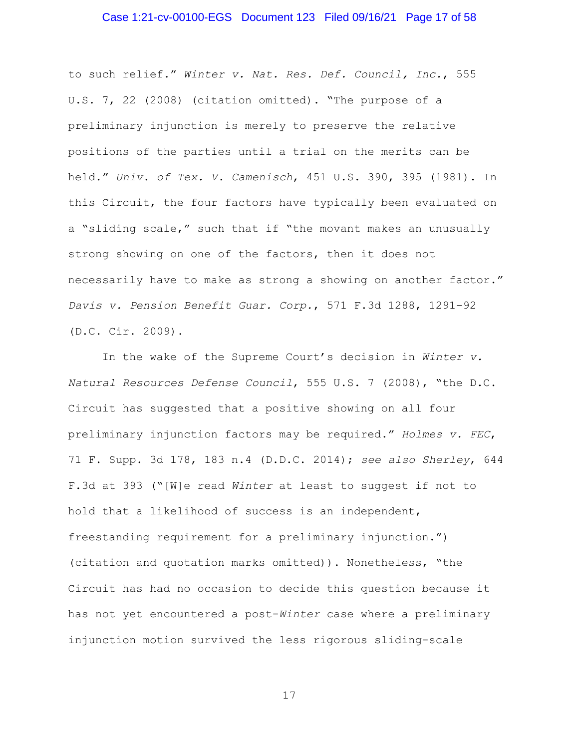to such relief." *Winter v. Nat. Res. Def. Council, Inc.*, 555 U.S. 7, 22 (2008) (citation omitted). "The purpose of a preliminary injunction is merely to preserve the relative positions of the parties until a trial on the merits can be held." *Univ. of Tex. V. Camenisch*, 451 U.S. 390, 395 (1981). In this Circuit, the four factors have typically been evaluated on a "sliding scale," such that if "the movant makes an unusually strong showing on one of the factors, then it does not necessarily have to make as strong a showing on another factor." *Davis v. Pension Benefit Guar. Corp.*, 571 F.3d 1288, 1291–92 (D.C. Cir. 2009).

In the wake of the Supreme Court's decision in *Winter v. Natural Resources Defense Council*, 555 U.S. 7 (2008), "the D.C. Circuit has suggested that a positive showing on all four preliminary injunction factors may be required." *Holmes v. FEC*, 71 F. Supp. 3d 178, 183 n.4 (D.D.C. 2014); *see also Sherley*, 644 F.3d at 393 ("[W]e read *Winter* at least to suggest if not to hold that a likelihood of success is an independent, freestanding requirement for a preliminary injunction.") (citation and quotation marks omitted)). Nonetheless, "the Circuit has had no occasion to decide this question because it has not yet encountered a post-*Winter* case where a preliminary injunction motion survived the less rigorous sliding-scale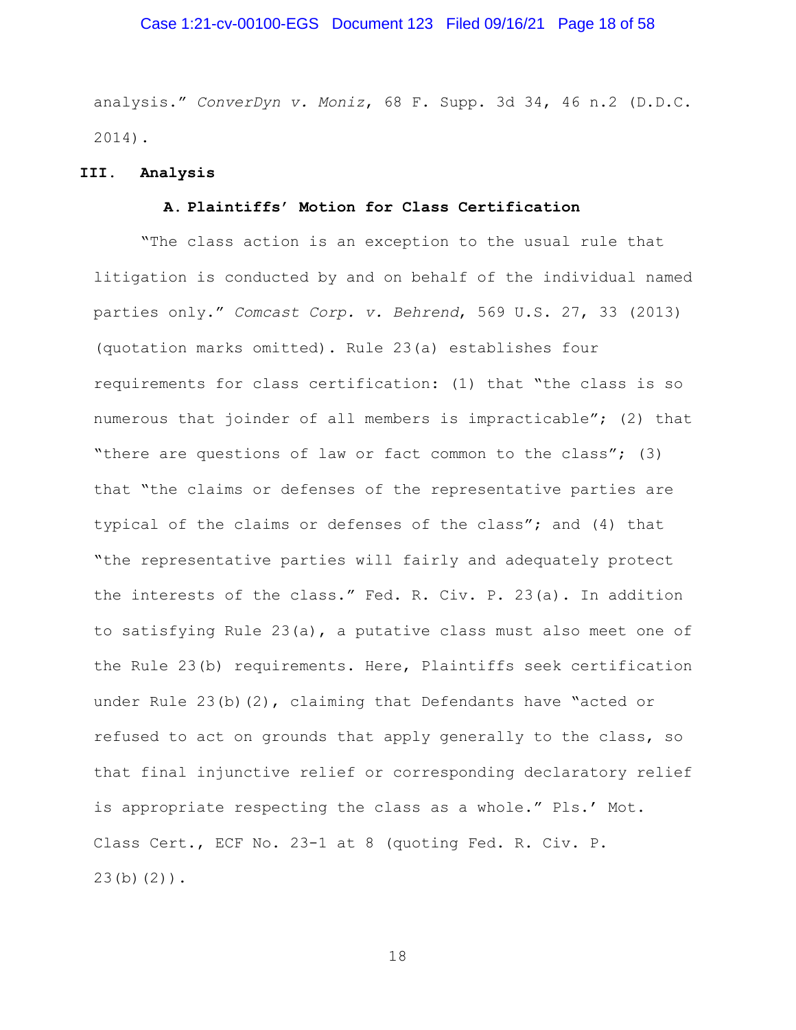analysis." *ConverDyn v. Moniz*, 68 F. Supp. 3d 34, 46 n.2 (D.D.C. 2014).

## III. Analysis

### A. Plaintiffs' Motion for Class Certification

"The class action is an exception to the usual rule that litigation is conducted by and on behalf of the individual named parties only." *Comcast Corp. v. Behrend*, 569 U.S. 27, 33 (2013) (quotation marks omitted). Rule 23(a) establishes four requirements for class certification: (1) that "the class is so numerous that joinder of all members is impracticable"; (2) that "there are questions of law or fact common to the class"; (3) that "the claims or defenses of the representative parties are typical of the claims or defenses of the class"; and (4) that "the representative parties will fairly and adequately protect the interests of the class." Fed. R. Civ. P. 23(a). In addition to satisfying Rule 23(a), a putative class must also meet one of the Rule 23(b) requirements. Here, Plaintiffs seek certification under Rule 23(b)(2), claiming that Defendants have "acted or refused to act on grounds that apply generally to the class, so that final injunctive relief or corresponding declaratory relief is appropriate respecting the class as a whole." Pls.' Mot. Class Cert., ECF No. 23-1 at 8 (quoting Fed. R. Civ. P. 23(b)(2)).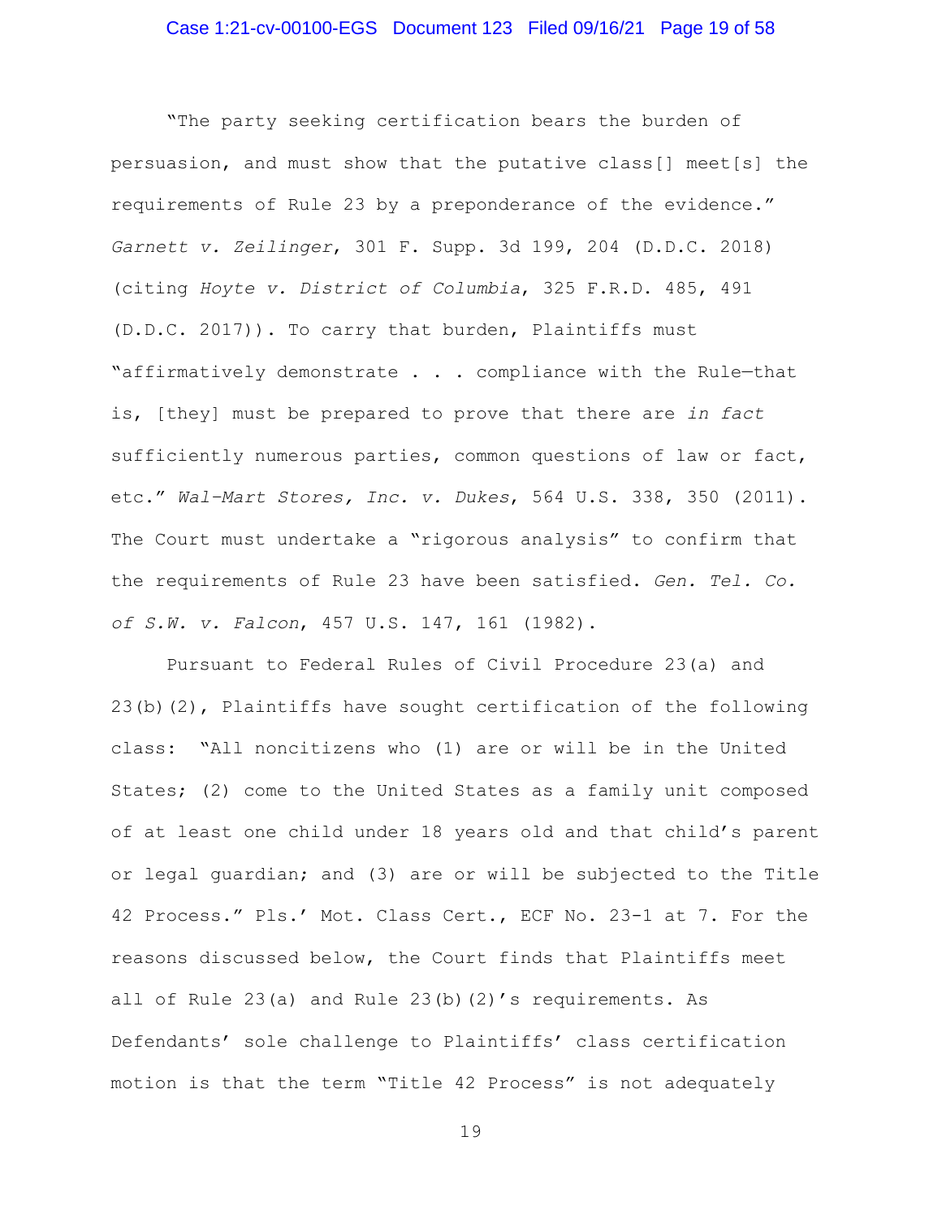"The party seeking certification bears the burden of persuasion, and must show that the putative class[] meet[s] the requirements of Rule 23 by a preponderance of the evidence." *Garnett v. Zeilinger*, 301 F. Supp. 3d 199, 204 (D.D.C. 2018) (citing *Hoyte v. District of Columbia*, 325 F.R.D. 485, 491 (D.D.C. 2017)). To carry that burden, Plaintiffs must "affirmatively demonstrate . . . compliance with the Rule—that is, [they] must be prepared to prove that there are *in fact* sufficiently numerous parties, common questions of law or fact, etc." *Wal-Mart Stores, Inc. v. Dukes*, 564 U.S. 338, 350 (2011). The Court must undertake a "rigorous analysis" to confirm that the requirements of Rule 23 have been satisfied. *Gen. Tel. Co. of S.W. v. Falcon*, 457 U.S. 147, 161 (1982).

Pursuant to Federal Rules of Civil Procedure 23(a) and 23(b)(2), Plaintiffs have sought certification of the following class: "All noncitizens who (1) are or will be in the United States; (2) come to the United States as a family unit composed of at least one child under 18 years old and that child's parent or legal guardian; and (3) are or will be subjected to the Title 42 Process." Pls.' Mot. Class Cert., ECF No. 23-1 at 7. For the reasons discussed below, the Court finds that Plaintiffs meet all of Rule 23(a) and Rule 23(b)(2)'s requirements. As Defendants' sole challenge to Plaintiffs' class certification motion is that the term "Title 42 Process" is not adequately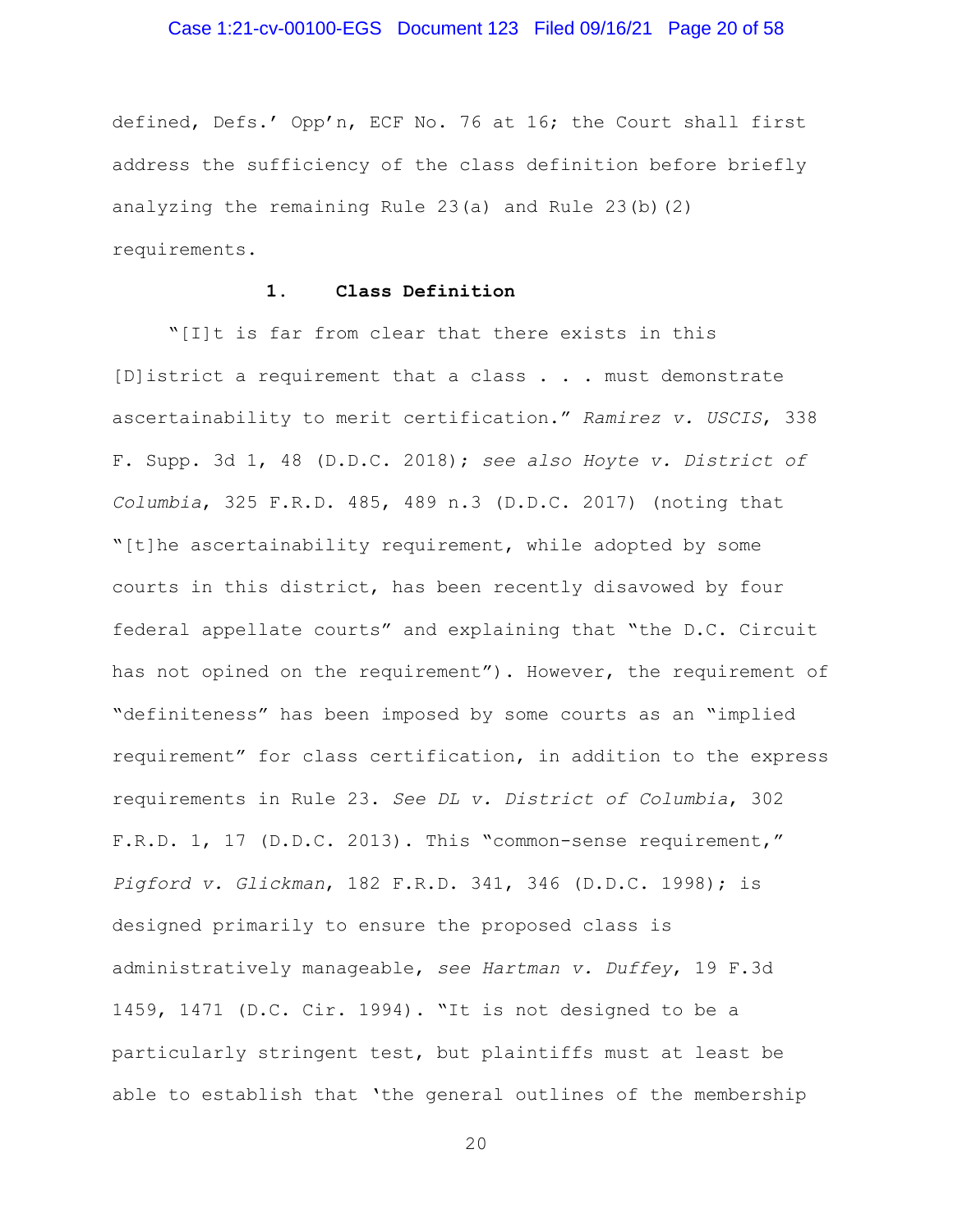defined, Defs.' Opp'n, ECF No. 76 at 16; the Court shall first address the sufficiency of the class definition before briefly analyzing the remaining Rule 23(a) and Rule 23(b)(2) requirements.

### 1. Class Definition

"[I]t is far from clear that there exists in this [D]istrict a requirement that a class . . . must demonstrate ascertainability to merit certification." *Ramirez v. USCIS*, 338 F. Supp. 3d 1, 48 (D.D.C. 2018); *see also Hoyte v. District of Columbia*, 325 F.R.D. 485, 489 n.3 (D.D.C. 2017) (noting that "[t]he ascertainability requirement, while adopted by some courts in this district, has been recently disavowed by four federal appellate courts" and explaining that "the D.C. Circuit has not opined on the requirement"). However, the requirement of "definiteness" has been imposed by some courts as an "implied requirement" for class certification, in addition to the express requirements in Rule 23. *See DL v. District of Columbia*, 302 F.R.D. 1, 17 (D.D.C. 2013). This "common-sense requirement," *Pigford v. Glickman*, 182 F.R.D. 341, 346 (D.D.C. 1998); is designed primarily to ensure the proposed class is administratively manageable, *see Hartman v. Duffey*, 19 F.3d 1459, 1471 (D.C. Cir. 1994). "It is not designed to be a particularly stringent test, but plaintiffs must at least be able to establish that 'the general outlines of the membership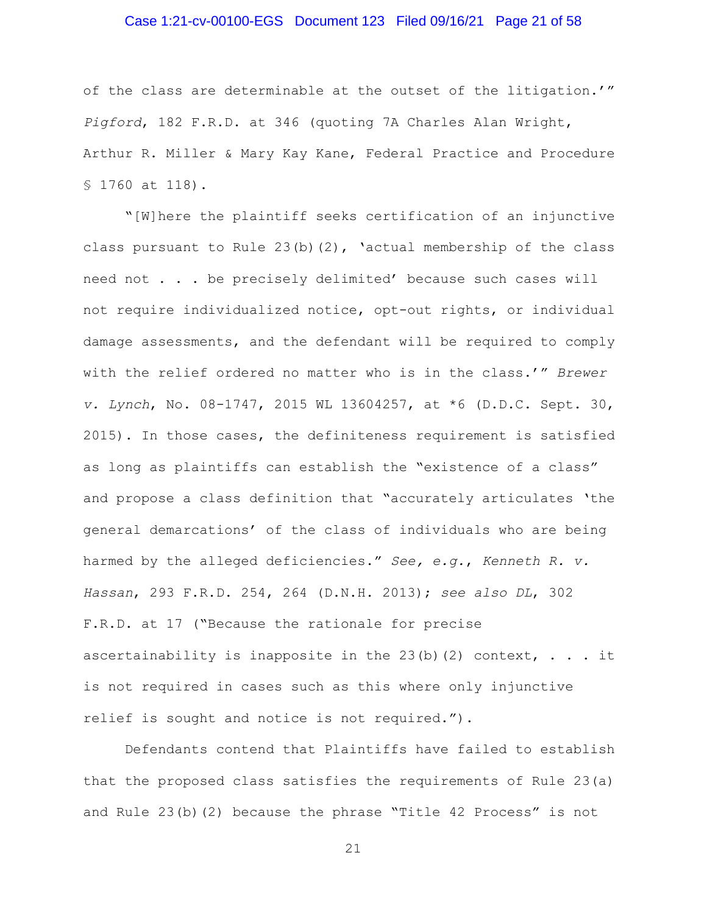of the class are determinable at the outset of the litigation.'" *Pigford*, 182 F.R.D. at 346 (quoting 7A Charles Alan Wright, Arthur R. Miller & Mary Kay Kane, Federal Practice and Procedure § 1760 at 118).

"[W]here the plaintiff seeks certification of an injunctive class pursuant to Rule 23(b)(2), 'actual membership of the class need not . . . be precisely delimited' because such cases will not require individualized notice, opt-out rights, or individual damage assessments, and the defendant will be required to comply with the relief ordered no matter who is in the class.'" *Brewer v. Lynch*, No. 08-1747, 2015 WL 13604257, at *6 (D.D.C. Sept. 30, 2015). In those cases, the definiteness requirement is satisfied as long as plaintiffs can establish the "existence of a class" and propose a class definition that "accurately articulates 'the general demarcations' of the class of individuals who are being harmed by the alleged deficiencies." *See, e.g.*, *Kenneth R. v. Hassan*, 293 F.R.D. 254, 264 (D.N.H. 2013); *see also DL*, 302 F.R.D. at 17 ("Because the rationale for precise ascertainability is inapposite in the 23(b)(2) context, . . . it is not required in cases such as this where only injunctive relief is sought and notice is not required.").

Defendants contend that Plaintiffs have failed to establish that the proposed class satisfies the requirements of Rule 23(a) and Rule 23(b)(2) because the phrase "Title 42 Process" is not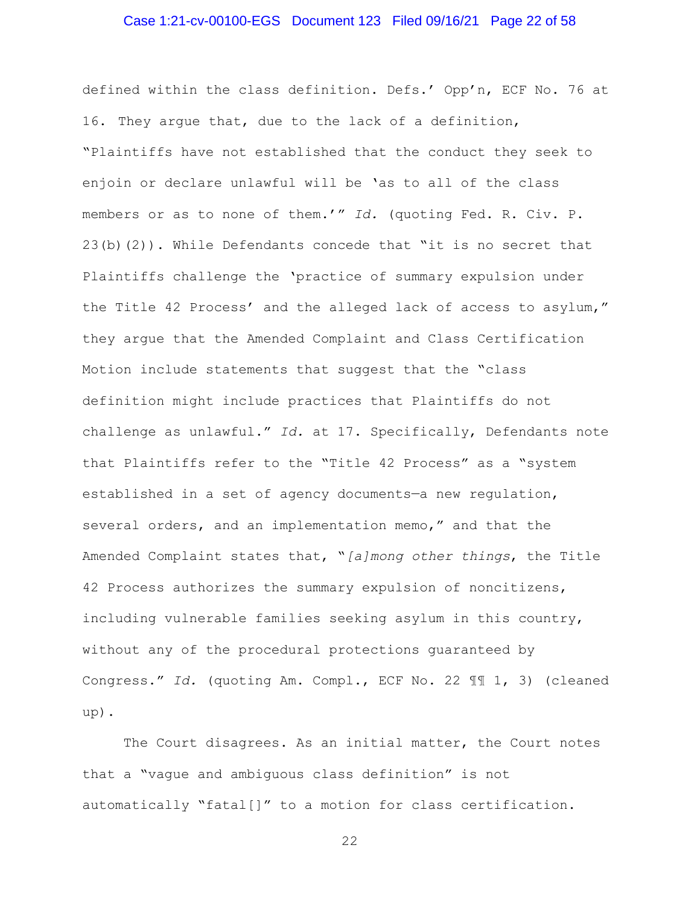defined within the class definition. Defs.' Opp'n, ECF No. 76 at 16. They argue that, due to the lack of a definition, "Plaintiffs have not established that the conduct they seek to enjoin or declare unlawful will be 'as to all of the class members or as to none of them.'" *Id.* (quoting Fed. R. Civ. P. 23(b)(2)). While Defendants concede that "it is no secret that Plaintiffs challenge the 'practice of summary expulsion under the Title 42 Process' and the alleged lack of access to asylum," they argue that the Amended Complaint and Class Certification Motion include statements that suggest that the "class definition might include practices that Plaintiffs do not challenge as unlawful." *Id.* at 17. Specifically, Defendants note that Plaintiffs refer to the "Title 42 Process" as a "system established in a set of agency documents—a new regulation, several orders, and an implementation memo," and that the Amended Complaint states that, "*[a]mong other things*, the Title 42 Process authorizes the summary expulsion of noncitizens, including vulnerable families seeking asylum in this country, without any of the procedural protections guaranteed by Congress." *Id.* (quoting Am. Compl., ECF No. 22 ¶¶ 1, 3) (cleaned up).

The Court disagrees. As an initial matter, the Court notes that a "vague and ambiguous class definition" is not automatically "fatal[]" to a motion for class certification.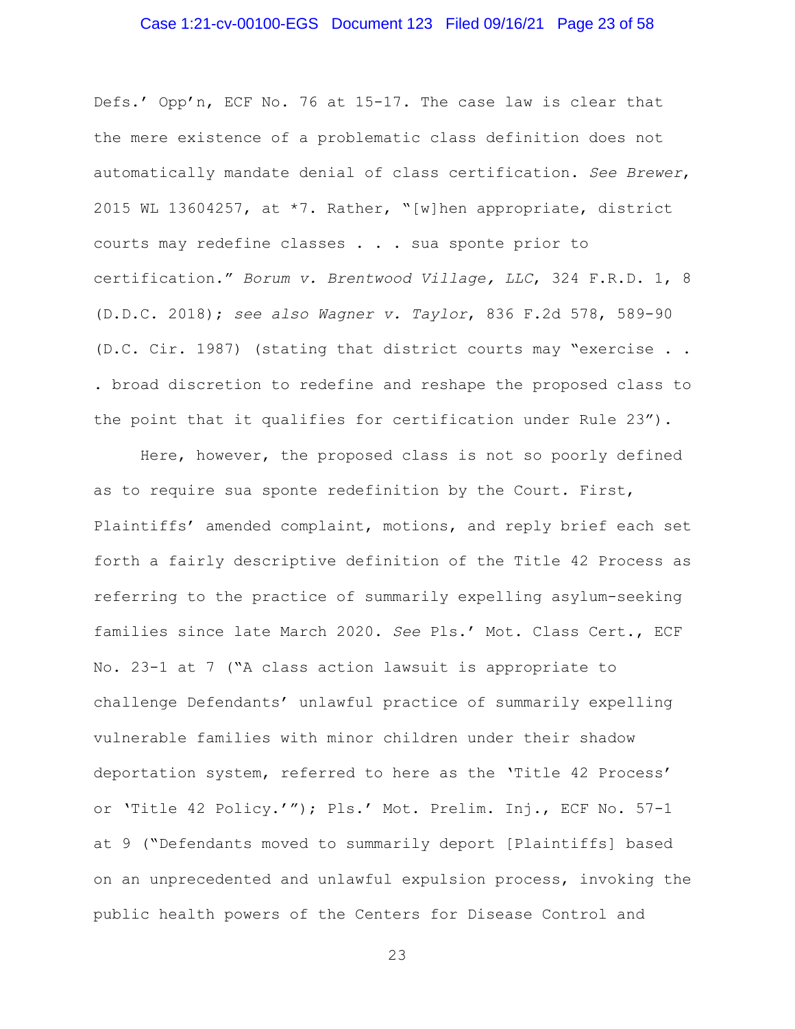Defs.' Opp'n, ECF No. 76 at 15-17. The case law is clear that the mere existence of a problematic class definition does not automatically mandate denial of class certification. *See Brewer*, 2015 WL 13604257, at *7. Rather, "[w]hen appropriate, district courts may redefine classes . . . sua sponte prior to certification." *Borum v. Brentwood Village, LLC*, 324 F.R.D. 1, 8 (D.D.C. 2018); *see also Wagner v. Taylor*, 836 F.2d 578, 589-90 (D.C. Cir. 1987) (stating that district courts may "exercise . . . broad discretion to redefine and reshape the proposed class to the point that it qualifies for certification under Rule 23").

Here, however, the proposed class is not so poorly defined as to require sua sponte redefinition by the Court. First, Plaintiffs' amended complaint, motions, and reply brief each set forth a fairly descriptive definition of the Title 42 Process as referring to the practice of summarily expelling asylum-seeking families since late March 2020. *See* Pls.' Mot. Class Cert., ECF No. 23-1 at 7 ("A class action lawsuit is appropriate to challenge Defendants' unlawful practice of summarily expelling vulnerable families with minor children under their shadow deportation system, referred to here as the 'Title 42 Process' or 'Title 42 Policy.'"); Pls.' Mot. Prelim. Inj., ECF No. 57-1 at 9 ("Defendants moved to summarily deport [Plaintiffs] based on an unprecedented and unlawful expulsion process, invoking the public health powers of the Centers for Disease Control and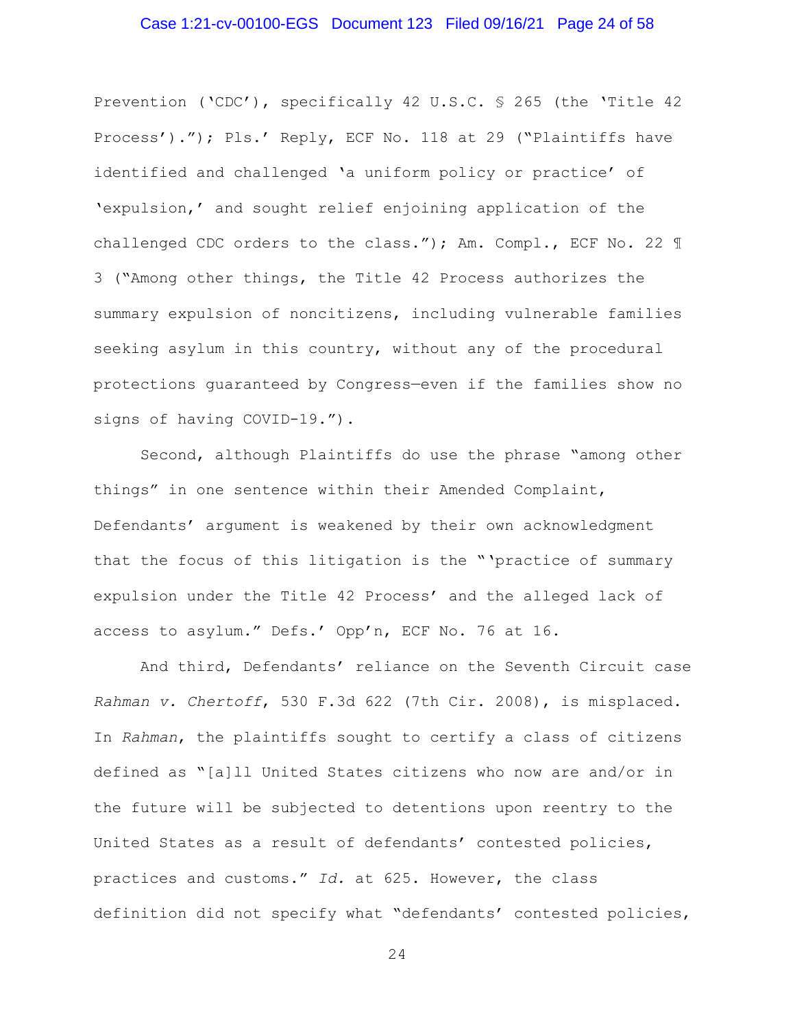Prevention ('CDC'), specifically 42 U.S.C. § 265 (the 'Title 42 Process')."); Pls.' Reply, ECF No. 118 at 29 ("Plaintiffs have identified and challenged 'a uniform policy or practice' of 'expulsion,' and sought relief enjoining application of the challenged CDC orders to the class."); Am. Compl., ECF No. 22 ¶ 3 ("Among other things, the Title 42 Process authorizes the summary expulsion of noncitizens, including vulnerable families seeking asylum in this country, without any of the procedural protections guaranteed by Congress—even if the families show no signs of having COVID-19.").

Second, although Plaintiffs do use the phrase "among other things" in one sentence within their Amended Complaint, Defendants' argument is weakened by their own acknowledgment that the focus of this litigation is the "'practice of summary expulsion under the Title 42 Process' and the alleged lack of access to asylum." Defs.' Opp'n, ECF No. 76 at 16.

And third, Defendants' reliance on the Seventh Circuit case *Rahman v. Chertoff*, 530 F.3d 622 (7th Cir. 2008), is misplaced. In *Rahman*, the plaintiffs sought to certify a class of citizens defined as "[a]ll United States citizens who now are and/or in the future will be subjected to detentions upon reentry to the United States as a result of defendants' contested policies, practices and customs." *Id.* at 625. However, the class definition did not specify what "defendants' contested policies,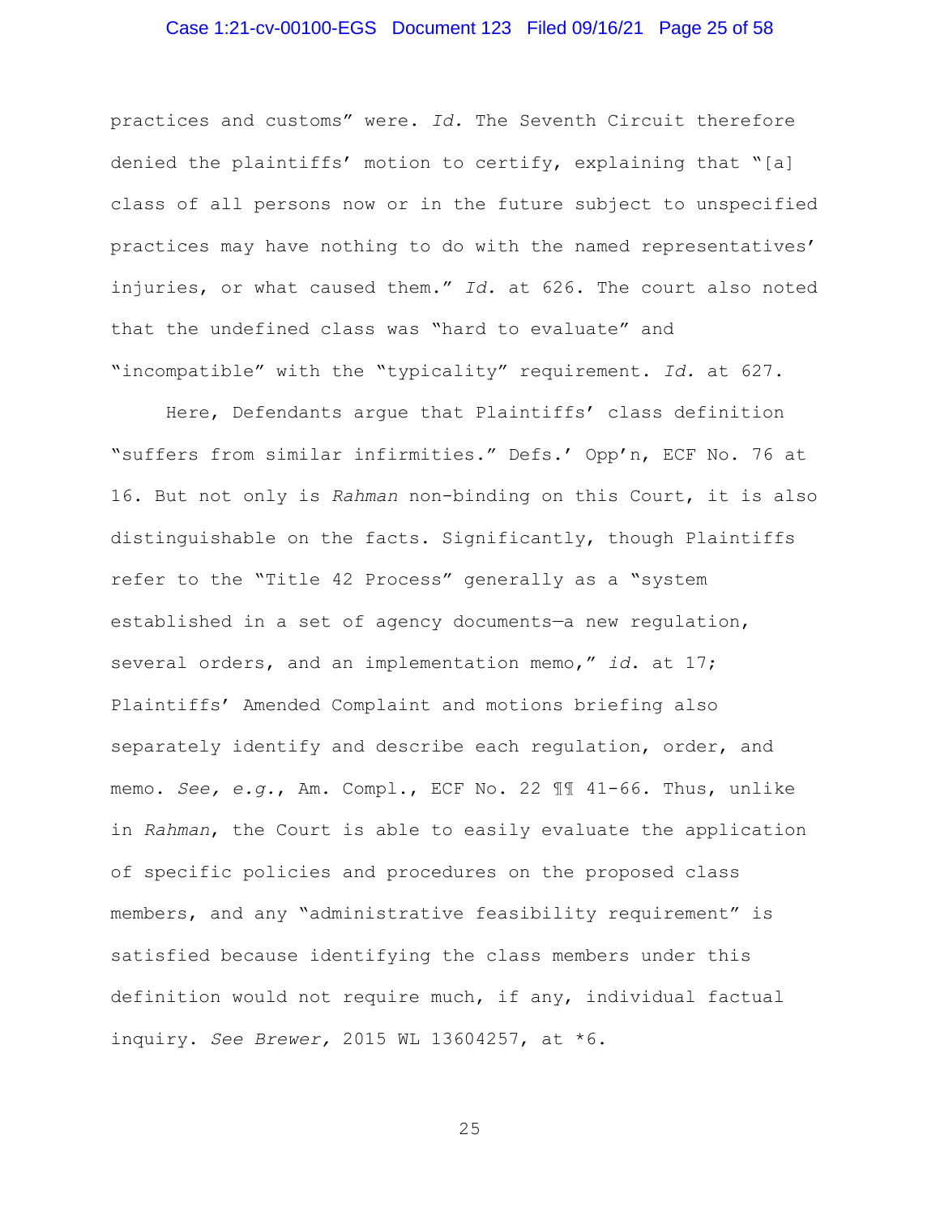practices and customs" were. *Id.* The Seventh Circuit therefore denied the plaintiffs' motion to certify, explaining that "[a] class of all persons now or in the future subject to unspecified practices may have nothing to do with the named representatives' injuries, or what caused them." *Id.* at 626. The court also noted that the undefined class was "hard to evaluate" and "incompatible" with the "typicality" requirement. *Id.* at 627.

Here, Defendants argue that Plaintiffs' class definition "suffers from similar infirmities." Defs.' Opp'n, ECF No. 76 at 16. But not only is *Rahman* non-binding on this Court, it is also distinguishable on the facts. Significantly, though Plaintiffs refer to the "Title 42 Process" generally as a "system established in a set of agency documents—a new regulation, several orders, and an implementation memo," *id.* at 17; Plaintiffs' Amended Complaint and motions briefing also separately identify and describe each regulation, order, and memo. *See, e.g.*, Am. Compl., ECF No. 22 ¶¶ 41-66. Thus, unlike in *Rahman*, the Court is able to easily evaluate the application of specific policies and procedures on the proposed class members, and any "administrative feasibility requirement" is satisfied because identifying the class members under this definition would not require much, if any, individual factual inquiry. *See Brewer,* 2015 WL 13604257, at *6.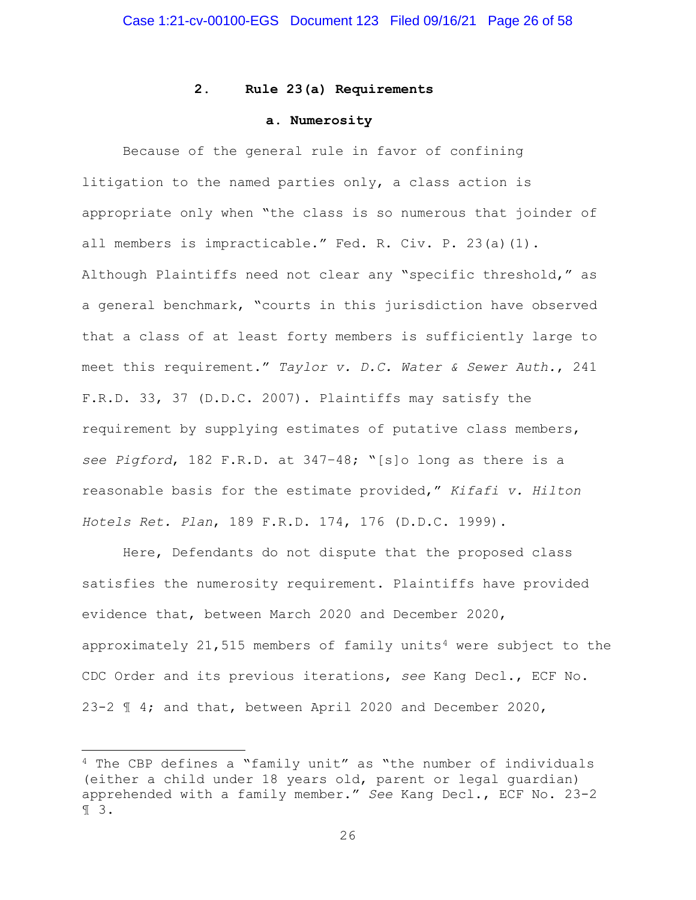### 2. Rule 23(a) Requirements

#### a. Numerosity

Because of the general rule in favor of confining litigation to the named parties only, a class action is appropriate only when "the class is so numerous that joinder of all members is impracticable." Fed. R. Civ. P. 23(a)(1). Although Plaintiffs need not clear any "specific threshold," as a general benchmark, "courts in this jurisdiction have observed that a class of at least forty members is sufficiently large to meet this requirement." *Taylor v. D.C. Water & Sewer Auth.*, 241 F.R.D. 33, 37 (D.D.C. 2007). Plaintiffs may satisfy the requirement by supplying estimates of putative class members, *see Pigford*, 182 F.R.D. at 347–48; "[s]o long as there is a reasonable basis for the estimate provided," *Kifafi v. Hilton Hotels Ret. Plan*, 189 F.R.D. 174, 176 (D.D.C. 1999).

Here, Defendants do not dispute that the proposed class satisfies the numerosity requirement. Plaintiffs have provided evidence that, between March 2020 and December 2020, approximately 21,515 members of family units[4] were subject to the CDC Order and its previous iterations, *see* Kang Decl., ECF No. 23-2 ¶ 4; and that, between April 2020 and December 2020,

[4] The CBP defines a "family unit" as "the number of individuals (either a child under 18 years old, parent or legal guardian) apprehended with a family member." *See* Kang Decl., ECF No. 23-2 ¶ 3.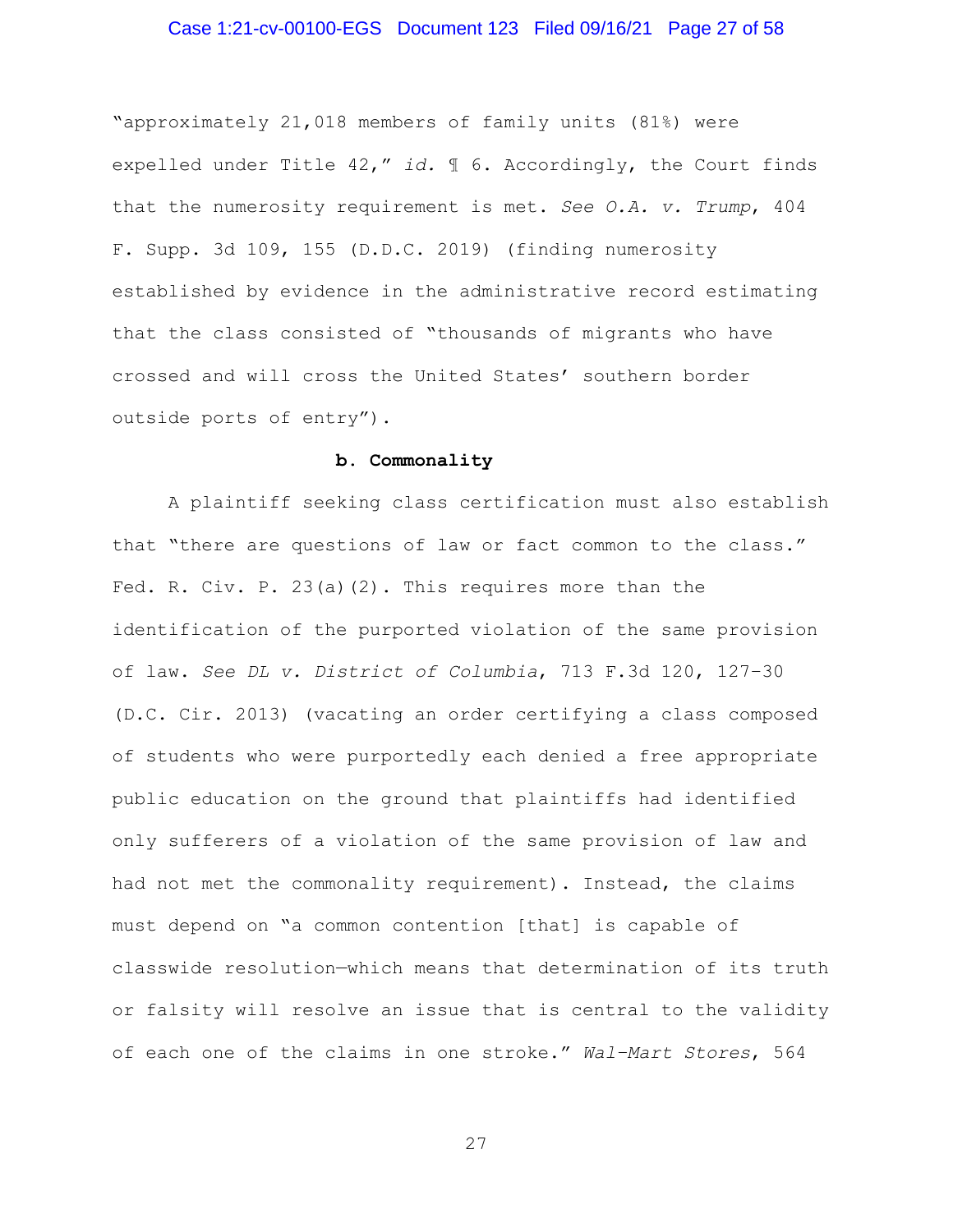"approximately 21,018 members of family units (81%) were expelled under Title 42," *id.* ¶ 6. Accordingly, the Court finds that the numerosity requirement is met. *See O.A. v. Trump*, 404 F. Supp. 3d 109, 155 (D.D.C. 2019) (finding numerosity established by evidence in the administrative record estimating that the class consisted of "thousands of migrants who have crossed and will cross the United States' southern border outside ports of entry").

**b. Commonality**

A plaintiff seeking class certification must also establish that "there are questions of law or fact common to the class." Fed. R. Civ. P. 23(a)(2). This requires more than the identification of the purported violation of the same provision of law. *See DL v. District of Columbia*, 713 F.3d 120, 127–30 (D.C. Cir. 2013) (vacating an order certifying a class composed of students who were purportedly each denied a free appropriate public education on the ground that plaintiffs had identified only sufferers of a violation of the same provision of law and had not met the commonality requirement). Instead, the claims must depend on "a common contention [that] is capable of classwide resolution—which means that determination of its truth or falsity will resolve an issue that is central to the validity of each one of the claims in one stroke." *Wal-Mart Stores*, 564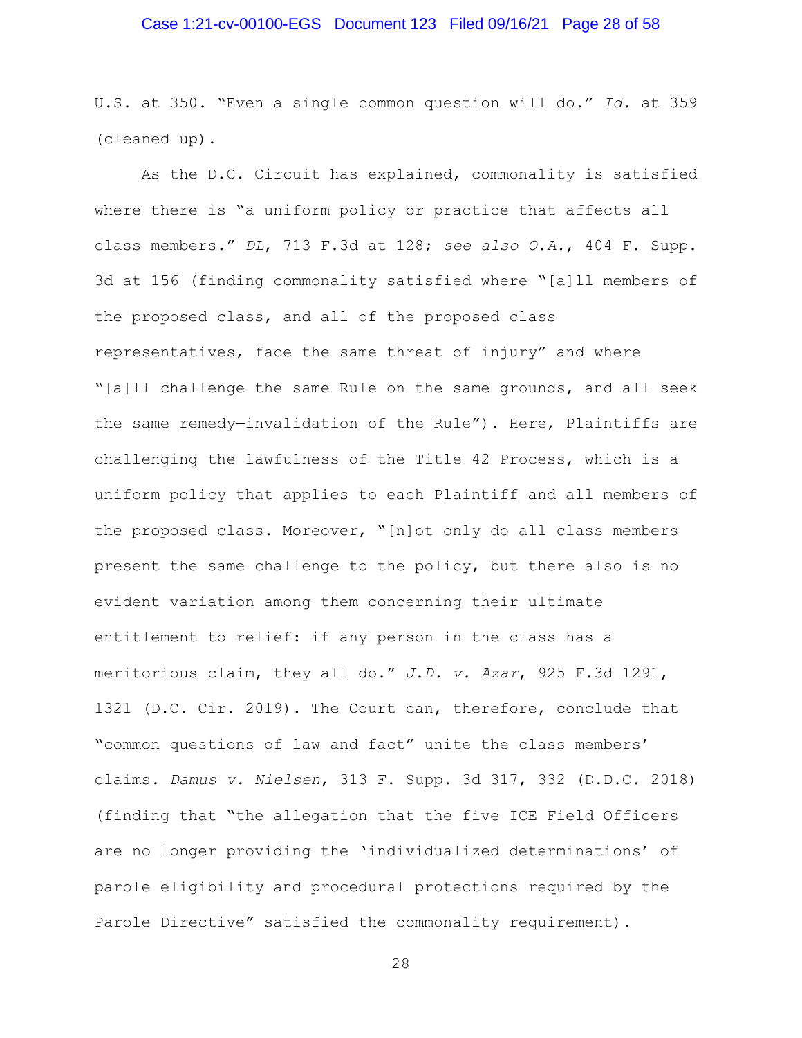U.S. at 350. "Even a single common question will do." *Id.* at 359 (cleaned up).

As the D.C. Circuit has explained, commonality is satisfied where there is "a uniform policy or practice that affects all class members." *DL*, 713 F.3d at 128; *see also O.A.*, 404 F. Supp. 3d at 156 (finding commonality satisfied where "[a]ll members of the proposed class, and all of the proposed class representatives, face the same threat of injury" and where "[a]ll challenge the same Rule on the same grounds, and all seek the same remedy—invalidation of the Rule"). Here, Plaintiffs are challenging the lawfulness of the Title 42 Process, which is a uniform policy that applies to each Plaintiff and all members of the proposed class. Moreover, "[n]ot only do all class members present the same challenge to the policy, but there also is no evident variation among them concerning their ultimate entitlement to relief: if any person in the class has a meritorious claim, they all do." *J.D. v. Azar*, 925 F.3d 1291, 1321 (D.C. Cir. 2019). The Court can, therefore, conclude that "common questions of law and fact" unite the class members' claims. *Damus v. Nielsen*, 313 F. Supp. 3d 317, 332 (D.D.C. 2018) (finding that "the allegation that the five ICE Field Officers are no longer providing the 'individualized determinations' of parole eligibility and procedural protections required by the Parole Directive" satisfied the commonality requirement).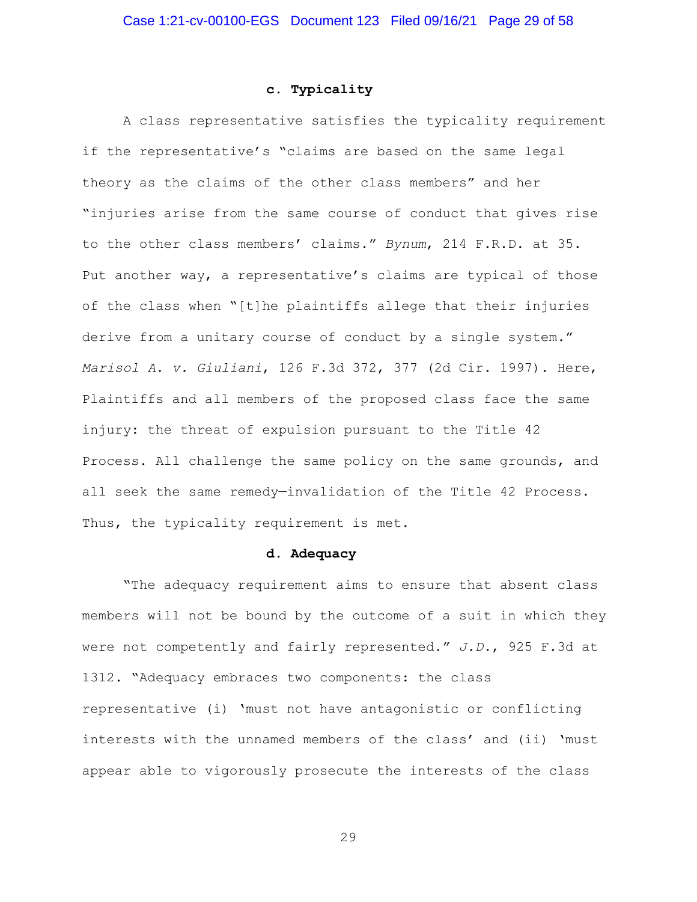#### c. Typicality

A class representative satisfies the typicality requirement if the representative's "claims are based on the same legal theory as the claims of the other class members" and her "injuries arise from the same course of conduct that gives rise to the other class members' claims." *Bynum*, 214 F.R.D. at 35. Put another way, a representative's claims are typical of those of the class when "[t]he plaintiffs allege that their injuries derive from a unitary course of conduct by a single system." *Marisol A. v. Giuliani*, 126 F.3d 372, 377 (2d Cir. 1997). Here, Plaintiffs and all members of the proposed class face the same injury: the threat of expulsion pursuant to the Title 42 Process. All challenge the same policy on the same grounds, and all seek the same remedy—invalidation of the Title 42 Process. Thus, the typicality requirement is met.

#### d. Adequacy

"The adequacy requirement aims to ensure that absent class members will not be bound by the outcome of a suit in which they were not competently and fairly represented." *J.D.*, 925 F.3d at 1312. "Adequacy embraces two components: the class representative (i) 'must not have antagonistic or conflicting interests with the unnamed members of the class' and (ii) 'must appear able to vigorously prosecute the interests of the class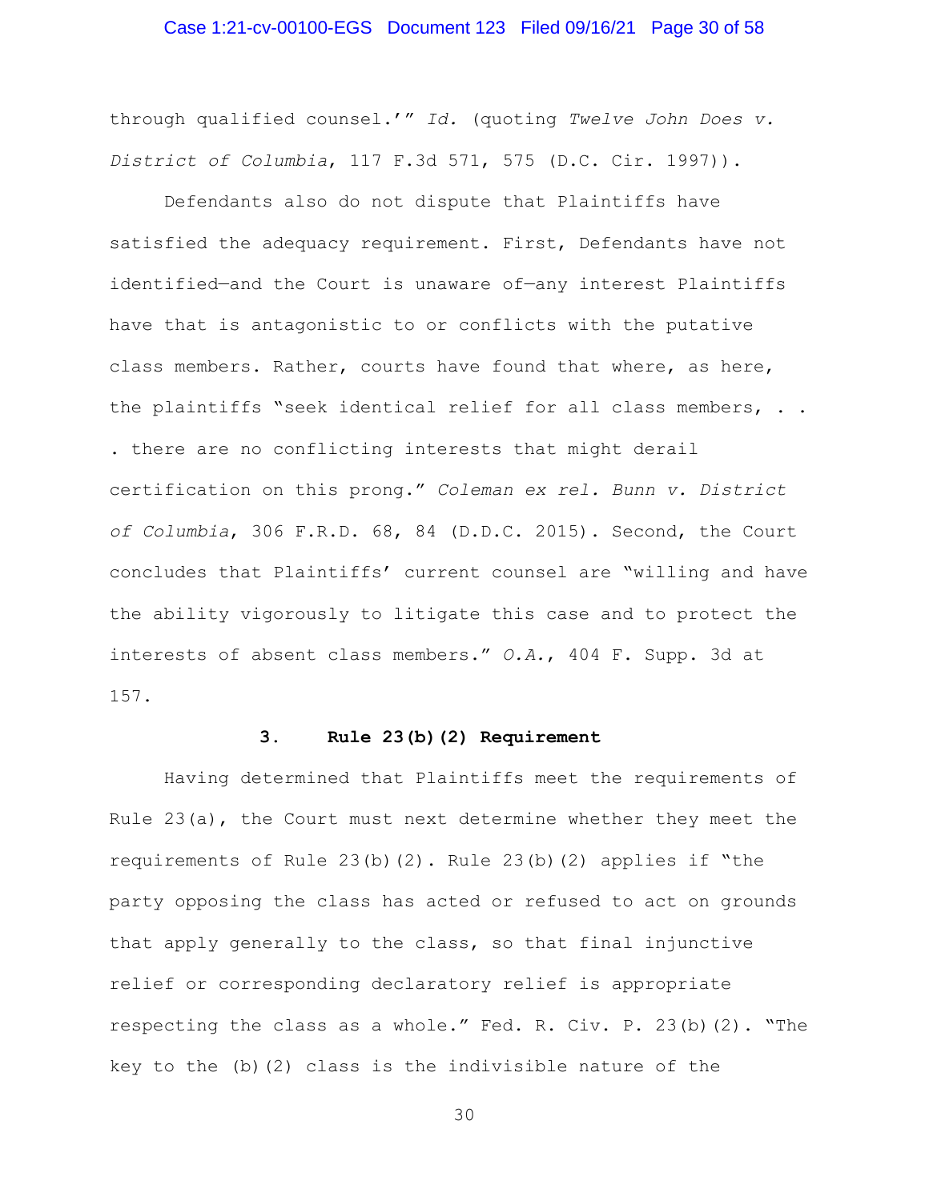through qualified counsel.'" *Id.* (quoting *Twelve John Does v. District of Columbia*, 117 F.3d 571, 575 (D.C. Cir. 1997)).

Defendants also do not dispute that Plaintiffs have satisfied the adequacy requirement. First, Defendants have not identified—and the Court is unaware of—any interest Plaintiffs have that is antagonistic to or conflicts with the putative class members. Rather, courts have found that where, as here, the plaintiffs "seek identical relief for all class members, . . . there are no conflicting interests that might derail certification on this prong." *Coleman ex rel. Bunn v. District of Columbia*, 306 F.R.D. 68, 84 (D.D.C. 2015). Second, the Court concludes that Plaintiffs' current counsel are "willing and have the ability vigorously to litigate this case and to protect the interests of absent class members." *O.A.*, 404 F. Supp. 3d at 157.

### 3. Rule 23(b)(2) Requirement

Having determined that Plaintiffs meet the requirements of Rule 23(a), the Court must next determine whether they meet the requirements of Rule 23(b)(2). Rule 23(b)(2) applies if "the party opposing the class has acted or refused to act on grounds that apply generally to the class, so that final injunctive relief or corresponding declaratory relief is appropriate respecting the class as a whole." Fed. R. Civ. P. 23(b)(2). "The key to the (b)(2) class is the indivisible nature of the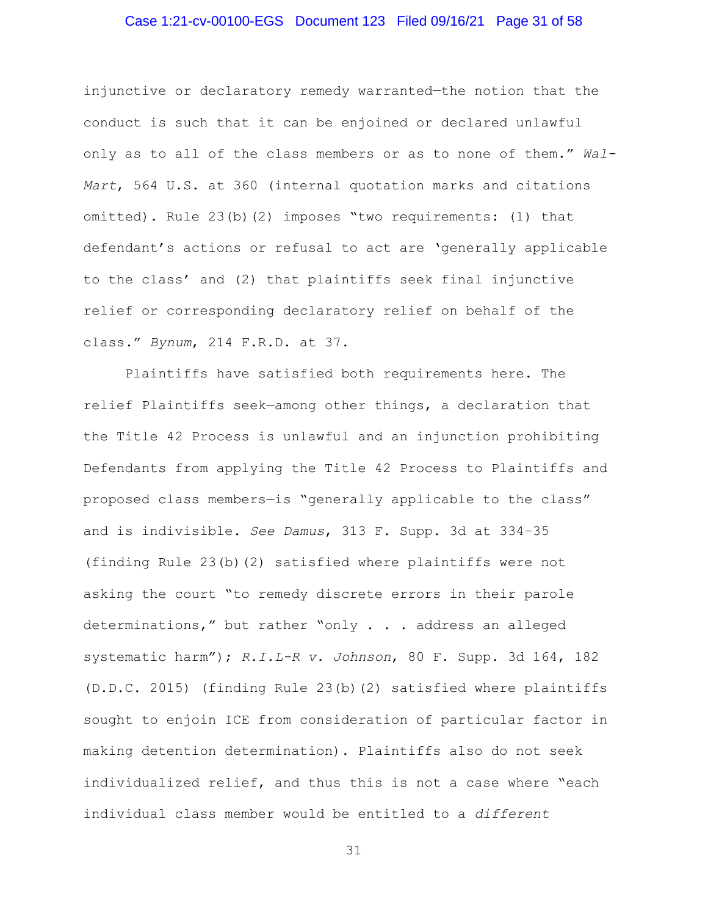injunctive or declaratory remedy warranted—the notion that the conduct is such that it can be enjoined or declared unlawful only as to all of the class members or as to none of them." *Wal-Mart*, 564 U.S. at 360 (internal quotation marks and citations omitted). Rule 23(b)(2) imposes "two requirements: (1) that defendant's actions or refusal to act are 'generally applicable to the class' and (2) that plaintiffs seek final injunctive relief or corresponding declaratory relief on behalf of the class." *Bynum*, 214 F.R.D. at 37.

Plaintiffs have satisfied both requirements here. The relief Plaintiffs seek—among other things, a declaration that the Title 42 Process is unlawful and an injunction prohibiting Defendants from applying the Title 42 Process to Plaintiffs and proposed class members—is "generally applicable to the class" and is indivisible. *See Damus*, 313 F. Supp. 3d at 334–35 (finding Rule 23(b)(2) satisfied where plaintiffs were not asking the court "to remedy discrete errors in their parole determinations," but rather "only . . . address an alleged systematic harm"); *R.I.L-R v. Johnson*, 80 F. Supp. 3d 164, 182 (D.D.C. 2015) (finding Rule 23(b)(2) satisfied where plaintiffs sought to enjoin ICE from consideration of particular factor in making detention determination). Plaintiffs also do not seek individualized relief, and thus this is not a case where "each individual class member would be entitled to a *different*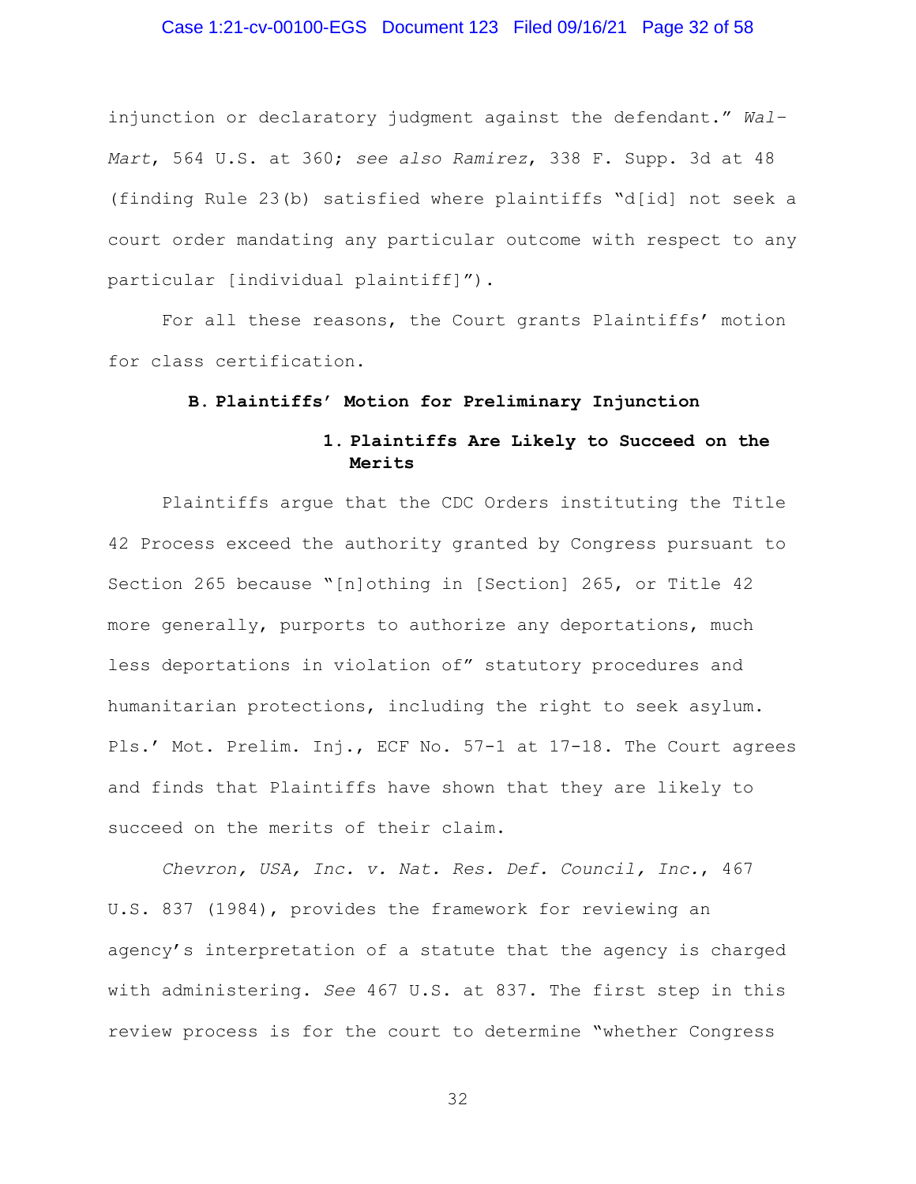injunction or declaratory judgment against the defendant." *Wal-Mart*, 564 U.S. at 360; *see also Ramirez*, 338 F. Supp. 3d at 48 (finding Rule 23(b) satisfied where plaintiffs "d[id] not seek a court order mandating any particular outcome with respect to any particular [individual plaintiff]").

For all these reasons, the Court grants Plaintiffs' motion for class certification.

### B. Plaintiffs' Motion for Preliminary Injunction

#### 1. Plaintiffs Are Likely to Succeed on the Merits

Plaintiffs argue that the CDC Orders instituting the Title 42 Process exceed the authority granted by Congress pursuant to Section 265 because "[n]othing in [Section] 265, or Title 42 more generally, purports to authorize any deportations, much less deportations in violation of" statutory procedures and humanitarian protections, including the right to seek asylum. Pls.' Mot. Prelim. Inj., ECF No. 57-1 at 17-18. The Court agrees and finds that Plaintiffs have shown that they are likely to succeed on the merits of their claim.

*Chevron, USA, Inc. v. Nat. Res. Def. Council, Inc.*, 467 U.S. 837 (1984), provides the framework for reviewing an agency's interpretation of a statute that the agency is charged with administering. *See* 467 U.S. at 837. The first step in this review process is for the court to determine "whether Congress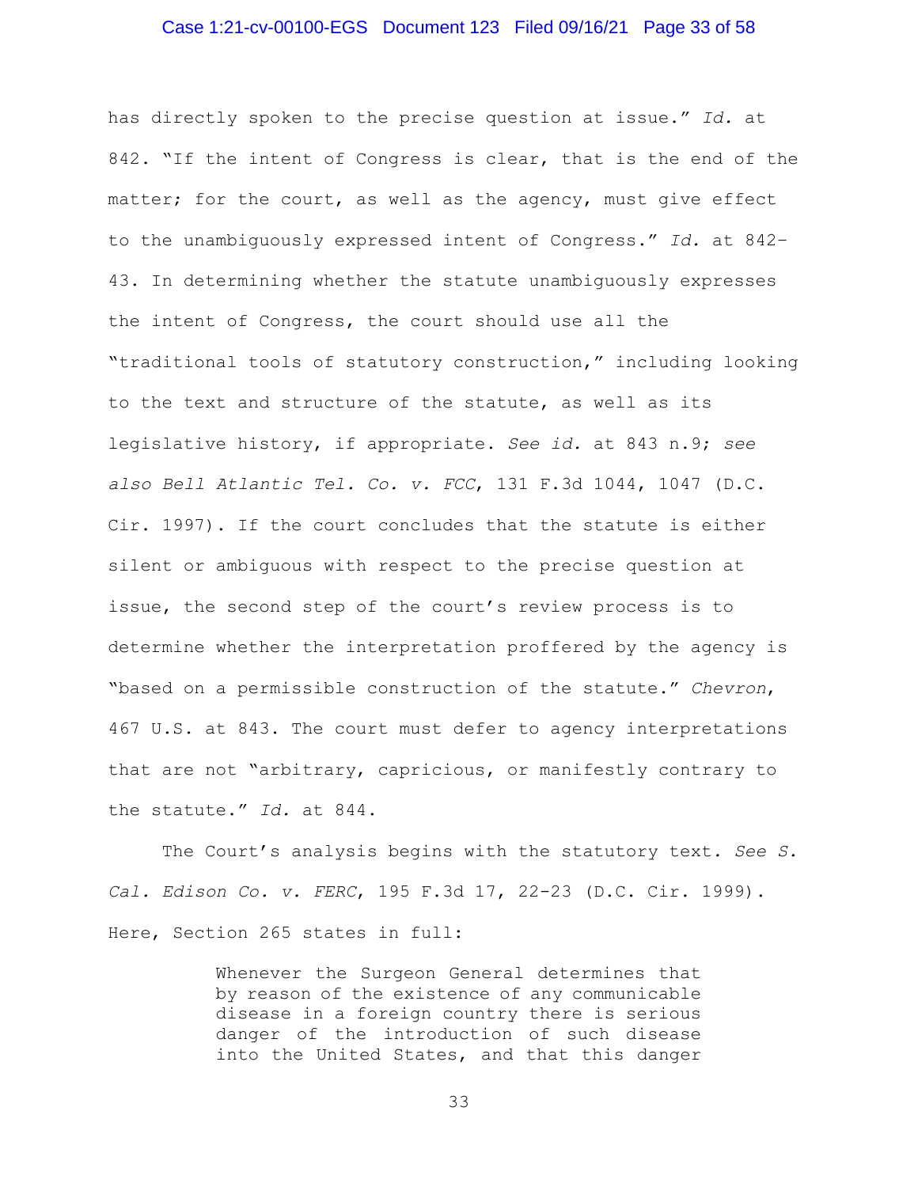has directly spoken to the precise question at issue." *Id.* at 842. "If the intent of Congress is clear, that is the end of the matter; for the court, as well as the agency, must give effect to the unambiguously expressed intent of Congress." *Id.* at 842–43. In determining whether the statute unambiguously expresses the intent of Congress, the court should use all the "traditional tools of statutory construction," including looking to the text and structure of the statute, as well as its legislative history, if appropriate. *See id.* at 843 n.9; *see also Bell Atlantic Tel. Co. v. FCC*, 131 F.3d 1044, 1047 (D.C. Cir. 1997). If the court concludes that the statute is either silent or ambiguous with respect to the precise question at issue, the second step of the court's review process is to determine whether the interpretation proffered by the agency is "based on a permissible construction of the statute." *Chevron*, 467 U.S. at 843. The court must defer to agency interpretations that are not "arbitrary, capricious, or manifestly contrary to the statute." *Id.* at 844.

The Court's analysis begins with the statutory text*. See S. Cal. Edison Co. v. FERC*, 195 F.3d 17, 22-23 (D.C. Cir. 1999). Here, Section 265 states in full:

> Whenever the Surgeon General determines that by reason of the existence of any communicable disease in a foreign country there is serious danger of the introduction of such disease into the United States, and that this danger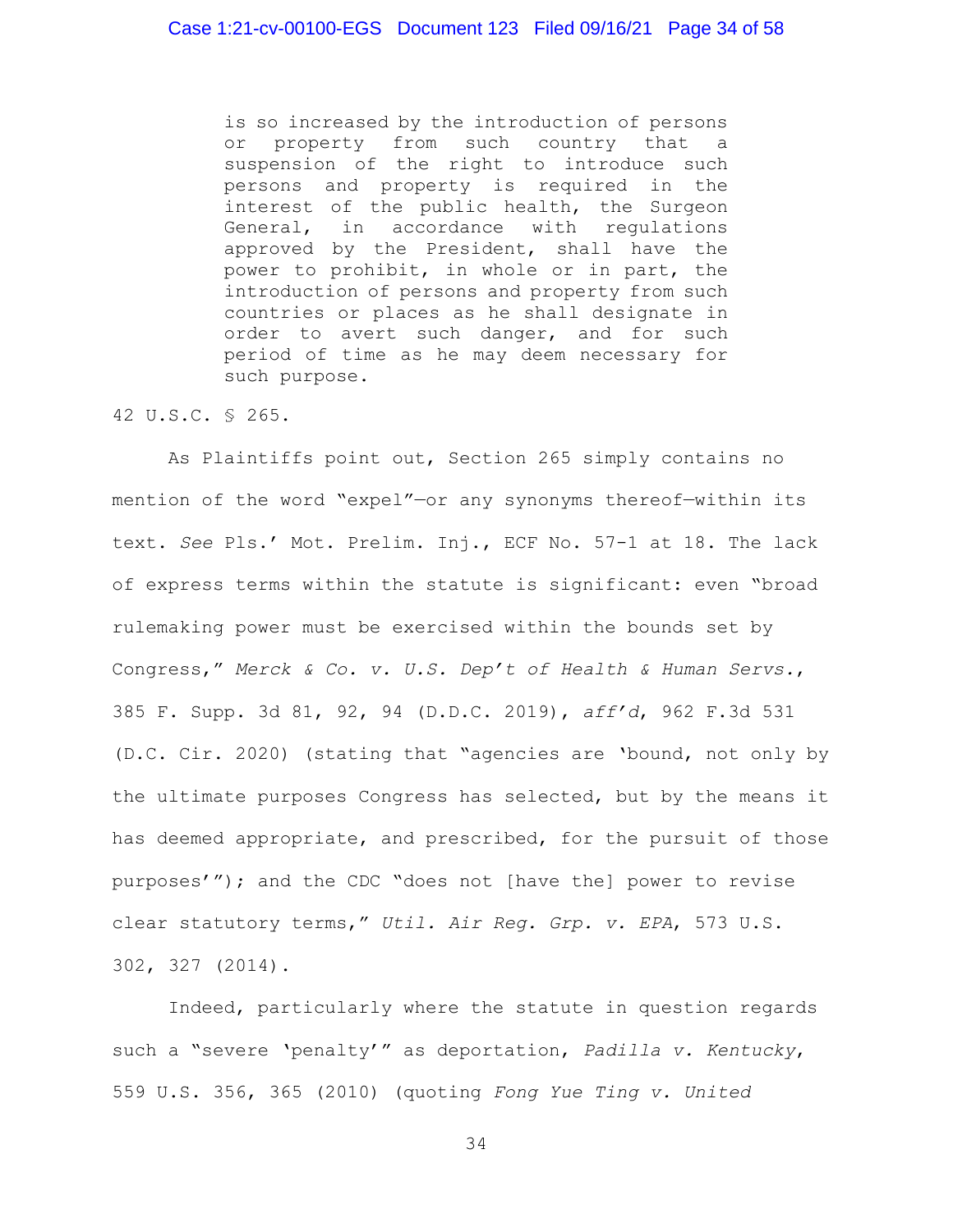> is so increased by the introduction of persons or property from such country that a suspension of the right to introduce such persons and property is required in the interest of the public health, the Surgeon General, in accordance with regulations approved by the President, shall have the power to prohibit, in whole or in part, the introduction of persons and property from such countries or places as he shall designate in order to avert such danger, and for such period of time as he may deem necessary for such purpose.

42 U.S.C. § 265.

As Plaintiffs point out, Section 265 simply contains no mention of the word "expel"—or any synonyms thereof—within its text. *See* Pls.' Mot. Prelim. Inj., ECF No. 57-1 at 18. The lack of express terms within the statute is significant: even "broad rulemaking power must be exercised within the bounds set by Congress," *Merck & Co. v. U.S. Dep't of Health & Human Servs.*, 385 F. Supp. 3d 81, 92, 94 (D.D.C. 2019), *aff'd*, 962 F.3d 531 (D.C. Cir. 2020) (stating that "agencies are 'bound, not only by the ultimate purposes Congress has selected, but by the means it has deemed appropriate, and prescribed, for the pursuit of those purposes'"); and the CDC "does not [have the] power to revise clear statutory terms," *Util. Air Reg. Grp. v. EPA*, 573 U.S. 302, 327 (2014).

Indeed, particularly where the statute in question regards such a "severe 'penalty'" as deportation, *Padilla v. Kentucky*, 559 U.S. 356, 365 (2010) (quoting *Fong Yue Ting v. United*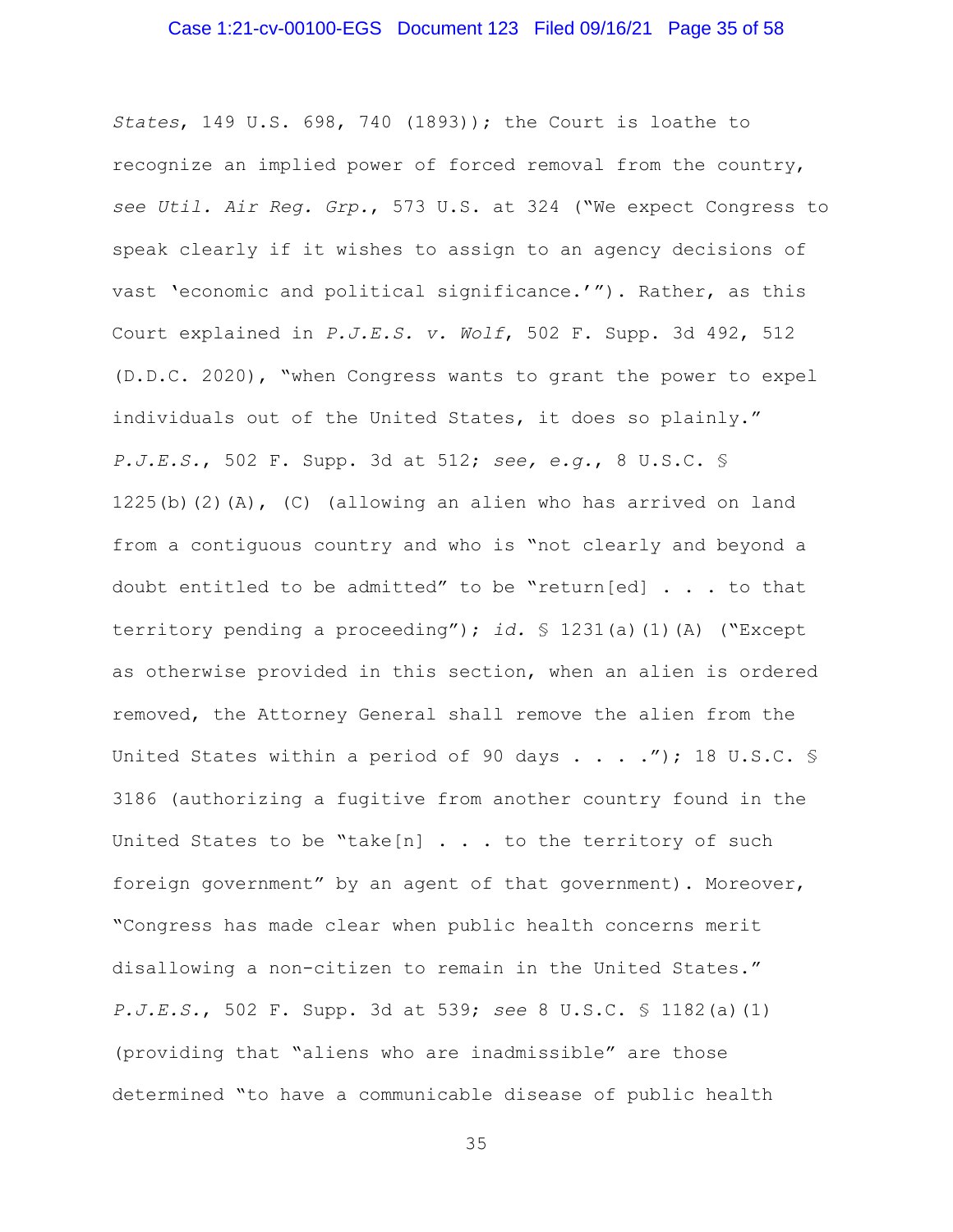*States*, 149 U.S. 698, 740 (1893)); the Court is loathe to recognize an implied power of forced removal from the country, *see Util. Air Reg. Grp.*, 573 U.S. at 324 ("We expect Congress to speak clearly if it wishes to assign to an agency decisions of vast 'economic and political significance.'"). Rather, as this Court explained in *P.J.E.S. v. Wolf*, 502 F. Supp. 3d 492, 512 (D.D.C. 2020), "when Congress wants to grant the power to expel individuals out of the United States, it does so plainly." *P.J.E.S.*, 502 F. Supp. 3d at 512; *see, e.g.*, 8 U.S.C. § 1225(b)(2)(A), (C) (allowing an alien who has arrived on land from a contiguous country and who is "not clearly and beyond a doubt entitled to be admitted" to be "return[ed] . . . to that territory pending a proceeding"); *id.* § 1231(a)(1)(A) ("Except as otherwise provided in this section, when an alien is ordered removed, the Attorney General shall remove the alien from the United States within a period of 90 days . . . ."); 18 U.S.C. § 3186 (authorizing a fugitive from another country found in the United States to be "take[n] . . . to the territory of such foreign government" by an agent of that government). Moreover, "Congress has made clear when public health concerns merit disallowing a non-citizen to remain in the United States." *P.J.E.S.*, 502 F. Supp. 3d at 539; *see* 8 U.S.C. § 1182(a)(1) (providing that "aliens who are inadmissible" are those determined "to have a communicable disease of public health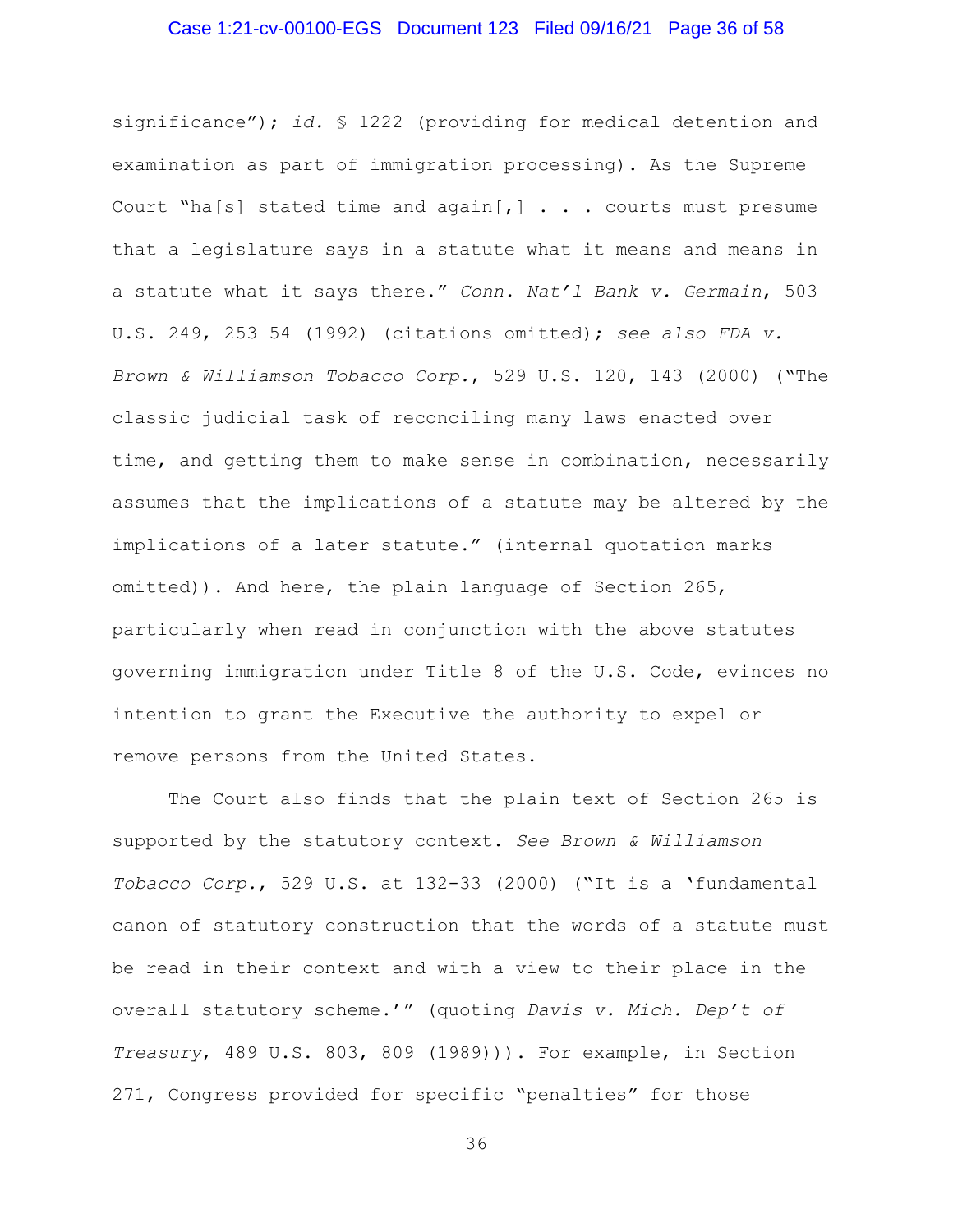significance"); *id.* § 1222 (providing for medical detention and examination as part of immigration processing). As the Supreme Court "ha[s] stated time and again[,] . . . courts must presume that a legislature says in a statute what it means and means in a statute what it says there." *Conn. Nat'l Bank v. Germain*, 503 U.S. 249, 253–54 (1992) (citations omitted); *see also FDA v. Brown & Williamson Tobacco Corp.*, 529 U.S. 120, 143 (2000) ("The classic judicial task of reconciling many laws enacted over time, and getting them to make sense in combination, necessarily assumes that the implications of a statute may be altered by the implications of a later statute." (internal quotation marks omitted)). And here, the plain language of Section 265, particularly when read in conjunction with the above statutes governing immigration under Title 8 of the U.S. Code, evinces no intention to grant the Executive the authority to expel or remove persons from the United States.

The Court also finds that the plain text of Section 265 is supported by the statutory context. *See Brown & Williamson Tobacco Corp.*, 529 U.S. at 132-33 (2000) ("It is a 'fundamental canon of statutory construction that the words of a statute must be read in their context and with a view to their place in the overall statutory scheme.'" (quoting *Davis v. Mich. Dep't of Treasury*, 489 U.S. 803, 809 (1989))). For example, in Section 271, Congress provided for specific "penalties" for those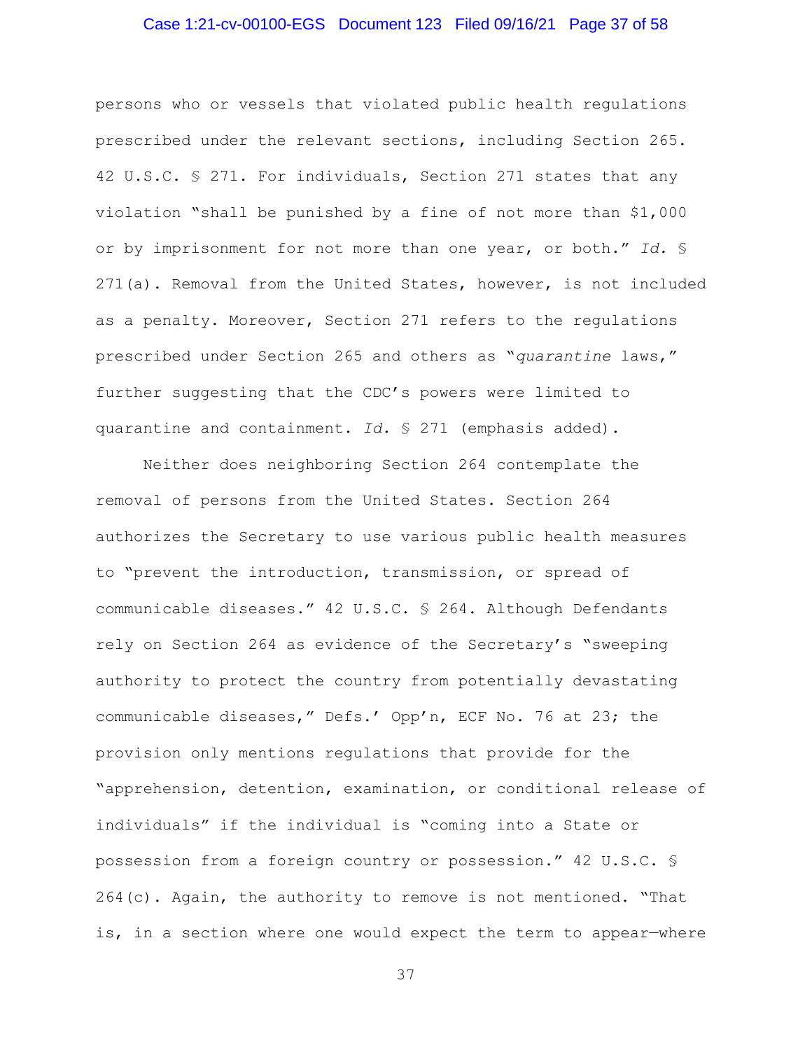persons who or vessels that violated public health regulations prescribed under the relevant sections, including Section 265. 42 U.S.C. § 271. For individuals, Section 271 states that any violation "shall be punished by a fine of not more than $1,000 or by imprisonment for not more than one year, or both." *Id.* § 271(a). Removal from the United States, however, is not included as a penalty. Moreover, Section 271 refers to the regulations prescribed under Section 265 and others as "*quarantine* laws," further suggesting that the CDC's powers were limited to quarantine and containment. *Id.* § 271 (emphasis added).

Neither does neighboring Section 264 contemplate the removal of persons from the United States. Section 264 authorizes the Secretary to use various public health measures to "prevent the introduction, transmission, or spread of communicable diseases." 42 U.S.C. § 264. Although Defendants rely on Section 264 as evidence of the Secretary's "sweeping authority to protect the country from potentially devastating communicable diseases," Defs.' Opp'n, ECF No. 76 at 23; the provision only mentions regulations that provide for the "apprehension, detention, examination, or conditional release of individuals" if the individual is "coming into a State or possession from a foreign country or possession." 42 U.S.C. § 264(c). Again, the authority to remove is not mentioned. "That is, in a section where one would expect the term to appear—where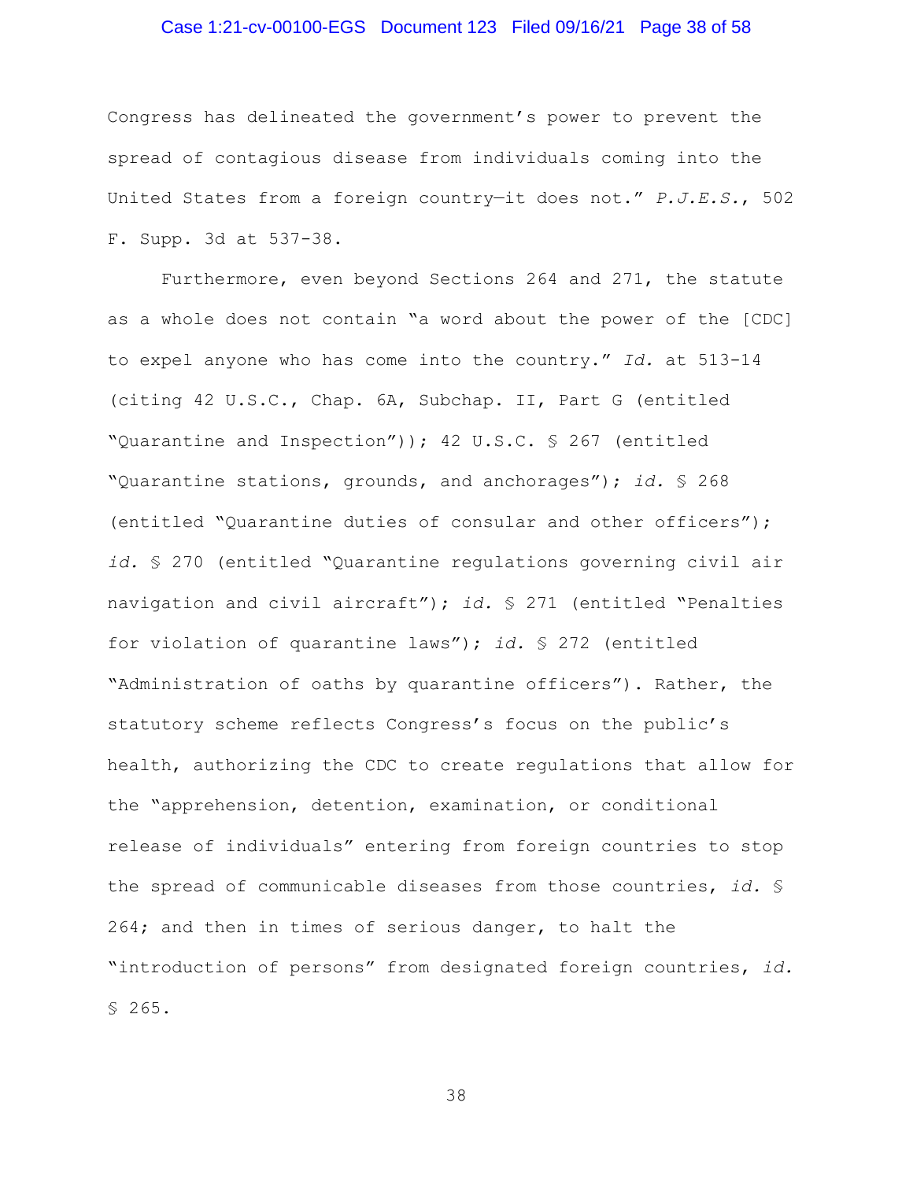Congress has delineated the government's power to prevent the spread of contagious disease from individuals coming into the United States from a foreign country—it does not." *P.J.E.S.*, 502 F. Supp. 3d at 537-38.

Furthermore, even beyond Sections 264 and 271, the statute as a whole does not contain "a word about the power of the [CDC] to expel anyone who has come into the country." *Id.* at 513-14 (citing 42 U.S.C., Chap. 6A, Subchap. II, Part G (entitled "Quarantine and Inspection")); 42 U.S.C. § 267 (entitled "Quarantine stations, grounds, and anchorages"); *id.* § 268 (entitled "Quarantine duties of consular and other officers"); *id.* § 270 (entitled "Quarantine regulations governing civil air navigation and civil aircraft"); *id.* § 271 (entitled "Penalties for violation of quarantine laws"); *id.* § 272 (entitled "Administration of oaths by quarantine officers"). Rather, the statutory scheme reflects Congress's focus on the public's health, authorizing the CDC to create regulations that allow for the "apprehension, detention, examination, or conditional release of individuals" entering from foreign countries to stop the spread of communicable diseases from those countries, *id.* § 264; and then in times of serious danger, to halt the "introduction of persons" from designated foreign countries, *id.* § 265.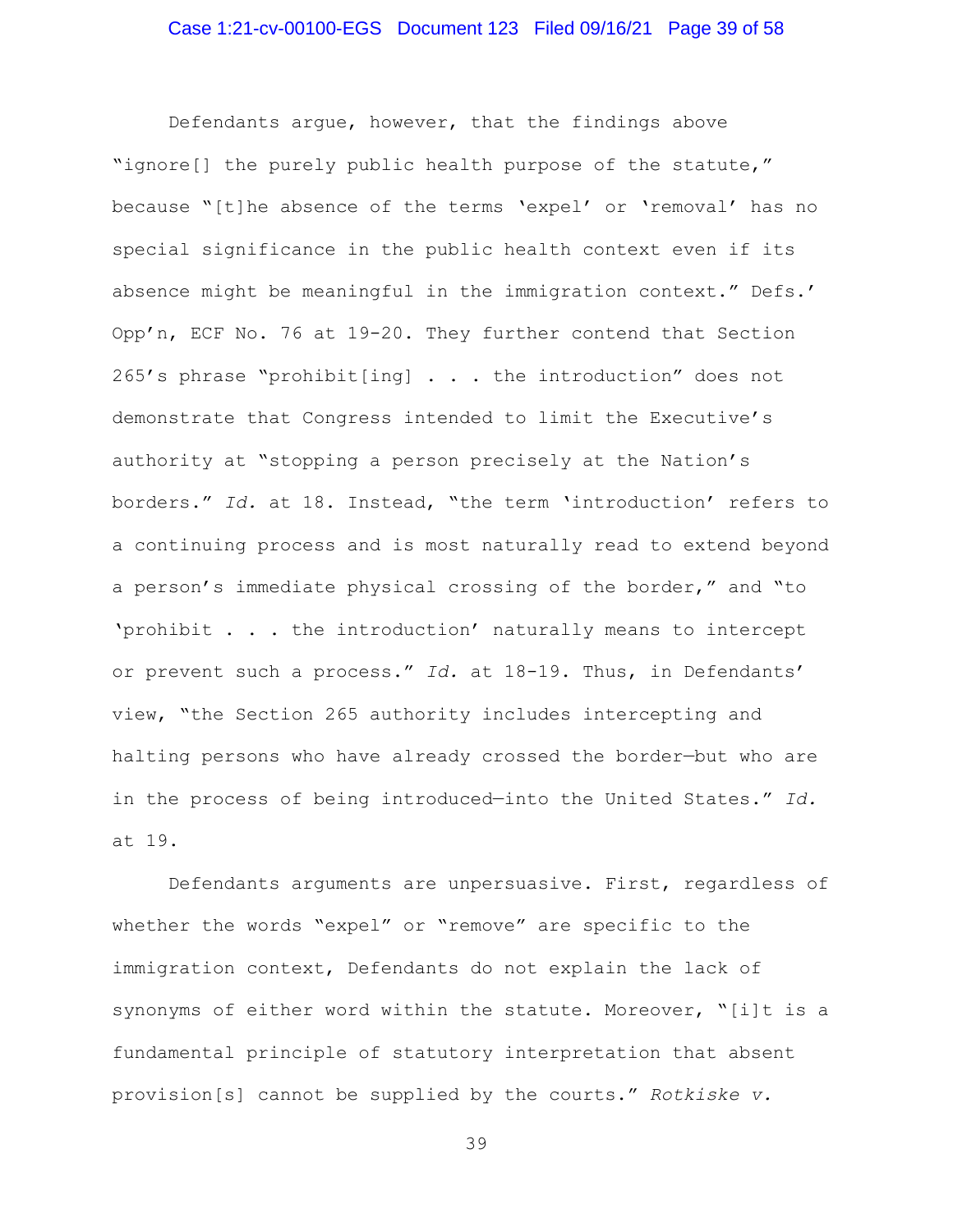Defendants argue, however, that the findings above "ignore[] the purely public health purpose of the statute," because "[t]he absence of the terms 'expel' or 'removal' has no special significance in the public health context even if its absence might be meaningful in the immigration context." Defs.' Opp'n, ECF No. 76 at 19-20. They further contend that Section 265's phrase "prohibit[ing] . . . the introduction" does not demonstrate that Congress intended to limit the Executive's authority at "stopping a person precisely at the Nation's borders." *Id.* at 18. Instead, "the term 'introduction' refers to a continuing process and is most naturally read to extend beyond a person's immediate physical crossing of the border," and "to 'prohibit . . . the introduction' naturally means to intercept or prevent such a process." *Id.* at 18-19. Thus, in Defendants' view, "the Section 265 authority includes intercepting and halting persons who have already crossed the border—but who are in the process of being introduced—into the United States." *Id.* at 19.

Defendants arguments are unpersuasive. First, regardless of whether the words "expel" or "remove" are specific to the immigration context, Defendants do not explain the lack of synonyms of either word within the statute. Moreover, "[i]t is a fundamental principle of statutory interpretation that absent provision[s] cannot be supplied by the courts." *Rotkiske v.*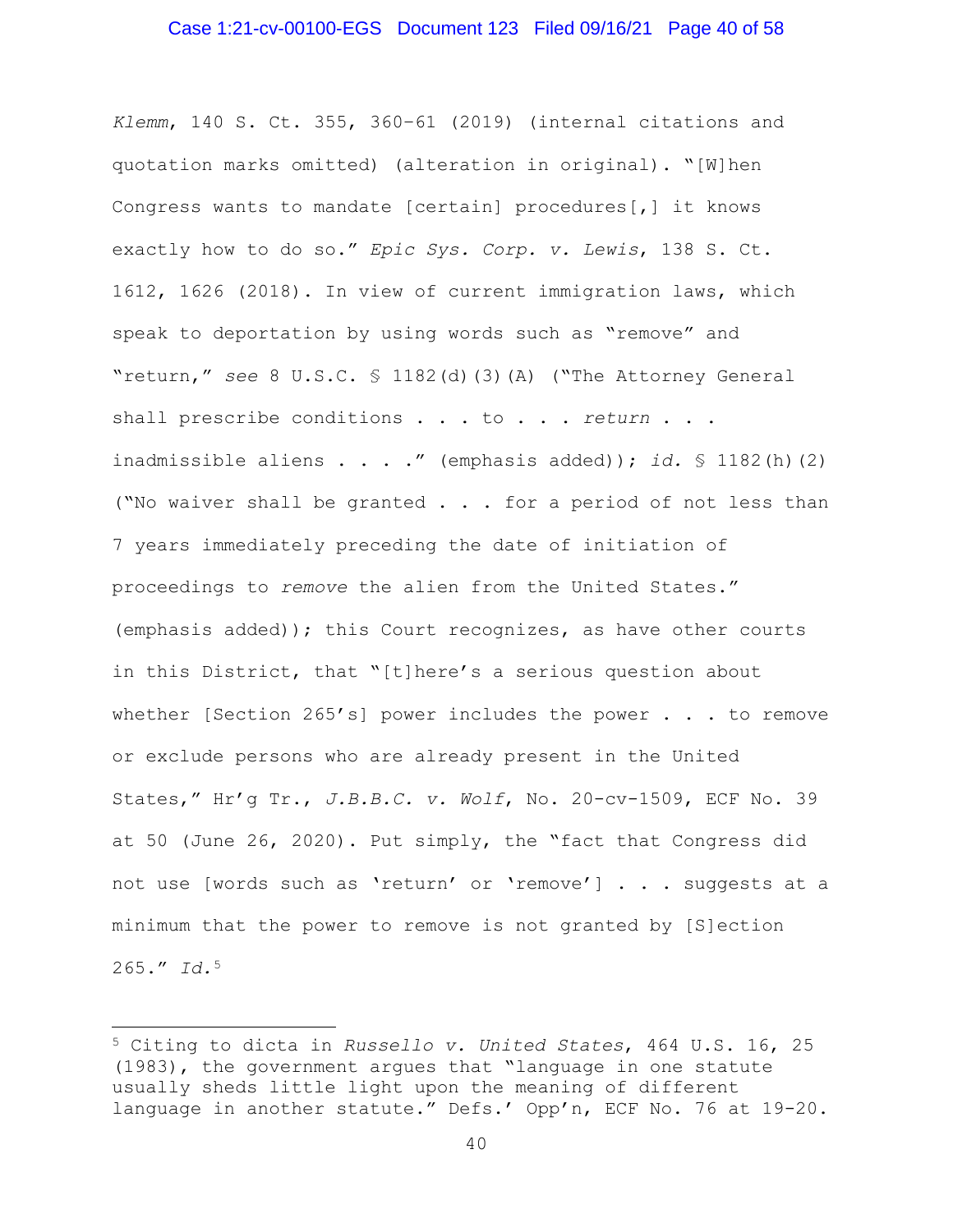*Klemm*, 140 S. Ct. 355, 360–61 (2019) (internal citations and quotation marks omitted) (alteration in original). "[W]hen Congress wants to mandate [certain] procedures[,] it knows exactly how to do so." *Epic Sys. Corp. v. Lewis*, 138 S. Ct. 1612, 1626 (2018). In view of current immigration laws, which speak to deportation by using words such as "remove" and "return," *see* 8 U.S.C. § 1182(d)(3)(A) ("The Attorney General shall prescribe conditions . . . to . . . *return* . . . inadmissible aliens . . . ." (emphasis added)); *id.* § 1182(h)(2) ("No waiver shall be granted . . . for a period of not less than 7 years immediately preceding the date of initiation of proceedings to *remove* the alien from the United States." (emphasis added)); this Court recognizes, as have other courts in this District, that "[t]here's a serious question about whether [Section 265's] power includes the power . . . to remove or exclude persons who are already present in the United States," Hr'g Tr., *J.B.B.C. v. Wolf*, No. 20-cv-1509, ECF No. 39 at 50 (June 26, 2020). Put simply, the "fact that Congress did not use [words such as 'return' or 'remove'] . . . suggests at a minimum that the power to remove is not granted by [S]ection 265." *Id.*[5]

---

[5] Citing to dicta in *Russello v. United States*, 464 U.S. 16, 25 (1983), the government argues that "language in one statute usually sheds little light upon the meaning of different language in another statute." Defs.' Opp'n, ECF No. 76 at 19-20.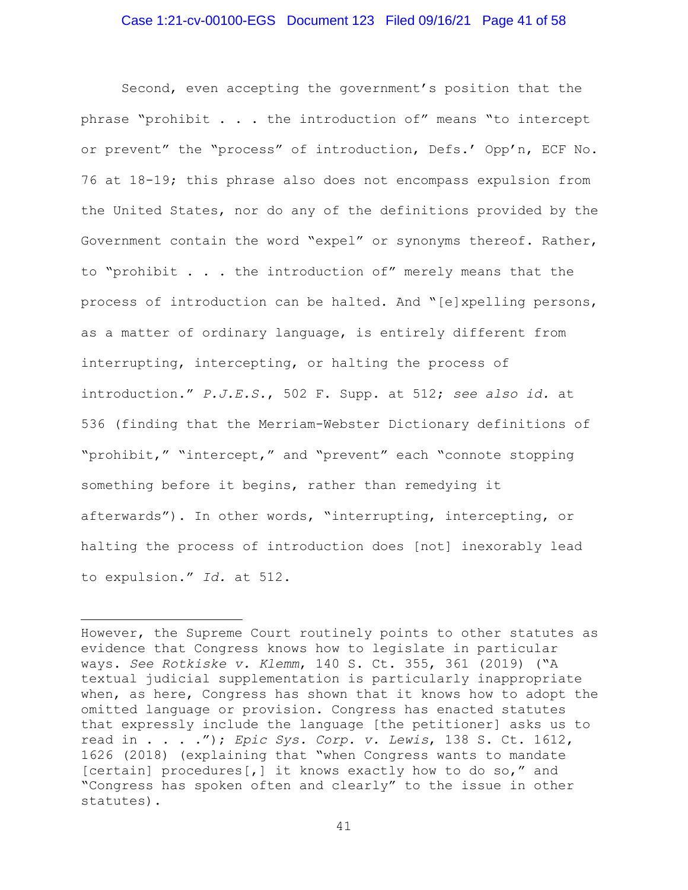Second, even accepting the government's position that the phrase "prohibit . . . the introduction of" means "to intercept or prevent" the "process" of introduction, Defs.' Opp'n, ECF No. 76 at 18-19; this phrase also does not encompass expulsion from the United States, nor do any of the definitions provided by the Government contain the word "expel" or synonyms thereof. Rather, to "prohibit . . . the introduction of" merely means that the process of introduction can be halted. And "[e]xpelling persons, as a matter of ordinary language, is entirely different from interrupting, intercepting, or halting the process of introduction." *P.J.E.S.*, 502 F. Supp. at 512; *see also id.* at 536 (finding that the Merriam-Webster Dictionary definitions of "prohibit," "intercept," and "prevent" each "connote stopping something before it begins, rather than remedying it afterwards"). In other words, "interrupting, intercepting, or halting the process of introduction does [not] inexorably lead to expulsion." *Id.* at 512.

---

However, the Supreme Court routinely points to other statutes as evidence that Congress knows how to legislate in particular ways. *See Rotkiske v. Klemm*, 140 S. Ct. 355, 361 (2019) ("A textual judicial supplementation is particularly inappropriate when, as here, Congress has shown that it knows how to adopt the omitted language or provision. Congress has enacted statutes that expressly include the language [the petitioner] asks us to read in . . . ."); *Epic Sys. Corp. v. Lewis*, 138 S. Ct. 1612, 1626 (2018) (explaining that "when Congress wants to mandate [certain] procedures[,] it knows exactly how to do so," and "Congress has spoken often and clearly" to the issue in other statutes).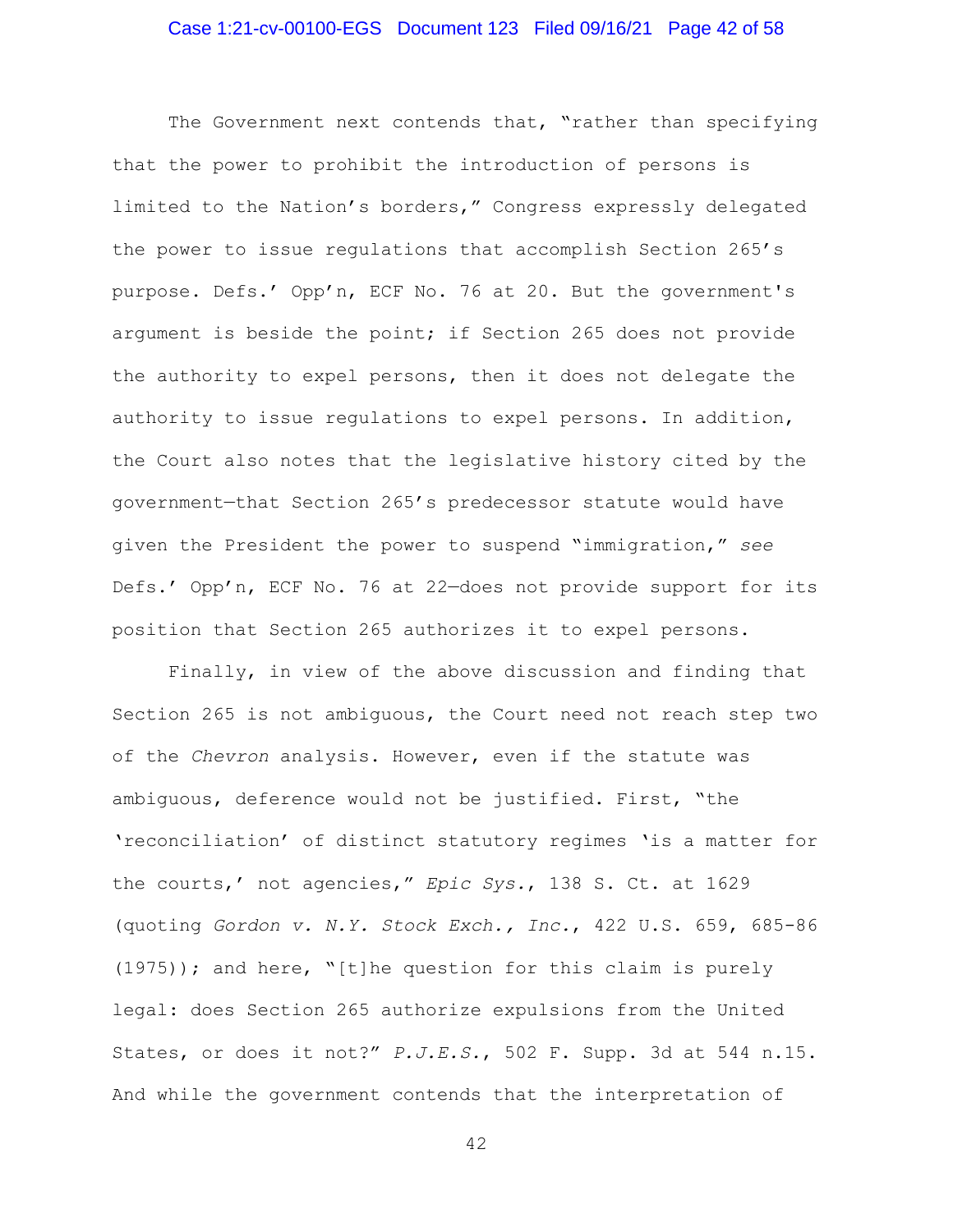The Government next contends that, "rather than specifying that the power to prohibit the introduction of persons is limited to the Nation's borders," Congress expressly delegated the power to issue regulations that accomplish Section 265's purpose. Defs.' Opp'n, ECF No. 76 at 20. But the government's argument is beside the point; if Section 265 does not provide the authority to expel persons, then it does not delegate the authority to issue regulations to expel persons. In addition, the Court also notes that the legislative history cited by the government—that Section 265's predecessor statute would have given the President the power to suspend "immigration," *see* Defs.' Opp'n, ECF No. 76 at 22—does not provide support for its position that Section 265 authorizes it to expel persons.

Finally, in view of the above discussion and finding that Section 265 is not ambiguous, the Court need not reach step two of the *Chevron* analysis. However, even if the statute was ambiguous, deference would not be justified. First, "the 'reconciliation' of distinct statutory regimes 'is a matter for the courts,' not agencies," *Epic Sys.*, 138 S. Ct. at 1629 (quoting *Gordon v. N.Y. Stock Exch., Inc.*, 422 U.S. 659, 685-86 (1975)); and here, "[t]he question for this claim is purely legal: does Section 265 authorize expulsions from the United States, or does it not?" *P.J.E.S.*, 502 F. Supp. 3d at 544 n.15. And while the government contends that the interpretation of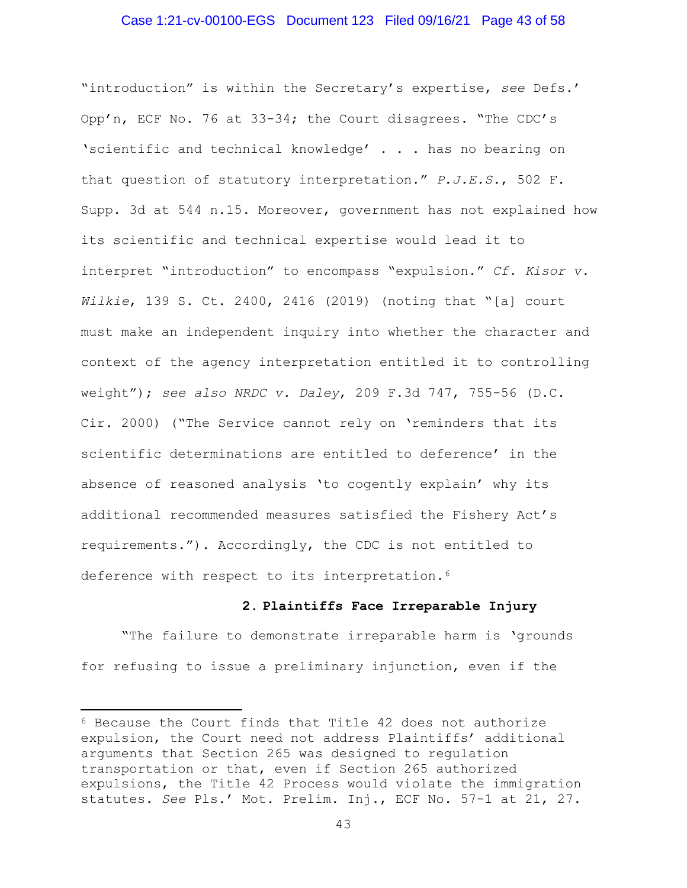"introduction" is within the Secretary's expertise, *see* Defs.' Opp'n, ECF No. 76 at 33-34; the Court disagrees. "The CDC's 'scientific and technical knowledge' . . . has no bearing on that question of statutory interpretation." *P.J.E.S.*, 502 F. Supp. 3d at 544 n.15. Moreover, government has not explained how its scientific and technical expertise would lead it to interpret "introduction" to encompass "expulsion." *Cf. Kisor v. Wilkie*, 139 S. Ct. 2400, 2416 (2019) (noting that "[a] court must make an independent inquiry into whether the character and context of the agency interpretation entitled it to controlling weight"); *see also NRDC v. Daley*, 209 F.3d 747, 755-56 (D.C. Cir. 2000) ("The Service cannot rely on 'reminders that its scientific determinations are entitled to deference' in the absence of reasoned analysis 'to cogently explain' why its additional recommended measures satisfied the Fishery Act's requirements."). Accordingly, the CDC is not entitled to deference with respect to its interpretation.[6]

**2. Plaintiffs Face Irreparable Injury**

"The failure to demonstrate irreparable harm is 'grounds for refusing to issue a preliminary injunction, even if the

---

[6] Because the Court finds that Title 42 does not authorize expulsion, the Court need not address Plaintiffs' additional arguments that Section 265 was designed to regulation transportation or that, even if Section 265 authorized expulsions, the Title 42 Process would violate the immigration statutes. *See* Pls.' Mot. Prelim. Inj., ECF No. 57-1 at 21, 27.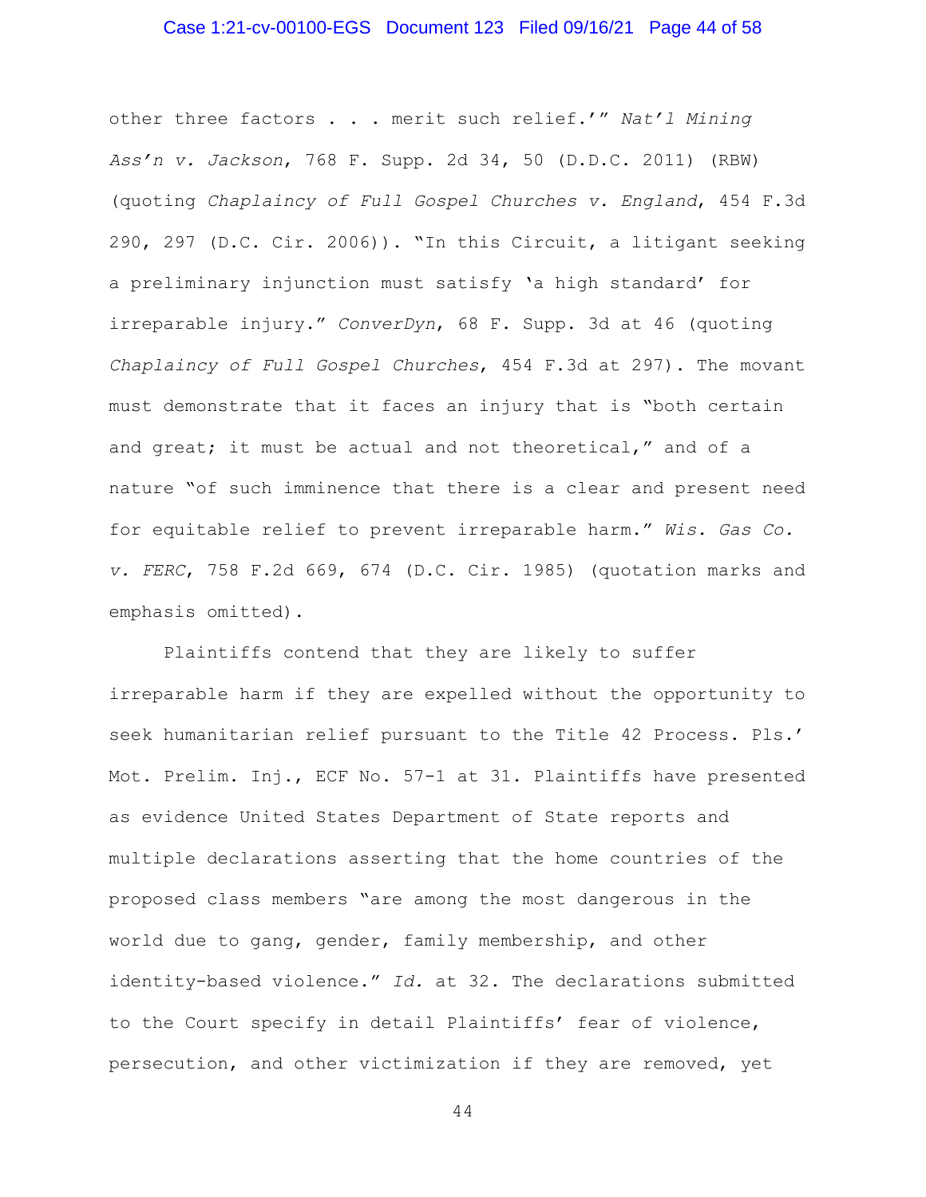other three factors . . . merit such relief.'" *Nat'l Mining Ass'n v. Jackson*, 768 F. Supp. 2d 34, 50 (D.D.C. 2011) (RBW) (quoting *Chaplaincy of Full Gospel Churches v. England*, 454 F.3d 290, 297 (D.C. Cir. 2006)). "In this Circuit, a litigant seeking a preliminary injunction must satisfy 'a high standard' for irreparable injury." *ConverDyn*, 68 F. Supp. 3d at 46 (quoting *Chaplaincy of Full Gospel Churches*, 454 F.3d at 297). The movant must demonstrate that it faces an injury that is "both certain and great; it must be actual and not theoretical," and of a nature "of such imminence that there is a clear and present need for equitable relief to prevent irreparable harm." *Wis. Gas Co. v. FERC*, 758 F.2d 669, 674 (D.C. Cir. 1985) (quotation marks and emphasis omitted).

Plaintiffs contend that they are likely to suffer irreparable harm if they are expelled without the opportunity to seek humanitarian relief pursuant to the Title 42 Process. Pls.' Mot. Prelim. Inj., ECF No. 57-1 at 31. Plaintiffs have presented as evidence United States Department of State reports and multiple declarations asserting that the home countries of the proposed class members "are among the most dangerous in the world due to gang, gender, family membership, and other identity-based violence." *Id.* at 32. The declarations submitted to the Court specify in detail Plaintiffs' fear of violence, persecution, and other victimization if they are removed, yet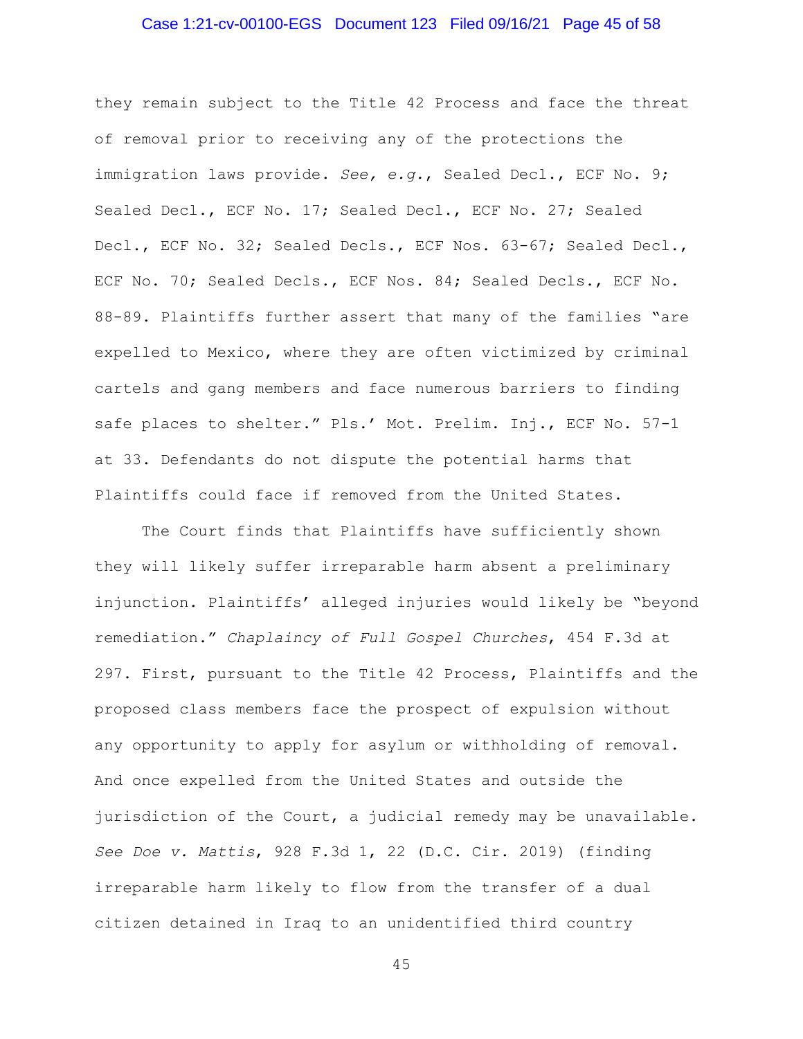they remain subject to the Title 42 Process and face the threat of removal prior to receiving any of the protections the immigration laws provide. *See, e.g.*, Sealed Decl., ECF No. 9; Sealed Decl., ECF No. 17; Sealed Decl., ECF No. 27; Sealed Decl., ECF No. 32; Sealed Decls., ECF Nos. 63-67; Sealed Decl., ECF No. 70; Sealed Decls., ECF Nos. 84; Sealed Decls., ECF No. 88-89. Plaintiffs further assert that many of the families "are expelled to Mexico, where they are often victimized by criminal cartels and gang members and face numerous barriers to finding safe places to shelter." Pls.' Mot. Prelim. Inj., ECF No. 57-1 at 33. Defendants do not dispute the potential harms that Plaintiffs could face if removed from the United States.

The Court finds that Plaintiffs have sufficiently shown they will likely suffer irreparable harm absent a preliminary injunction. Plaintiffs' alleged injuries would likely be "beyond remediation." *Chaplaincy of Full Gospel Churches*, 454 F.3d at 297. First, pursuant to the Title 42 Process, Plaintiffs and the proposed class members face the prospect of expulsion without any opportunity to apply for asylum or withholding of removal. And once expelled from the United States and outside the jurisdiction of the Court, a judicial remedy may be unavailable. *See Doe v. Mattis*, 928 F.3d 1, 22 (D.C. Cir. 2019) (finding irreparable harm likely to flow from the transfer of a dual citizen detained in Iraq to an unidentified third country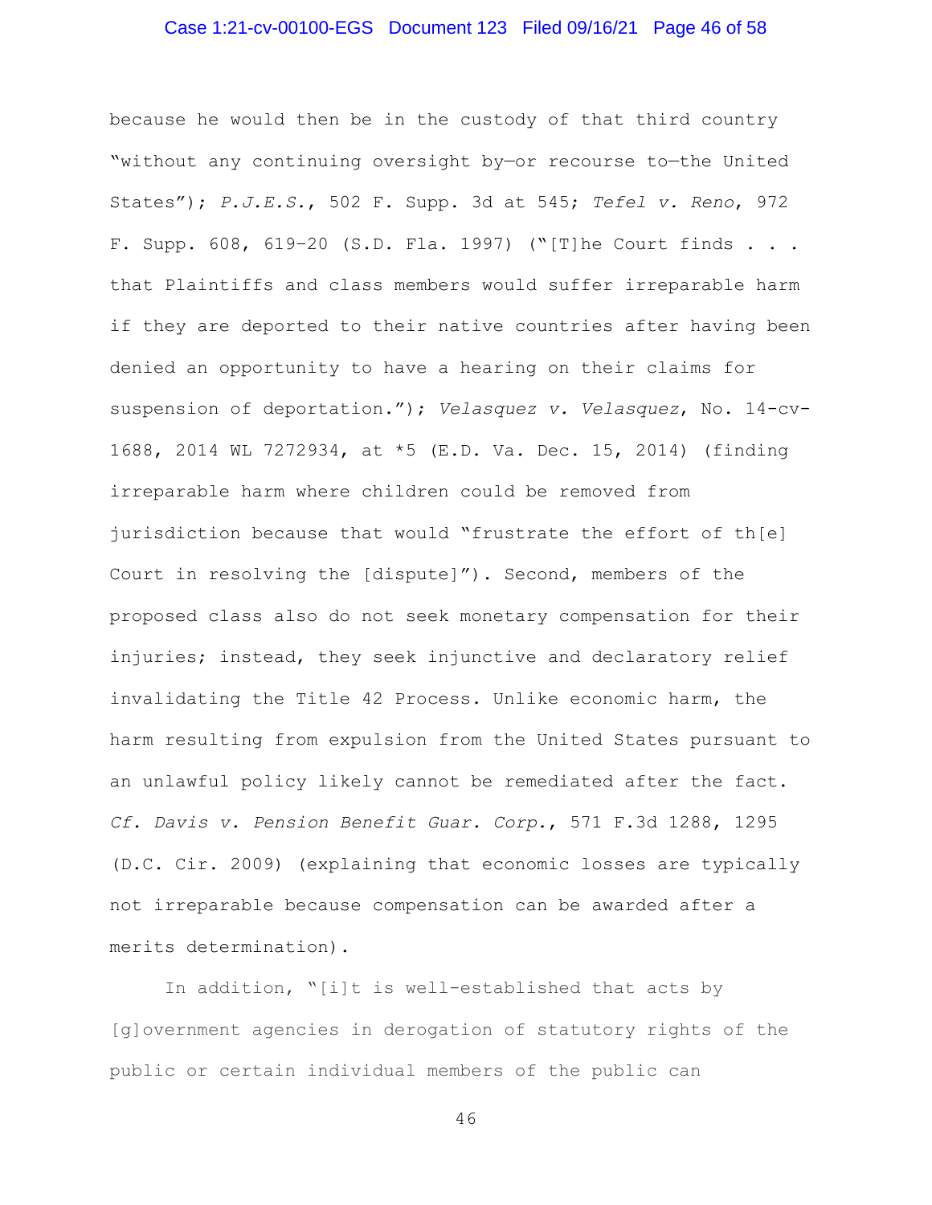because he would then be in the custody of that third country "without any continuing oversight by—or recourse to—the United States"); *P.J.E.S.*, 502 F. Supp. 3d at 545; *Tefel v. Reno*, 972 F. Supp. 608, 619–20 (S.D. Fla. 1997) ("[T]he Court finds . . . that Plaintiffs and class members would suffer irreparable harm if they are deported to their native countries after having been denied an opportunity to have a hearing on their claims for suspension of deportation."); *Velasquez v. Velasquez*, No. 14-cv-1688, 2014 WL 7272934, at *5 (E.D. Va. Dec. 15, 2014) (finding irreparable harm where children could be removed from jurisdiction because that would "frustrate the effort of th[e] Court in resolving the [dispute]"). Second, members of the proposed class also do not seek monetary compensation for their injuries; instead, they seek injunctive and declaratory relief invalidating the Title 42 Process. Unlike economic harm, the harm resulting from expulsion from the United States pursuant to an unlawful policy likely cannot be remediated after the fact. *Cf. Davis v. Pension Benefit Guar. Corp.*, 571 F.3d 1288, 1295 (D.C. Cir. 2009) (explaining that economic losses are typically not irreparable because compensation can be awarded after a merits determination).

In addition, "[i]t is well-established that acts by [g]overnment agencies in derogation of statutory rights of the public or certain individual members of the public can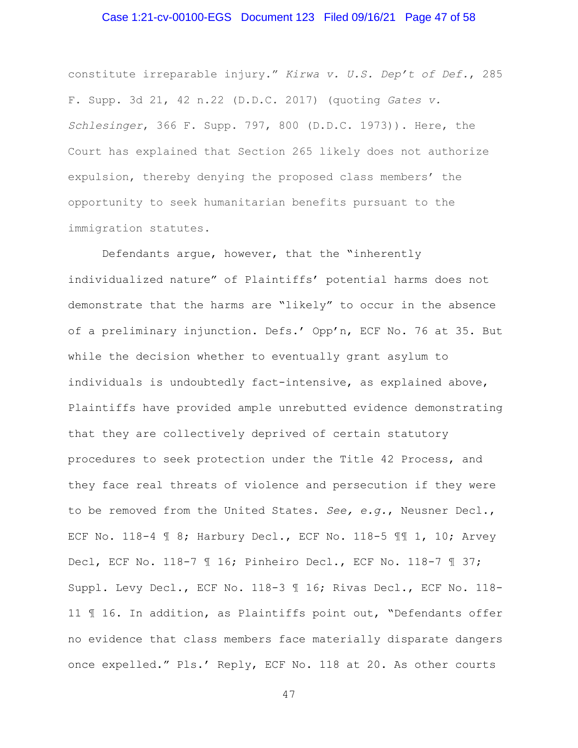constitute irreparable injury." *Kirwa v. U.S. Dep't of Def.*, 285 F. Supp. 3d 21, 42 n.22 (D.D.C. 2017) (quoting *Gates v. Schlesinger*, 366 F. Supp. 797, 800 (D.D.C. 1973)). Here, the Court has explained that Section 265 likely does not authorize expulsion, thereby denying the proposed class members' the opportunity to seek humanitarian benefits pursuant to the immigration statutes.

Defendants argue, however, that the "inherently individualized nature" of Plaintiffs' potential harms does not demonstrate that the harms are "likely" to occur in the absence of a preliminary injunction. Defs.' Opp'n, ECF No. 76 at 35. But while the decision whether to eventually grant asylum to individuals is undoubtedly fact-intensive, as explained above, Plaintiffs have provided ample unrebutted evidence demonstrating that they are collectively deprived of certain statutory procedures to seek protection under the Title 42 Process, and they face real threats of violence and persecution if they were to be removed from the United States. *See, e.g.*, Neusner Decl., ECF No. 118-4 ¶ 8; Harbury Decl., ECF No. 118-5 ¶¶ 1, 10; Arvey Decl, ECF No. 118-7 ¶ 16; Pinheiro Decl., ECF No. 118-7 ¶ 37; Suppl. Levy Decl., ECF No. 118-3 ¶ 16; Rivas Decl., ECF No. 118-11 ¶ 16. In addition, as Plaintiffs point out, "Defendants offer no evidence that class members face materially disparate dangers once expelled." Pls.' Reply, ECF No. 118 at 20. As other courts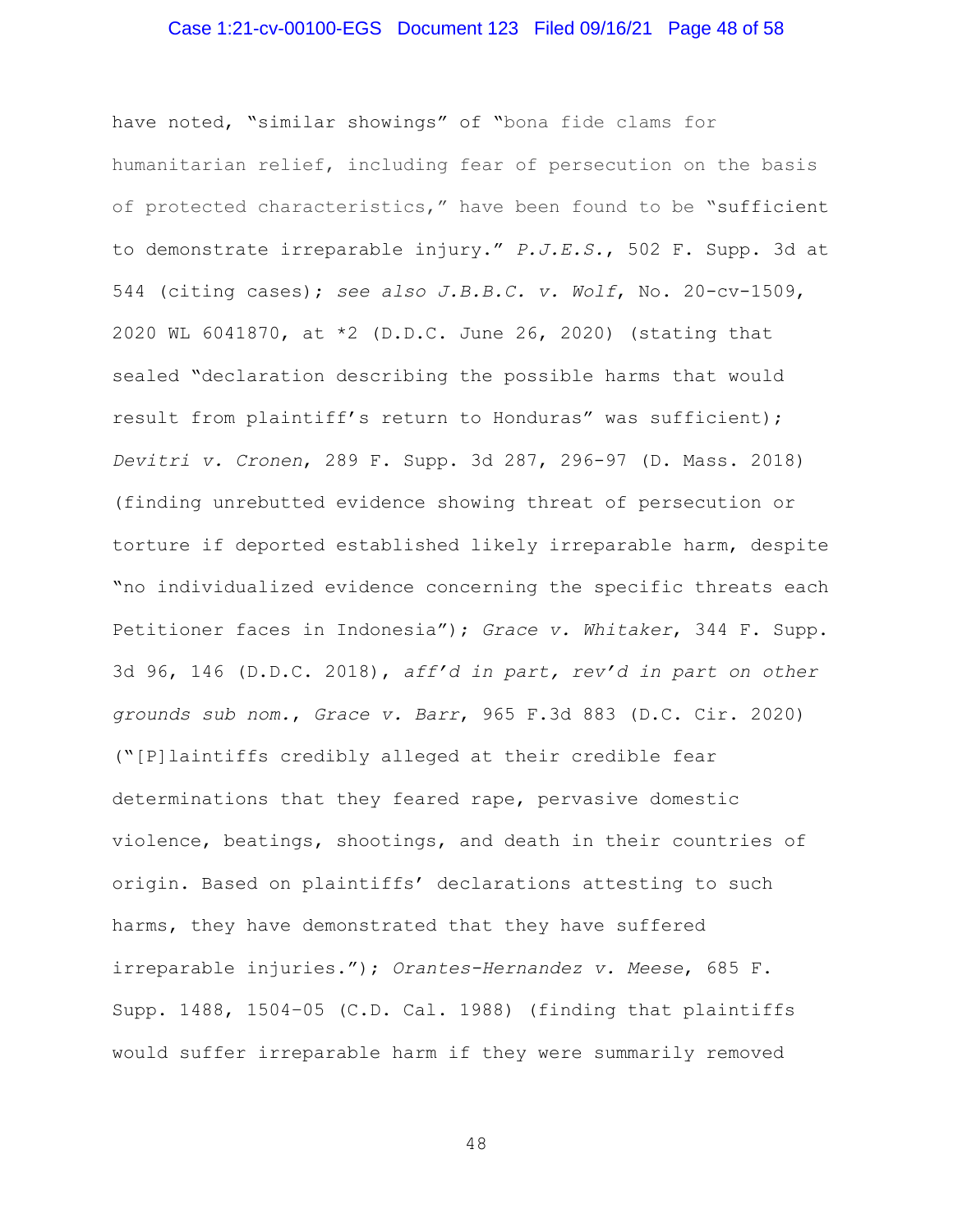have noted, "similar showings" of "bona fide clams for humanitarian relief, including fear of persecution on the basis of protected characteristics," have been found to be "sufficient to demonstrate irreparable injury." *P.J.E.S.*, 502 F. Supp. 3d at 544 (citing cases); *see also J.B.B.C. v. Wolf*, No. 20-cv-1509, 2020 WL 6041870, at *2 (D.D.C. June 26, 2020) (stating that sealed "declaration describing the possible harms that would result from plaintiff's return to Honduras" was sufficient); *Devitri v. Cronen*, 289 F. Supp. 3d 287, 296-97 (D. Mass. 2018) (finding unrebutted evidence showing threat of persecution or torture if deported established likely irreparable harm, despite "no individualized evidence concerning the specific threats each Petitioner faces in Indonesia"); *Grace v. Whitaker*, 344 F. Supp. 3d 96, 146 (D.D.C. 2018), *aff'd in part, rev'd in part on other grounds sub nom.*, *Grace v. Barr*, 965 F.3d 883 (D.C. Cir. 2020) ("[P]laintiffs credibly alleged at their credible fear determinations that they feared rape, pervasive domestic violence, beatings, shootings, and death in their countries of origin. Based on plaintiffs' declarations attesting to such harms, they have demonstrated that they have suffered irreparable injuries."); *Orantes-Hernandez v. Meese*, 685 F. Supp. 1488, 1504–05 (C.D. Cal. 1988) (finding that plaintiffs would suffer irreparable harm if they were summarily removed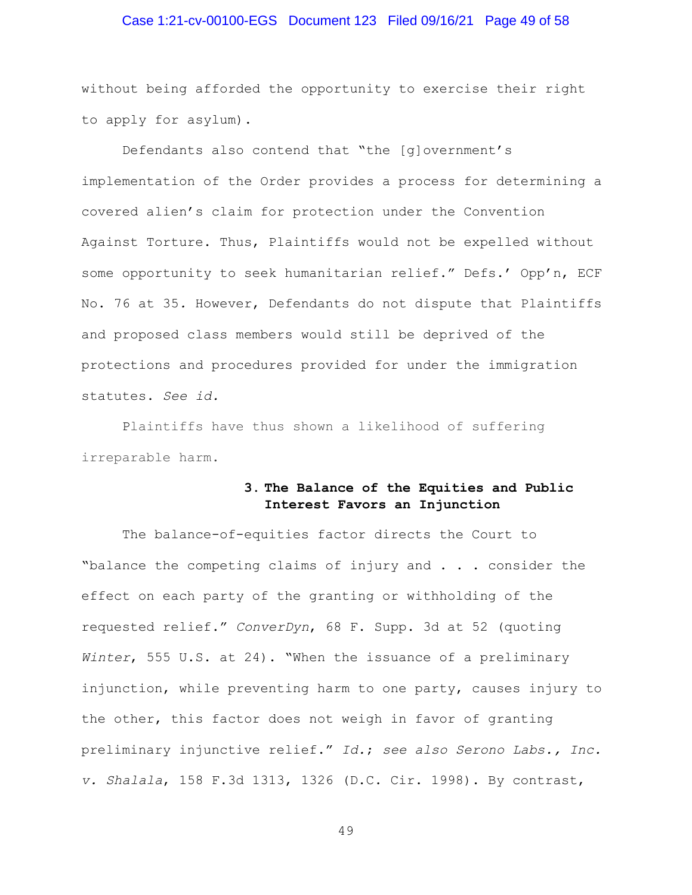without being afforded the opportunity to exercise their right to apply for asylum).

Defendants also contend that "the [g]overnment's implementation of the Order provides a process for determining a covered alien's claim for protection under the Convention Against Torture. Thus, Plaintiffs would not be expelled without some opportunity to seek humanitarian relief." Defs.' Opp'n, ECF No. 76 at 35. However, Defendants do not dispute that Plaintiffs and proposed class members would still be deprived of the protections and procedures provided for under the immigration statutes. *See id.*

Plaintiffs have thus shown a likelihood of suffering irreparable harm.

### 3. The Balance of the Equities and Public Interest Favors an Injunction

The balance-of-equities factor directs the Court to "balance the competing claims of injury and . . . consider the effect on each party of the granting or withholding of the requested relief." *ConverDyn*, 68 F. Supp. 3d at 52 (quoting *Winter*, 555 U.S. at 24). "When the issuance of a preliminary injunction, while preventing harm to one party, causes injury to the other, this factor does not weigh in favor of granting preliminary injunctive relief." *Id.*; *see also Serono Labs., Inc. v. Shalala*, 158 F.3d 1313, 1326 (D.C. Cir. 1998). By contrast,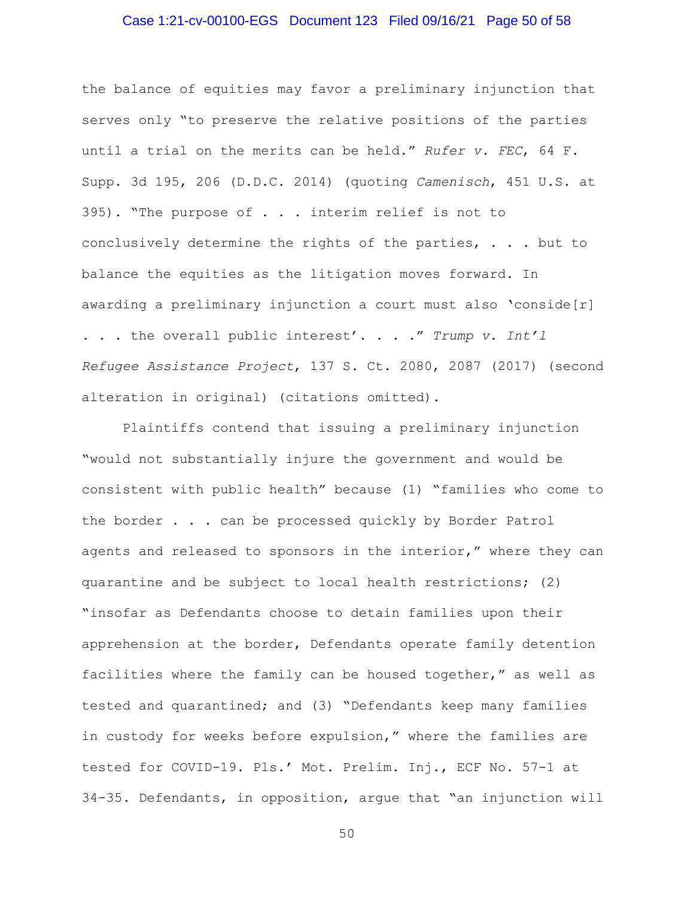the balance of equities may favor a preliminary injunction that serves only "to preserve the relative positions of the parties until a trial on the merits can be held." *Rufer v. FEC*, 64 F. Supp. 3d 195, 206 (D.D.C. 2014) (quoting *Camenisch*, 451 U.S. at 395). "The purpose of . . . interim relief is not to conclusively determine the rights of the parties, . . . but to balance the equities as the litigation moves forward. In awarding a preliminary injunction a court must also 'conside[r] . . . the overall public interest'. . . ." *Trump v. Int'l Refugee Assistance Project*, 137 S. Ct. 2080, 2087 (2017) (second alteration in original) (citations omitted).

Plaintiffs contend that issuing a preliminary injunction "would not substantially injure the government and would be consistent with public health" because (1) "families who come to the border . . . can be processed quickly by Border Patrol agents and released to sponsors in the interior," where they can quarantine and be subject to local health restrictions; (2) "insofar as Defendants choose to detain families upon their apprehension at the border, Defendants operate family detention facilities where the family can be housed together," as well as tested and quarantined; and (3) "Defendants keep many families in custody for weeks before expulsion," where the families are tested for COVID-19. Pls.' Mot. Prelim. Inj., ECF No. 57-1 at 34-35. Defendants, in opposition, argue that "an injunction will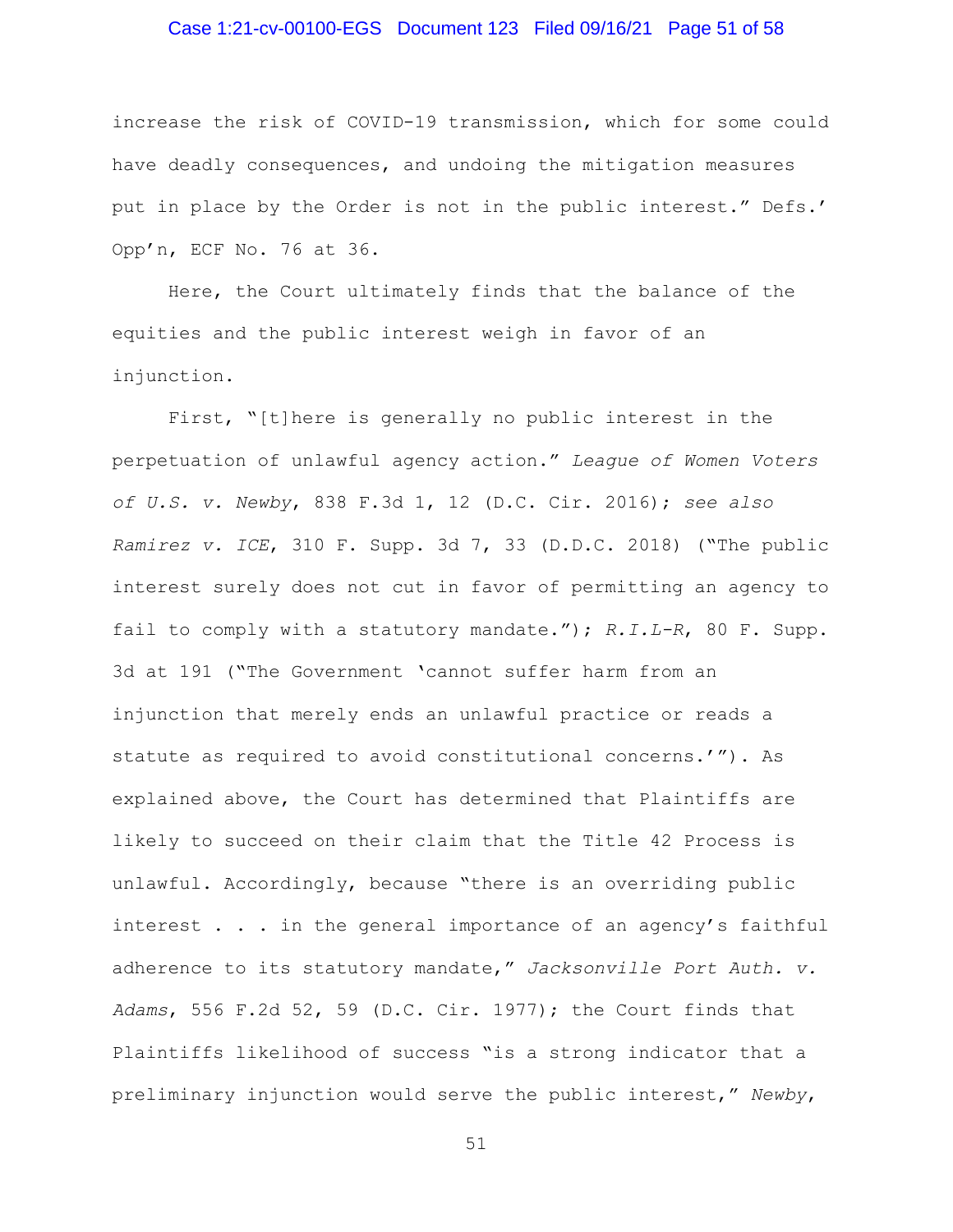increase the risk of COVID-19 transmission, which for some could have deadly consequences, and undoing the mitigation measures put in place by the Order is not in the public interest." Defs.' Opp'n, ECF No. 76 at 36.

Here, the Court ultimately finds that the balance of the equities and the public interest weigh in favor of an injunction.

First, "[t]here is generally no public interest in the perpetuation of unlawful agency action." *League of Women Voters of U.S. v. Newby*, 838 F.3d 1, 12 (D.C. Cir. 2016); *see also Ramirez v. ICE*, 310 F. Supp. 3d 7, 33 (D.D.C. 2018) ("The public interest surely does not cut in favor of permitting an agency to fail to comply with a statutory mandate."); *R.I.L-R*, 80 F. Supp. 3d at 191 ("The Government 'cannot suffer harm from an injunction that merely ends an unlawful practice or reads a statute as required to avoid constitutional concerns.'"). As explained above, the Court has determined that Plaintiffs are likely to succeed on their claim that the Title 42 Process is unlawful. Accordingly, because "there is an overriding public interest . . . in the general importance of an agency's faithful adherence to its statutory mandate," *Jacksonville Port Auth. v. Adams*, 556 F.2d 52, 59 (D.C. Cir. 1977); the Court finds that Plaintiffs likelihood of success "is a strong indicator that a preliminary injunction would serve the public interest," *Newby*,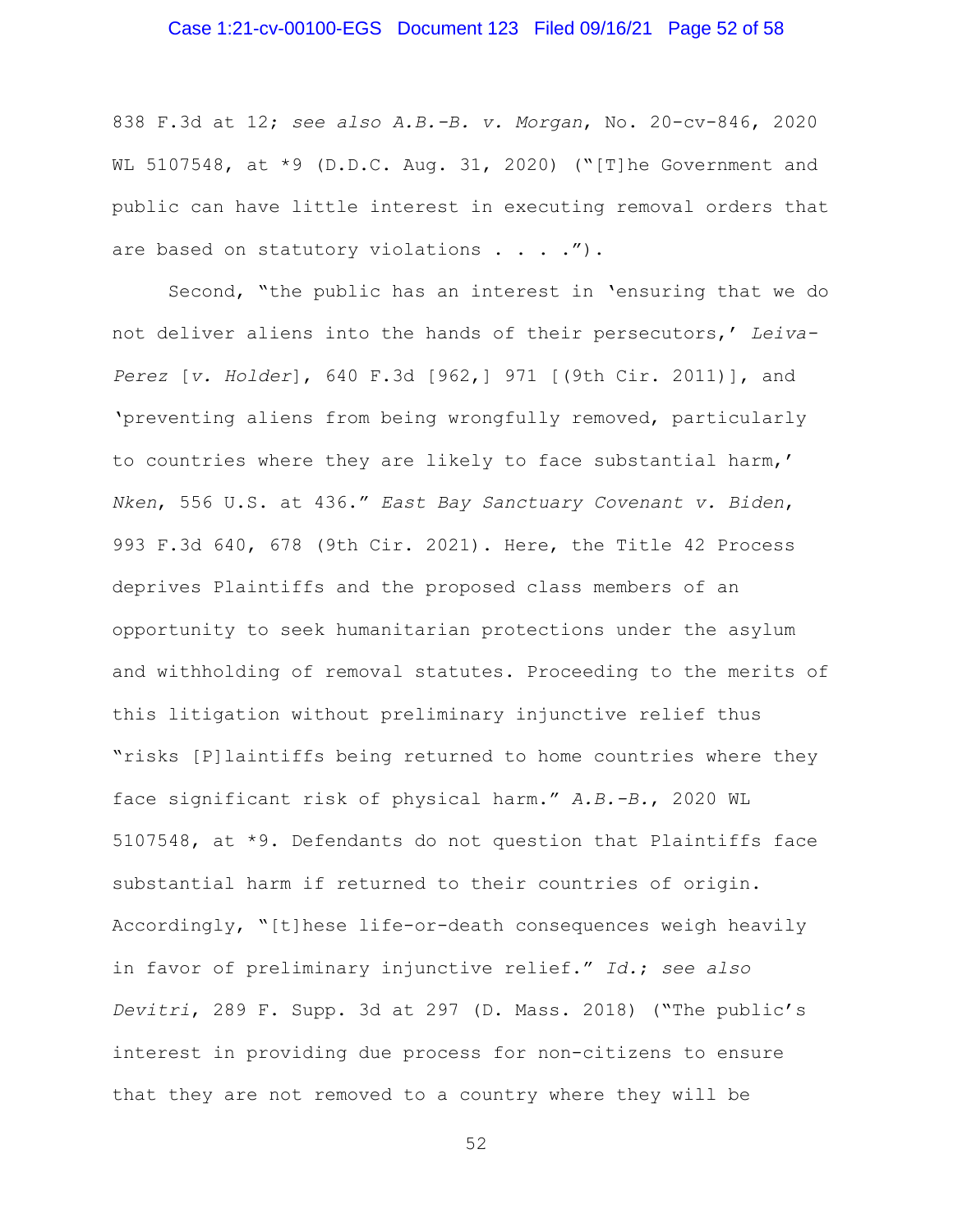838 F.3d at 12; *see also A.B.-B. v. Morgan*, No. 20-cv-846, 2020 WL 5107548, at *9 (D.D.C. Aug. 31, 2020) ("[T]he Government and public can have little interest in executing removal orders that are based on statutory violations . . . .").

Second, "the public has an interest in 'ensuring that we do not deliver aliens into the hands of their persecutors,' *Leiva-Perez* [*v. Holder*], 640 F.3d [962,] 971 [(9th Cir. 2011)], and 'preventing aliens from being wrongfully removed, particularly to countries where they are likely to face substantial harm,' *Nken*, 556 U.S. at 436." *East Bay Sanctuary Covenant v. Biden*, 993 F.3d 640, 678 (9th Cir. 2021). Here, the Title 42 Process deprives Plaintiffs and the proposed class members of an opportunity to seek humanitarian protections under the asylum and withholding of removal statutes. Proceeding to the merits of this litigation without preliminary injunctive relief thus "risks [P]laintiffs being returned to home countries where they face significant risk of physical harm." *A.B.-B.*, 2020 WL 5107548, at *9. Defendants do not question that Plaintiffs face substantial harm if returned to their countries of origin. Accordingly, "[t]hese life-or-death consequences weigh heavily in favor of preliminary injunctive relief." *Id.*; *see also Devitri*, 289 F. Supp. 3d at 297 (D. Mass. 2018) ("The public's interest in providing due process for non-citizens to ensure that they are not removed to a country where they will be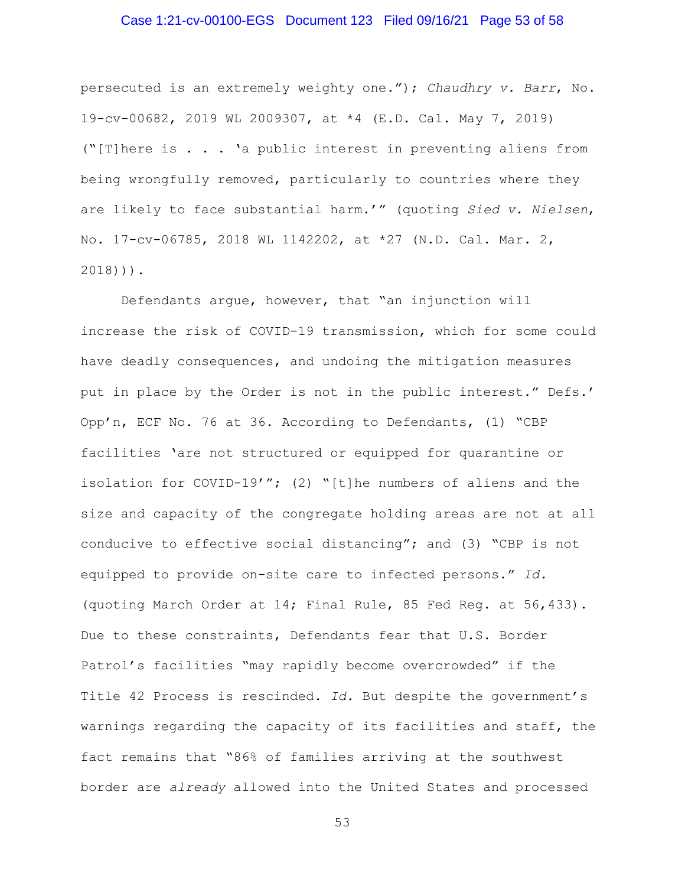persecuted is an extremely weighty one."); *Chaudhry v. Barr*, No. 19-cv-00682, 2019 WL 2009307, at *4 (E.D. Cal. May 7, 2019) ("[T]here is . . . 'a public interest in preventing aliens from being wrongfully removed, particularly to countries where they are likely to face substantial harm.'" (quoting *Sied v. Nielsen*, No. 17-cv-06785, 2018 WL 1142202, at *27 (N.D. Cal. Mar. 2, 2018))).

Defendants argue, however, that "an injunction will increase the risk of COVID-19 transmission, which for some could have deadly consequences, and undoing the mitigation measures put in place by the Order is not in the public interest." Defs.' Opp'n, ECF No. 76 at 36. According to Defendants, (1) "CBP facilities 'are not structured or equipped for quarantine or isolation for COVID-19'"; (2) "[t]he numbers of aliens and the size and capacity of the congregate holding areas are not at all conducive to effective social distancing"; and (3) "CBP is not equipped to provide on-site care to infected persons." *Id.* (quoting March Order at 14; Final Rule, 85 Fed Reg. at 56,433). Due to these constraints, Defendants fear that U.S. Border Patrol's facilities "may rapidly become overcrowded" if the Title 42 Process is rescinded. *Id.* But despite the government's warnings regarding the capacity of its facilities and staff, the fact remains that "86% of families arriving at the southwest border are *already* allowed into the United States and processed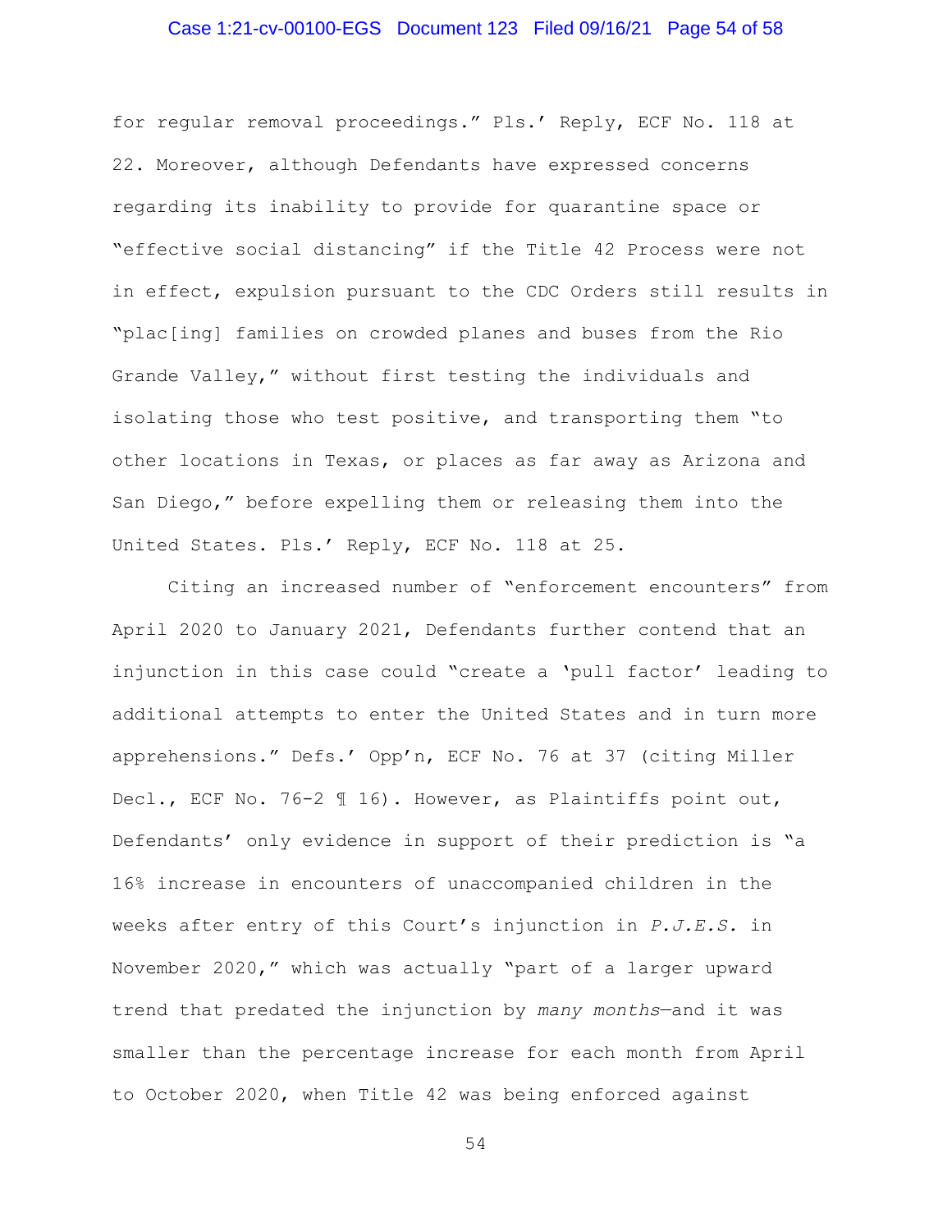for regular removal proceedings." Pls.' Reply, ECF No. 118 at 22. Moreover, although Defendants have expressed concerns regarding its inability to provide for quarantine space or "effective social distancing" if the Title 42 Process were not in effect, expulsion pursuant to the CDC Orders still results in "plac[ing] families on crowded planes and buses from the Rio Grande Valley," without first testing the individuals and isolating those who test positive, and transporting them "to other locations in Texas, or places as far away as Arizona and San Diego," before expelling them or releasing them into the United States. Pls.' Reply, ECF No. 118 at 25.

Citing an increased number of "enforcement encounters" from April 2020 to January 2021, Defendants further contend that an injunction in this case could "create a 'pull factor' leading to additional attempts to enter the United States and in turn more apprehensions." Defs.' Opp'n, ECF No. 76 at 37 (citing Miller Decl., ECF No. 76-2 ¶ 16). However, as Plaintiffs point out, Defendants' only evidence in support of their prediction is "a 16% increase in encounters of unaccompanied children in the weeks after entry of this Court's injunction in *P.J.E.S.* in November 2020," which was actually "part of a larger upward trend that predated the injunction by *many months*—and it was smaller than the percentage increase for each month from April to October 2020, when Title 42 was being enforced against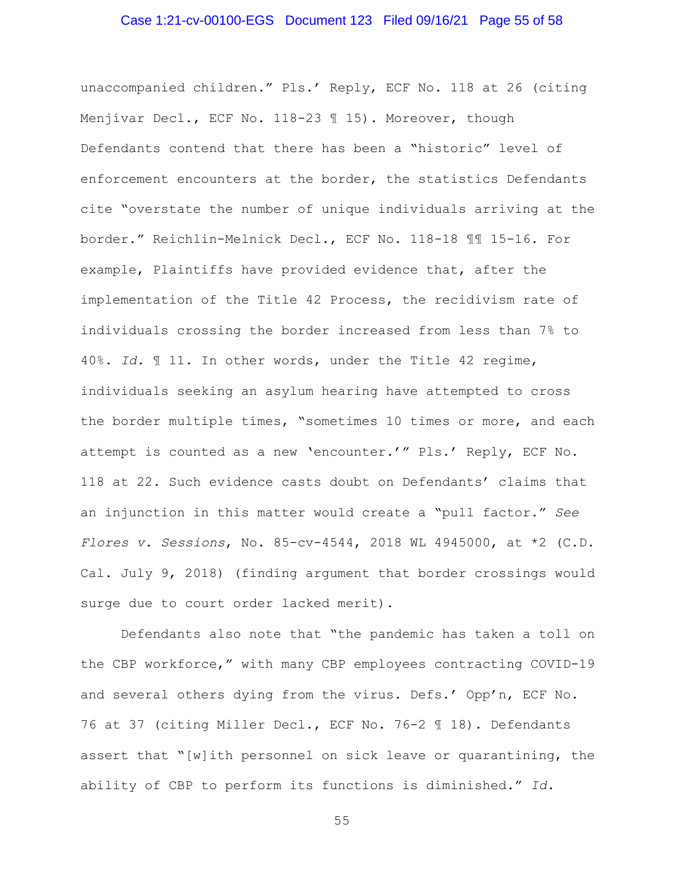unaccompanied children." Pls.' Reply, ECF No. 118 at 26 (citing Menjívar Decl., ECF No. 118-23 ¶ 15). Moreover, though Defendants contend that there has been a "historic" level of enforcement encounters at the border, the statistics Defendants cite "overstate the number of unique individuals arriving at the border." Reichlin-Melnick Decl., ECF No. 118-18 ¶¶ 15-16. For example, Plaintiffs have provided evidence that, after the implementation of the Title 42 Process, the recidivism rate of individuals crossing the border increased from less than 7% to 40%. *Id.* ¶ 11. In other words, under the Title 42 regime, individuals seeking an asylum hearing have attempted to cross the border multiple times, "sometimes 10 times or more, and each attempt is counted as a new 'encounter.'" Pls.' Reply, ECF No. 118 at 22. Such evidence casts doubt on Defendants' claims that an injunction in this matter would create a "pull factor." *See Flores v. Sessions*, No. 85-cv-4544, 2018 WL 4945000, at *2 (C.D. Cal. July 9, 2018) (finding argument that border crossings would surge due to court order lacked merit).

Defendants also note that "the pandemic has taken a toll on the CBP workforce," with many CBP employees contracting COVID-19 and several others dying from the virus. Defs.' Opp'n, ECF No. 76 at 37 (citing Miller Decl., ECF No. 76-2 ¶ 18). Defendants assert that "[w]ith personnel on sick leave or quarantining, the ability of CBP to perform its functions is diminished." *Id.*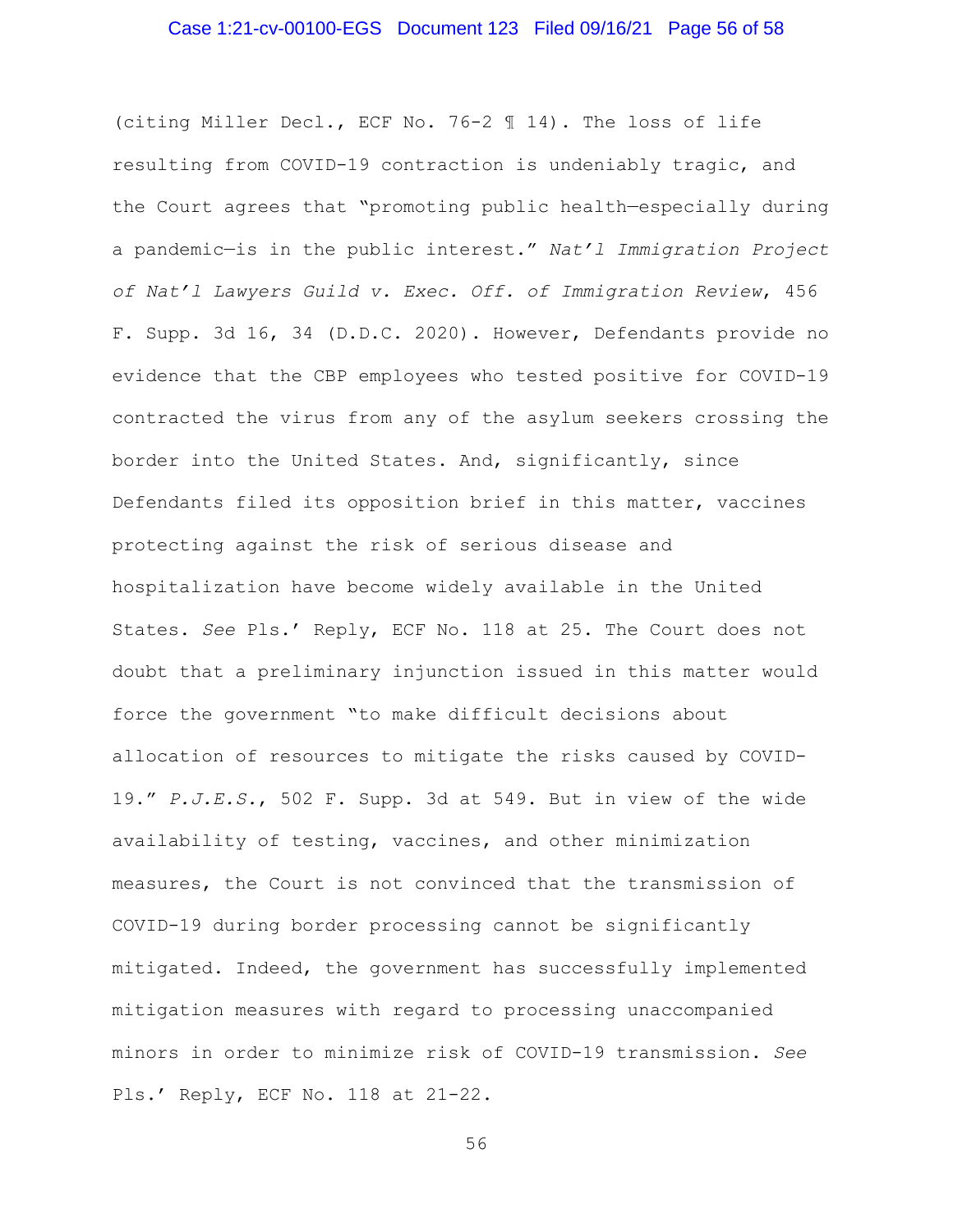(citing Miller Decl., ECF No. 76-2 ¶ 14). The loss of life resulting from COVID-19 contraction is undeniably tragic, and the Court agrees that "promoting public health—especially during a pandemic—is in the public interest." *Nat'l Immigration Project of Nat'l Lawyers Guild v. Exec. Off. of Immigration Review*, 456 F. Supp. 3d 16, 34 (D.D.C. 2020). However, Defendants provide no evidence that the CBP employees who tested positive for COVID-19 contracted the virus from any of the asylum seekers crossing the border into the United States. And, significantly, since Defendants filed its opposition brief in this matter, vaccines protecting against the risk of serious disease and hospitalization have become widely available in the United States. *See* Pls.' Reply, ECF No. 118 at 25. The Court does not doubt that a preliminary injunction issued in this matter would force the government "to make difficult decisions about allocation of resources to mitigate the risks caused by COVID-19." *P.J.E.S.*, 502 F. Supp. 3d at 549. But in view of the wide availability of testing, vaccines, and other minimization measures, the Court is not convinced that the transmission of COVID-19 during border processing cannot be significantly mitigated. Indeed, the government has successfully implemented mitigation measures with regard to processing unaccompanied minors in order to minimize risk of COVID-19 transmission. *See* Pls.' Reply, ECF No. 118 at 21-22.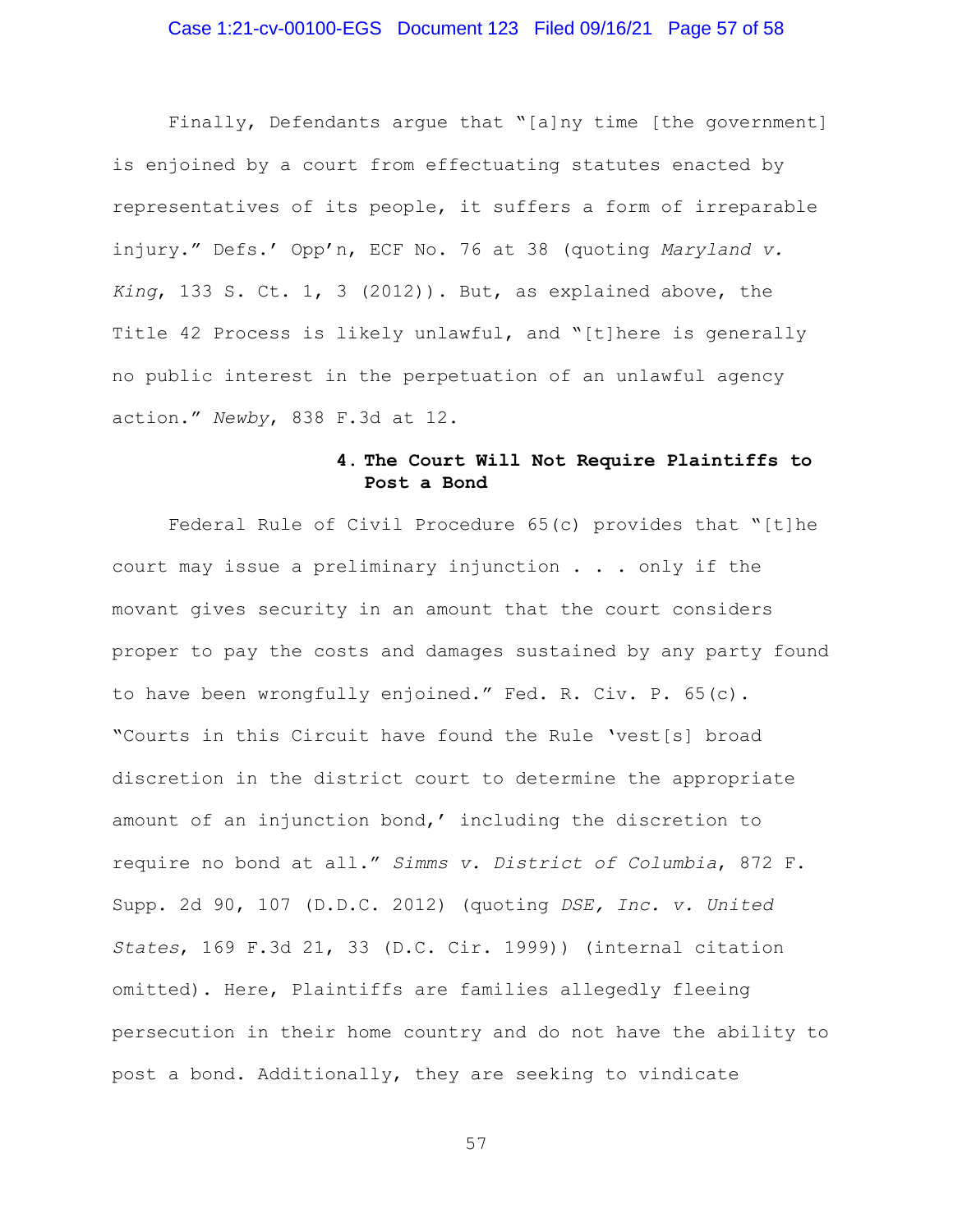Finally, Defendants argue that "[a]ny time [the government] is enjoined by a court from effectuating statutes enacted by representatives of its people, it suffers a form of irreparable injury." Defs.' Opp'n, ECF No. 76 at 38 (quoting *Maryland v. King*, 133 S. Ct. 1, 3 (2012)). But, as explained above, the Title 42 Process is likely unlawful, and "[t]here is generally no public interest in the perpetuation of an unlawful agency action." *Newby*, 838 F.3d at 12.

#### 4. The Court Will Not Require Plaintiffs to Post a Bond

Federal Rule of Civil Procedure 65(c) provides that "[t]he court may issue a preliminary injunction . . . only if the movant gives security in an amount that the court considers proper to pay the costs and damages sustained by any party found to have been wrongfully enjoined." Fed. R. Civ. P. 65(c). "Courts in this Circuit have found the Rule 'vest[s] broad discretion in the district court to determine the appropriate amount of an injunction bond,' including the discretion to require no bond at all." *Simms v. District of Columbia*, 872 F. Supp. 2d 90, 107 (D.D.C. 2012) (quoting *DSE, Inc. v. United States*, 169 F.3d 21, 33 (D.C. Cir. 1999)) (internal citation omitted). Here, Plaintiffs are families allegedly fleeing persecution in their home country and do not have the ability to post a bond. Additionally, they are seeking to vindicate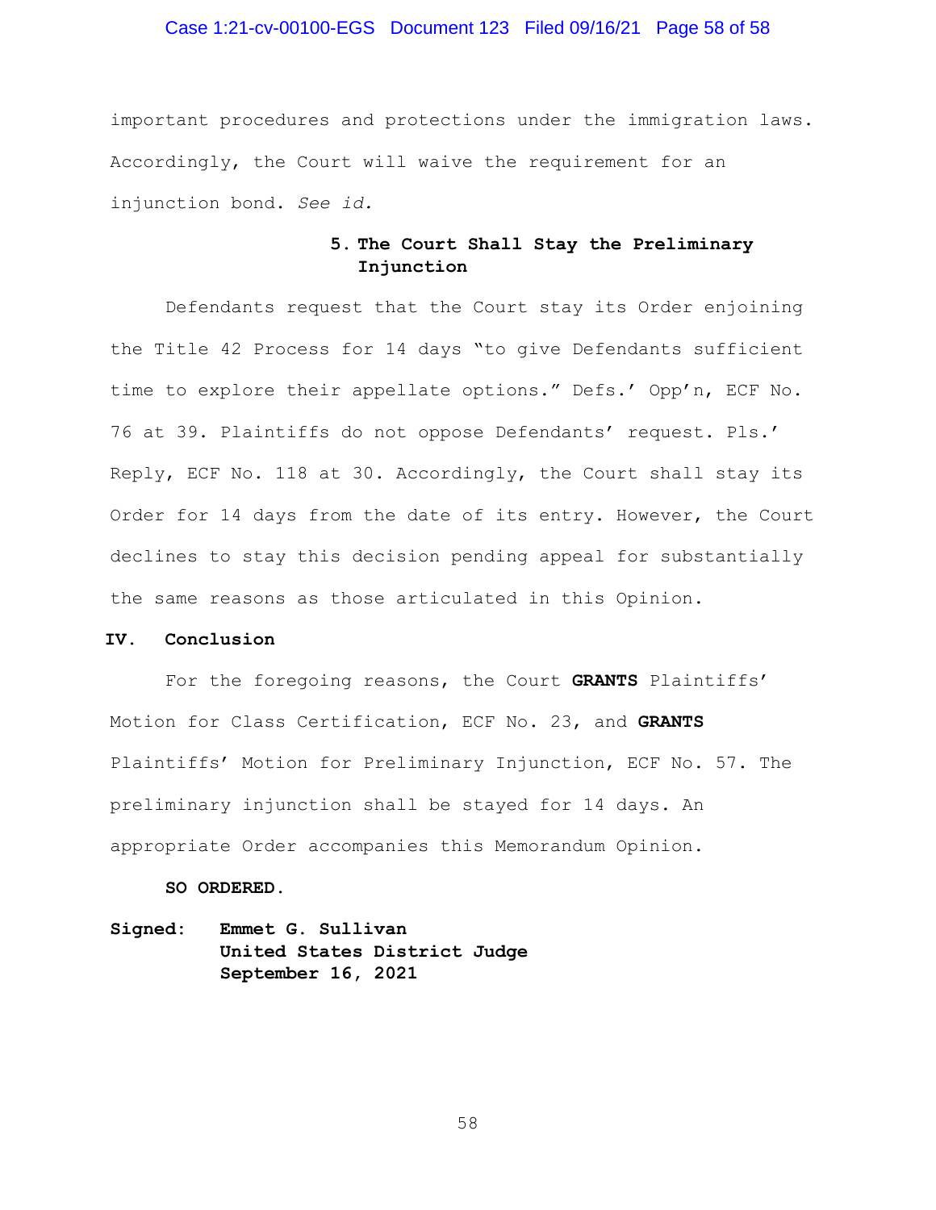important procedures and protections under the immigration laws. Accordingly, the Court will waive the requirement for an injunction bond. *See id.*

### 5. The Court Shall Stay the Preliminary Injunction

Defendants request that the Court stay its Order enjoining the Title 42 Process for 14 days "to give Defendants sufficient time to explore their appellate options." Defs.' Opp'n, ECF No. 76 at 39. Plaintiffs do not oppose Defendants' request. Pls.' Reply, ECF No. 118 at 30. Accordingly, the Court shall stay its Order for 14 days from the date of its entry. However, the Court declines to stay this decision pending appeal for substantially the same reasons as those articulated in this Opinion.

## IV. Conclusion

For the foregoing reasons, the Court **GRANTS** Plaintiffs' Motion for Class Certification, ECF No. 23, and **GRANTS** Plaintiffs' Motion for Preliminary Injunction, ECF No. 57. The preliminary injunction shall be stayed for 14 days. An appropriate Order accompanies this Memorandum Opinion.

**SO ORDERED.**

**Signed: Emmet G. Sullivan**
**United States District Judge**
**September 16, 2021**